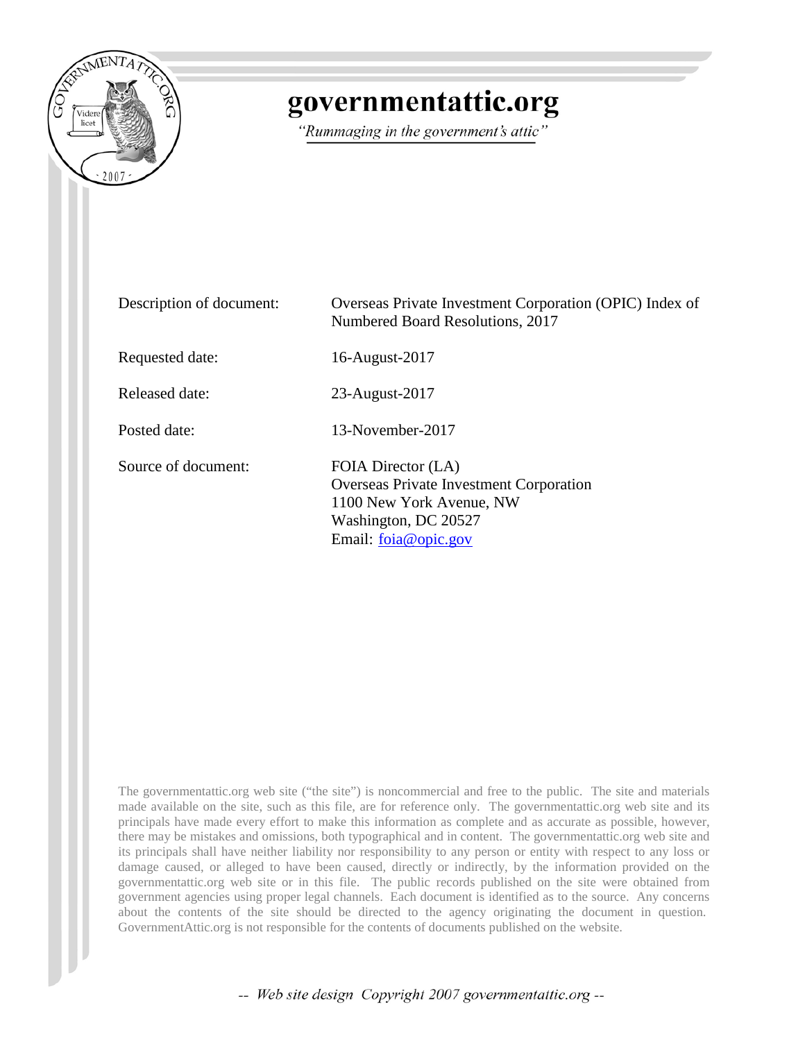# governmentattic.org

*"Rummaging in the government's attic"*

| | |
|---|---|
| Description of document: | Overseas Private Investment Corporation (OPIC) Index of Numbered Board Resolutions, 2017 |
| Requested date: | 16-August-2017 |
| Released date: | 23-August-2017 |
| Posted date: | 13-November-2017 |
| Source of document: | FOIA Director (LA)<br>Overseas Private Investment Corporation<br>1100 New York Avenue, NW<br>Washington, DC 20527<br>Email: foia@opic.gov |

The governmentattic.org web site ("the site") is noncommercial and free to the public. The site and materials made available on the site, such as this file, are for reference only. The governmentattic.org web site and its principals have made every effort to make this information as complete and as accurate as possible, however, there may be mistakes and omissions, both typographical and in content. The governmentattic.org web site and its principals shall have neither liability nor responsibility to any person or entity with respect to any loss or damage caused, or alleged to have been caused, directly or indirectly, by the information provided on the governmentattic.org web site or in this file. The public records published on the site were obtained from government agencies using proper legal channels. Each document is identified as to the source. Any concerns about the contents of the site should be directed to the agency originating the document in question. GovernmentAttic.org is not responsible for the contents of documents published on the website.

*-- Web site design Copyright 2007 governmentattic.org --*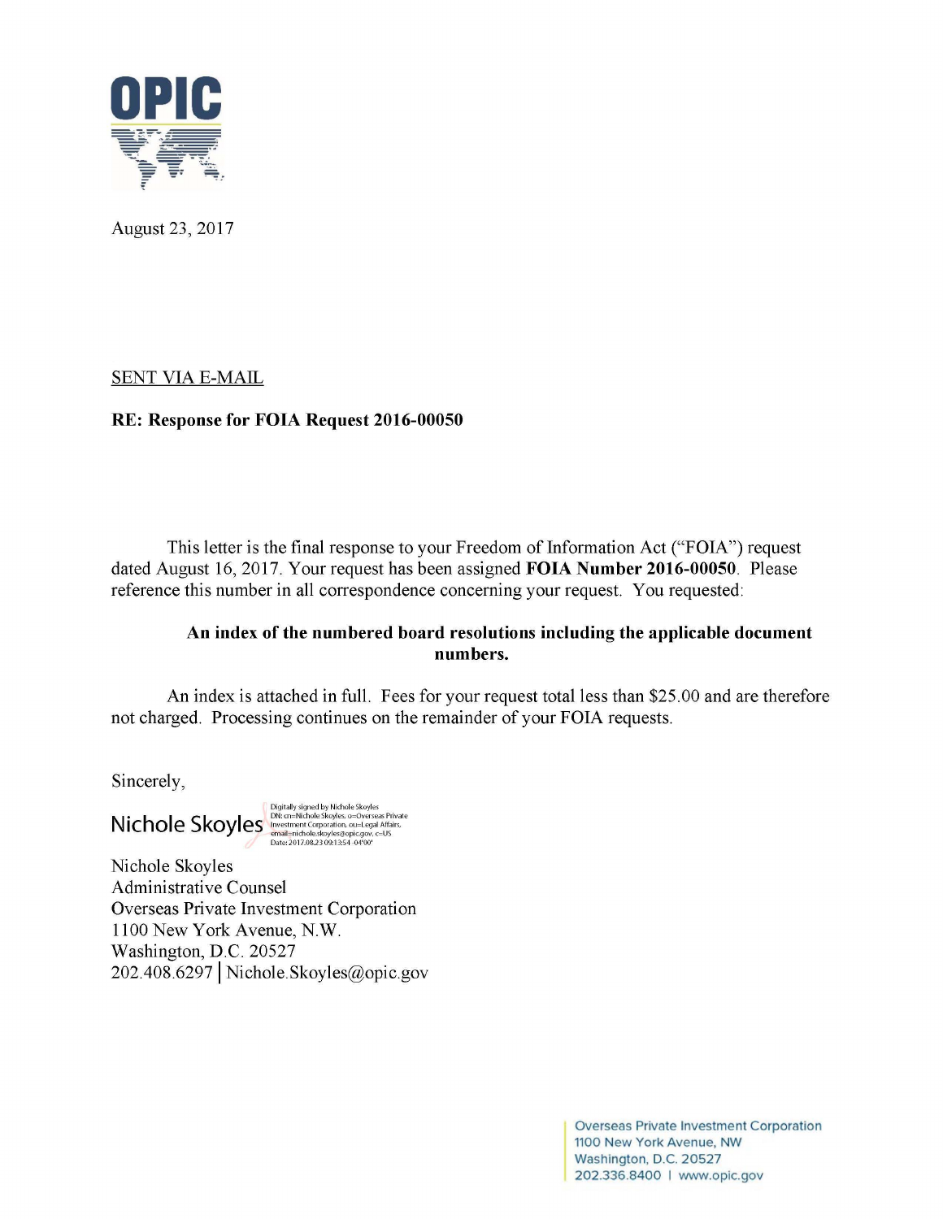OPIC

August 23, 2017

SENT VIA E-MAIL

**RE: Response for FOIA Request 2016-00050**

This letter is the final response to your Freedom of Information Act ("FOIA") request dated August 16, 2017. Your request has been assigned **FOIA Number 2016-00050**. Please reference this number in all correspondence concerning your request. You requested:

**An index of the numbered board resolutions including the applicable document numbers.**

An index is attached in full. Fees for your request total less than $25.00 and are therefore not charged. Processing continues on the remainder of your FOIA requests.

Sincerely,

Nichole Skoyles

Digitally signed by Nichole Skoyles
DN: cn=Nichole Skoyles, o=Overseas Private Investment Corporation, ou=Legal Affairs, email=nichole.skoyles@opic.gov, c=US
Date: 2017.08.23 09:13:54 -04'00'

Nichole Skoyles
Administrative Counsel
Overseas Private Investment Corporation
1100 New York Avenue, N.W.
Washington, D.C. 20527
202.408.6297 | Nichole.Skoyles@opic.gov

Overseas Private Investment Corporation
1100 New York Avenue, NW
Washington, D.C. 20527
202.336.8400 | www.opic.gov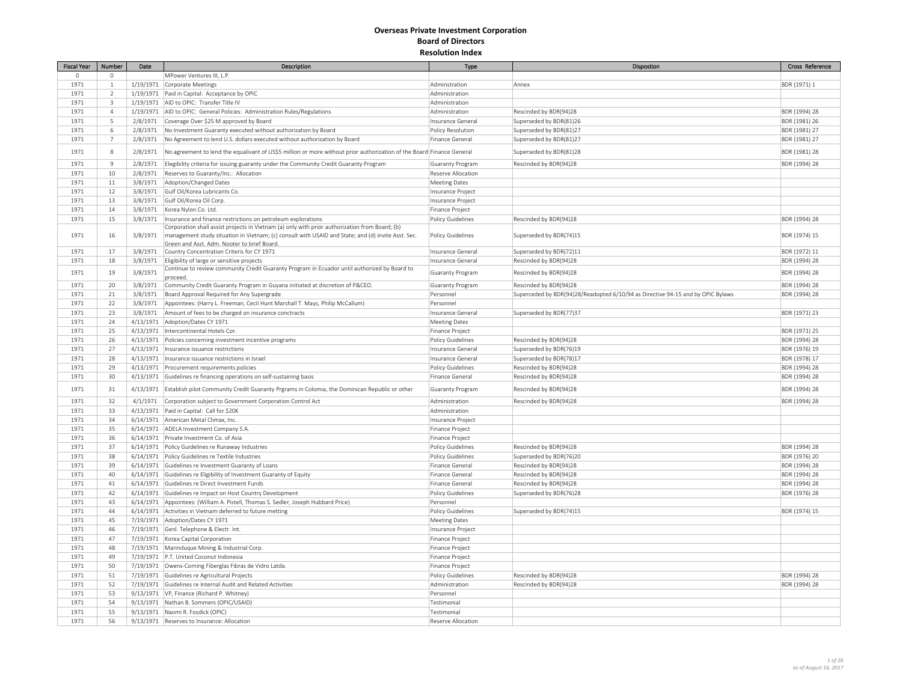# Overseas Private Investment Corporation

## Board of Directors

## Resolution Index

| Fiscal Year | Number | Date | Description | Type | Dispostion | Cross Reference |
|---|---|---|---|---|---|---|
| 0 | 0 | | MPower Ventures III, L.P. | | | |
| 1971 | 1 | 1/19/1971 | Corporate Meetings | Adminstration | Annex | BDR (1971) 1 |
| 1971 | 2 | 1/19/1971 | Paid in Capital: Acceptance by OPIC | Administration | | |
| 1971 | 3 | 1/19/1971 | AID to OPIC: Transfer Title IV | Administration | | |
| 1971 | 4 | 1/19/1971 | AID to OPIC: General Policies: Administration Rules/Regulations | Administration | Rescinded by BDR(94)28 | BDR (1994) 28 |
| 1971 | 5 | 2/8/1971 | Coverage Over $25 M approved by Board | Insurance General | Superseded by BDR(81)26 | BDR (1981) 26 |
| 1971 | 6 | 2/8/1971 | No Investment Guaranty executed without authorization by Board | Policy Resolution | Superseded by BDR(81)27 | BDR (1981) 27 |
| 1971 | 7 | 2/8/1971 | No Agreement to lend U.S. dollars executed without authorization by Board | Finance General | Superseded by BDR(81)27 | BDR (1981) 27 |
| 1971 | 8 | 2/8/1971 | No agreement to lend the equivalant of US$5 million or more without prior authorization of the Board | Finance General | Superseded by BDR(81)28 | BDR (1981) 28 |
| 1971 | 9 | 2/8/1971 | Elegibility criteria for issuing guaranty under the Community Credit Guaranty Program | Guaranty Program | Rescinded by BDR(94)28 | BDR (1994) 28 |
| 1971 | 10 | 2/8/1971 | Reserves to Guaranty/Ins.: Allocation | Reserve Allocation | | |
| 1971 | 11 | 3/8/1971 | Adoption/Changed Dates | Meeting Dates | | |
| 1971 | 12 | 3/8/1971 | Gulf Oil/Korea Lubricants Co. | Insurance Project | | |
| 1971 | 13 | 3/8/1971 | Gulf Oil/Korea Oil Corp. | Insurance Project | | |
| 1971 | 14 | 3/8/1971 | Korea Nylon Co. Ltd. | Finance Project | | |
| 1971 | 15 | 3/8/1971 | Insurance and finance restrictions on petroleum explorations | Policy Guidelines | Rescinded by BDR(94)28 | BDR (1994) 28 |
| 1971 | 16 | 3/8/1971 | Corporation shall assist projects in Vietnam (a) only with prior authorization from Board; (b) management study situation in Vietnam; (c) consult with USAID and State; and (d) invite Asst. Sec. Green and Asst. Adm. Nooter to brief Board. | Policy Guidelines | Superseded by BDR(74)15 | BDR (1974) 15 |
| 1971 | 17 | 3/8/1971 | Country Concentration Criteris for CY 1971 | Insurance General | Superseded by BDR(72)11 | BDR (1972) 11 |
| 1971 | 18 | 3/8/1971 | Eligibility of large or sensitive projects | Insurance General | Rescinded by BDR(94)28 | BDR (1994) 28 |
| 1971 | 19 | 3/8/1971 | Continue to review community Credit Guaranty Program in Ecuador until authorized by Board to proceed. | Guaranty Program | Rescinded by BDR(94)28 | BDR (1994) 28 |
| 1971 | 20 | 3/8/1971 | Community Credit Guaranty Program in Guyana initiated at discretion of P&CEO. | Guaranty Program | Rescinded by BDR(94)28 | BDR (1994) 28 |
| 1971 | 21 | 3/8/1971 | Board Approval Required for Any Supergrade | Personnel | Superceded by BDR(94)28/Readopted 6/10/94 as Directive 94-15 and by OPIC Bylaws | BDR (1994) 28 |
| 1971 | 22 | 3/8/1971 | Appointees: (Harry L. Freeman, Cecil Hunt Marshall T. Mays, Philip McCallum) | Personnel | | |
| 1971 | 23 | 3/8/1971 | Amount of fees to be charged on insurance conctracts | Insurance General | Superseded by BDR(77)37 | BDR (1971) 23 |
| 1971 | 24 | 4/13/1971 | Adoption/Dates CY 1971 | Meeting Dates | | |
| 1971 | 25 | 4/13/1971 | Intercontinental Hotels Cor. | Finance Project | | BDR (1971) 25 |
| 1971 | 26 | 4/13/1971 | Policies concerning investment incentive programs | Policy Guidelines | Rescinded by BDR(94)28 | BDR (1994) 28 |
| 1971 | 27 | 4/13/1971 | Insurance issuance restrictions | Insurance General | Superseded by BDR(76)19 | BDR (1976) 19 |
| 1971 | 28 | 4/13/1971 | Insurance issuance restrictions in Israel | Insurance General | Superseded by BDR(78)17 | BDR (1978) 17 |
| 1971 | 29 | 4/13/1971 | Procurement requirements policies | Policy Guidelines | Rescinded by BDR(94)28 | BDR (1994) 28 |
| 1971 | 30 | 4/13/1971 | Guidelines re financing operations on self-sustaining basis | Finance General | Rescinded by BDR(94)28 | BDR (1994) 28 |
| 1971 | 31 | 4/13/1971 | Establish pilot Community Credit Guaranty Prgrams in Colomia, the Dominican Republic or other | Guaranty Program | Rescinded by BDR(94)28 | BDR (1994) 28 |
| 1971 | 32 | 4/1/1971 | Corporation subject to Government Corporation Control Act | Administration | Rescinded by BDR(94)28 | BDR (1994) 28 |
| 1971 | 33 | 4/13/1971 | Paid in Capital: Call for $20K | Administration | | |
| 1971 | 34 | 6/14/1971 | American Metal Climax, Inc. | Insurance Project | | |
| 1971 | 35 | 6/14/1971 | ADELA Investment Company S.A. | Finance Project | | |
| 1971 | 36 | 6/14/1971 | Private Investment Co. of Asia | Finance Project | | |
| 1971 | 37 | 6/14/1971 | Policy Guidelines re Runaway Industries | Policy Guidelines | Rescinded by BDR(94)28 | BDR (1994) 28 |
| 1971 | 38 | 6/14/1971 | Policy Guidelines re Textile Industries | Policy Guidelines | Superseded by BDR(76)20 | BDR (1976) 20 |
| 1971 | 39 | 6/14/1971 | Guidelines re Investment Guaranty of Loans | Finance General | Rescinded by BDR(94)28 | BDR (1994) 28 |
| 1971 | 40 | 6/14/1971 | Guidelines re Eligibility of Investment Guaranty of Equity | Finance General | Rescinded by BDR(94)28 | BDR (1994) 28 |
| 1971 | 41 | 6/14/1971 | Guidelines re Direct Investment Funds | Finance General | Rescinded by BDR(94)28 | BDR (1994) 28 |
| 1971 | 42 | 6/14/1971 | Guidelines re Impact on Host Country Development | Policy Guidelines | Superseded by BDR(76)28 | BDR (1976) 28 |
| 1971 | 43 | 6/14/1971 | Appointees: (William A. Pistell, Thomas S. Sedler, Joseph Hubbard Price) | Personnel | | |
| 1971 | 44 | 6/14/1971 | Activities in Vietnam deferred to future metting | Policy Guidelines | Superseded by BDR(74)15 | BDR (1974) 15 |
| 1971 | 45 | 7/19/1971 | Adoption/Dates CY 1971 | Meeting Dates | | |
| 1971 | 46 | 7/19/1971 | Genl. Telephone & Electr. Int. | Insurance Project | | |
| 1971 | 47 | 7/19/1971 | Korea Capital Corporation | Finance Project | | |
| 1971 | 48 | 7/19/1971 | Marinduque Mining & Industrial Corp. | Finance Project | | |
| 1971 | 49 | 7/19/1971 | P.T. United Coconut Indonesia | Finance Project | | |
| 1971 | 50 | 7/19/1971 | Owens-Corning Fiberglas Fibras de Vidro Latda. | Finance Project | | |
| 1971 | 51 | 7/19/1971 | Guidelines re Agricultural Projects | Policy Guidelines | Rescinded by BDR(94)28 | BDR (1994) 28 |
| 1971 | 52 | 7/19/1971 | Guidelines re Internal Audit and Related Activities | Administration | Rescinded by BDR(94)28 | BDR (1994) 28 |
| 1971 | 53 | 9/13/1971 | VP, Finance (Richard P. Whitney) | Personnel | | |
| 1971 | 54 | 9/13/1971 | Nathan B. Sommers (OPIC/USAID) | Testimonial | | |
| 1971 | 55 | 9/13/1971 | Naomi R. Fosdick (OPIC) | Testimonial | | |
| 1971 | 56 | 9/13/1971 | Reserves to Insurance: Allocation | Reserve Allocation | | |

*as of August 16, 2017*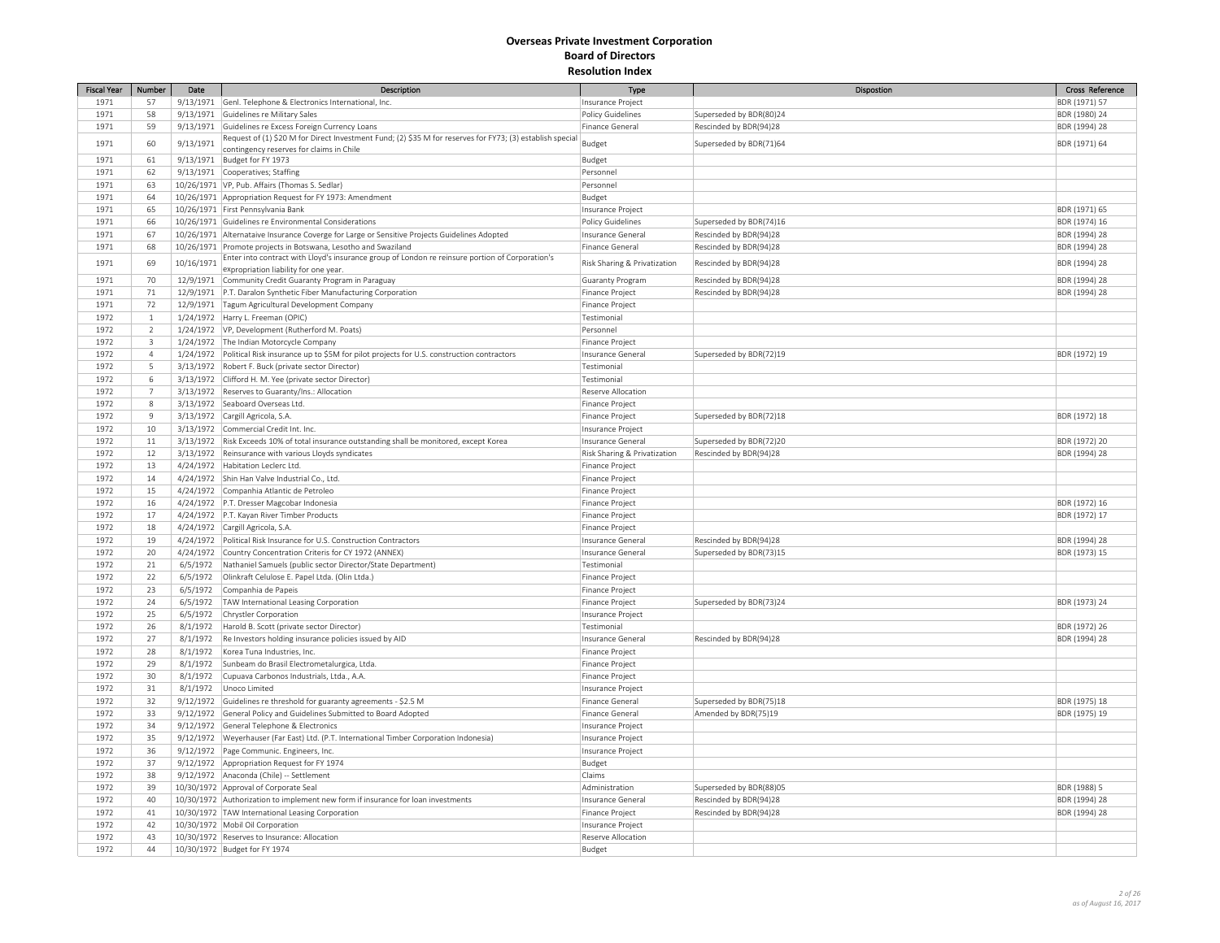# Overseas Private Investment Corporation
## Board of Directors
## Resolution Index

| Fiscal Year | Number | Date | Description | Type | Dispostion | Cross Reference |
|---|---|---|---|---|---|---|
| 1971 | 57 | 9/13/1971 | Genl. Telephone & Electronics International, Inc. | Insurance Project | | BDR (1971) 57 |
| 1971 | 58 | 9/13/1971 | Guidelines re Military Sales | Policy Guidelines | Superseded by BDR(80)24 | BDR (1980) 24 |
| 1971 | 59 | 9/13/1971 | Guidelines re Excess Foreign Currency Loans | Finance General | Rescinded by BDR(94)28 | BDR (1994) 28 |
| 1971 | 60 | 9/13/1971 | Request of (1) $20 M for Direct Investment Fund; (2) $35 M for reserves for FY73; (3) establish special contingency reserves for claims in Chile | Budget | Superseded by BDR(71)64 | BDR (1971) 64 |
| 1971 | 61 | 9/13/1971 | Budget for FY 1973 | Budget | | |
| 1971 | 62 | 9/13/1971 | Cooperatives; Staffing | Personnel | | |
| 1971 | 63 | 10/26/1971 | VP, Pub. Affairs (Thomas S. Sedlar) | Personnel | | |
| 1971 | 64 | 10/26/1971 | Appropriation Request for FY 1973: Amendment | Budget | | |
| 1971 | 65 | 10/26/1971 | First Pennsylvania Bank | Insurance Project | | BDR (1971) 65 |
| 1971 | 66 | 10/26/1971 | Guidelines re Environmental Considerations | Policy Guidelines | Superseded by BDR(74)16 | BDR (1974) 16 |
| 1971 | 67 | 10/26/1971 | Alternataive Insurance Coverge for Large or Sensitive Projects Guidelines Adopted | Insurance General | Rescinded by BDR(94)28 | BDR (1994) 28 |
| 1971 | 68 | 10/26/1971 | Promote projects in Botswana, Lesotho and Swaziland | Finance General | Rescinded by BDR(94)28 | BDR (1994) 28 |
| 1971 | 69 | 10/16/1971 | Enter into contract with Lloyd's insurance group of London re reinsure portion of Corporation's expropriation liability for one year. | Risk Sharing & Privatization | Rescinded by BDR(94)28 | BDR (1994) 28 |
| 1971 | 70 | 12/9/1971 | Community Credit Guaranty Program in Paraguay | Guaranty Program | Rescinded by BDR(94)28 | BDR (1994) 28 |
| 1971 | 71 | 12/9/1971 | P.T. Daralon Synthetic Fiber Manufacturing Corporation | Finance Project | Rescinded by BDR(94)28 | BDR (1994) 28 |
| 1971 | 72 | 12/9/1971 | Tagum Agricultural Development Company | Finance Project | | |
| 1972 | 1 | 1/24/1972 | Harry L. Freeman (OPIC) | Testimonial | | |
| 1972 | 2 | 1/24/1972 | VP, Development (Rutherford M. Poats) | Personnel | | |
| 1972 | 3 | 1/24/1972 | The Indian Motorcycle Company | Finance Project | | |
| 1972 | 4 | 1/24/1972 | Political Risk insurance up to $5M for pilot projects for U.S. construction contractors | Insurance General | Superseded by BDR(72)19 | BDR (1972) 19 |
| 1972 | 5 | 3/13/1972 | Robert F. Buck (private sector Director) | Testimonial | | |
| 1972 | 6 | 3/13/1972 | Clifford H. M. Yee (private sector Director) | Testimonial | | |
| 1972 | 7 | 3/13/1972 | Reserves to Guaranty/Ins.: Allocation | Reserve Allocation | | |
| 1972 | 8 | 3/13/1972 | Seaboard Overseas Ltd. | Finance Project | | |
| 1972 | 9 | 3/13/1972 | Cargill Agricola, S.A. | Finance Project | Superseded by BDR(72)18 | BDR (1972) 18 |
| 1972 | 10 | 3/13/1972 | Commercial Credit Int. Inc. | Insurance Project | | |
| 1972 | 11 | 3/13/1972 | Risk Exceeds 10% of total insurance outstanding shall be monitored, except Korea | Insurance General | Superseded by BDR(72)20 | BDR (1972) 20 |
| 1972 | 12 | 3/13/1972 | Reinsurance with various Lloyds syndicates | Risk Sharing & Privatization | Rescinded by BDR(94)28 | BDR (1994) 28 |
| 1972 | 13 | 4/24/1972 | Habitation Leclerc Ltd. | Finance Project | | |
| 1972 | 14 | 4/24/1972 | Shin Han Valve Industrial Co., Ltd. | Finance Project | | |
| 1972 | 15 | 4/24/1972 | Companhia Atlantic de Petroleo | Finance Project | | |
| 1972 | 16 | 4/24/1972 | P.T. Dresser Magcobar Indonesia | Finance Project | | BDR (1972) 16 |
| 1972 | 17 | 4/24/1972 | P.T. Kayan River Timber Products | Finance Project | | BDR (1972) 17 |
| 1972 | 18 | 4/24/1972 | Cargill Agricola, S.A. | Finance Project | | |
| 1972 | 19 | 4/24/1972 | Political Risk Insurance for U.S. Construction Contractors | Insurance General | Rescinded by BDR(94)28 | BDR (1994) 28 |
| 1972 | 20 | 4/24/1972 | Country Concentration Criteris for CY 1972 (ANNEX) | Insurance General | Superseded by BDR(73)15 | BDR (1973) 15 |
| 1972 | 21 | 6/5/1972 | Nathaniel Samuels (public sector Director/State Department) | Testimonial | | |
| 1972 | 22 | 6/5/1972 | Olinkraft Celulose E. Papel Ltda. (Olin Ltda.) | Finance Project | | |
| 1972 | 23 | 6/5/1972 | Companhia de Papeis | Finance Project | | |
| 1972 | 24 | 6/5/1972 | TAW International Leasing Corporation | Finance Project | Superseded by BDR(73)24 | BDR (1973) 24 |
| 1972 | 25 | 6/5/1972 | Chrystler Corporation | Insurance Project | | |
| 1972 | 26 | 8/1/1972 | Harold B. Scott (private sector Director) | Testimonial | | BDR (1972) 26 |
| 1972 | 27 | 8/1/1972 | Re Investors holding insurance policies issued by AID | Insurance General | Rescinded by BDR(94)28 | BDR (1994) 28 |
| 1972 | 28 | 8/1/1972 | Korea Tuna Industries, Inc. | Finance Project | | |
| 1972 | 29 | 8/1/1972 | Sunbeam do Brasil Electrometalurgica, Ltda. | Finance Project | | |
| 1972 | 30 | 8/1/1972 | Cupuava Carbonos Industrials, Ltda., A.A. | Finance Project | | |
| 1972 | 31 | 8/1/1972 | Unoco Limited | Insurance Project | | |
| 1972 | 32 | 9/12/1972 | Guidelines re threshold for guaranty agreements - $2.5 M | Finance General | Superseded by BDR(75)18 | BDR (1975) 18 |
| 1972 | 33 | 9/12/1972 | General Policy and Guidelines Submitted to Board Adopted | Finance General | Amended by BDR(75)19 | BDR (1975) 19 |
| 1972 | 34 | 9/12/1972 | General Telephone & Electronics | Insurance Project | | |
| 1972 | 35 | 9/12/1972 | Weyerhauser (Far East) Ltd. (P.T. International Timber Corporation Indonesia) | Insurance Project | | |
| 1972 | 36 | 9/12/1972 | Page Communic. Engineers, Inc. | Insurance Project | | |
| 1972 | 37 | 9/12/1972 | Appropriation Request for FY 1974 | Budget | | |
| 1972 | 38 | 9/12/1972 | Anaconda (Chile) -- Settlement | Claims | | |
| 1972 | 39 | 10/30/1972 | Approval of Corporate Seal | Administration | Superseded by BDR(88)05 | BDR (1988) 5 |
| 1972 | 40 | 10/30/1972 | Authorization to implement new form if insurance for loan investments | Insurance General | Rescinded by BDR(94)28 | BDR (1994) 28 |
| 1972 | 41 | 10/30/1972 | TAW International Leasing Corporation | Finance Project | Rescinded by BDR(94)28 | BDR (1994) 28 |
| 1972 | 42 | 10/30/1972 | Mobil Oil Corporation | Insurance Project | | |
| 1972 | 43 | 10/30/1972 | Reserves to Insurance: Allocation | Reserve Allocation | | |
| 1972 | 44 | 10/30/1972 | Budget for FY 1974 | Budget | | |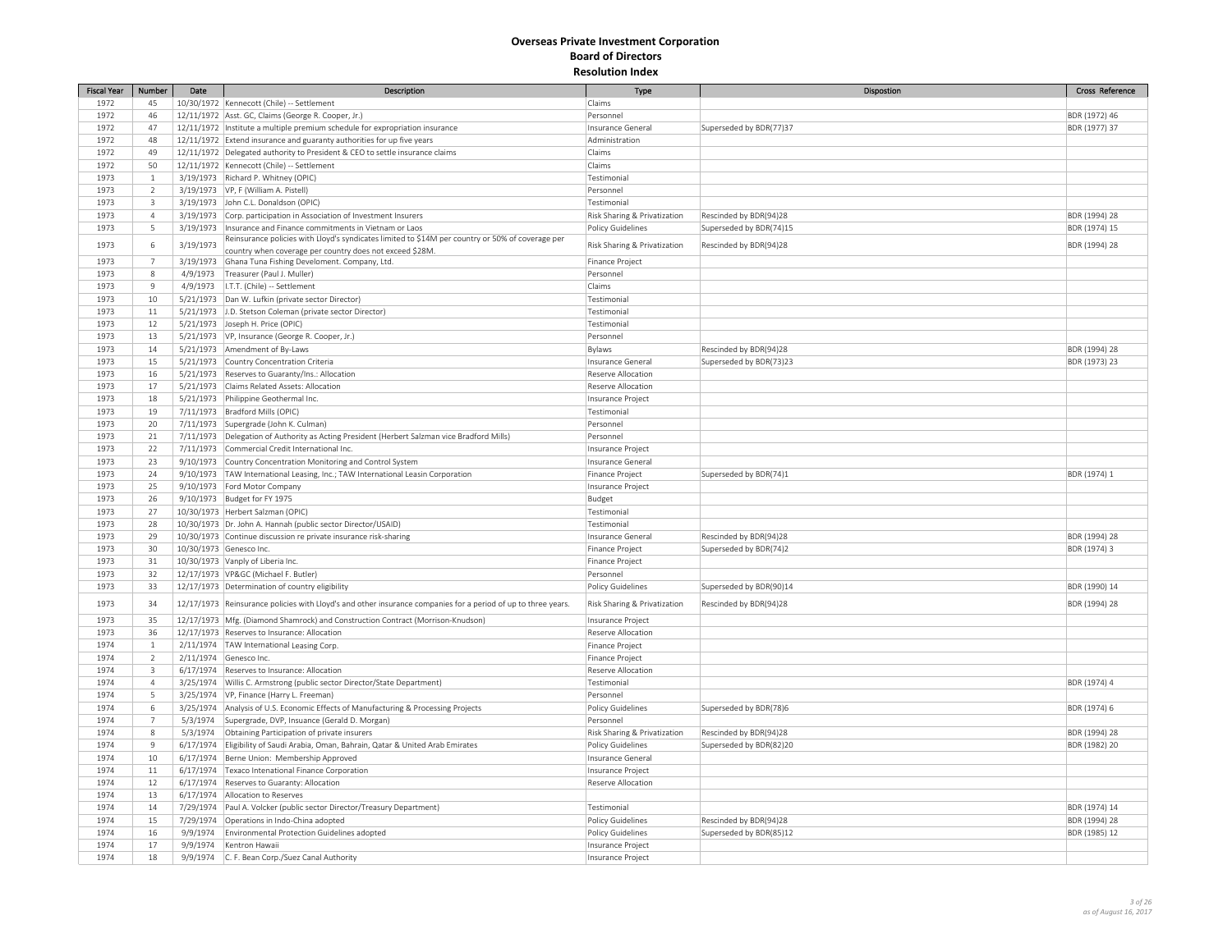# Overseas Private Investment Corporation

## Board of Directors

## Resolution Index

| Fiscal Year | Number | Date | Description | Type | Dispostion | Cross Reference |
|---|---|---|---|---|---|---|
| 1972 | 45 | 10/30/1972 | Kennecott (Chile) -- Settlement | Claims | | |
| 1972 | 46 | 12/11/1972 | Asst. GC, Claims (George R. Cooper, Jr.) | Personnel | | BDR (1972) 46 |
| 1972 | 47 | 12/11/1972 | Institute a multiple premium schedule for expropriation insurance | Insurance General | Superseded by BDR(77)37 | BDR (1977) 37 |
| 1972 | 48 | 12/11/1972 | Extend insurance and guaranty authorities for up five years | Administration | | |
| 1972 | 49 | 12/11/1972 | Delegated authority to President & CEO to settle insurance claims | Claims | | |
| 1972 | 50 | 12/11/1972 | Kennecott (Chile) -- Settlement | Claims | | |
| 1973 | 1 | 3/19/1973 | Richard P. Whitney (OPIC) | Testimonial | | |
| 1973 | 2 | 3/19/1973 | VP, F (William A. Pistell) | Personnel | | |
| 1973 | 3 | 3/19/1973 | John C.L. Donaldson (OPIC) | Testimonial | | |
| 1973 | 4 | 3/19/1973 | Corp. participation in Association of Investment Insurers | Risk Sharing & Privatization | Rescinded by BDR(94)28 | BDR (1994) 28 |
| 1973 | 5 | 3/19/1973 | Insurance and Finance commitments in Vietnam or Laos | Policy Guidelines | Superseded by BDR(74)15 | BDR (1974) 15 |
| 1973 | 6 | 3/19/1973 | Reinsurance policies with Lloyd's syndicates limited to $14M per country or 50% of coverage per country when coverage per country does not exceed $28M. | Risk Sharing & Privatization | Rescinded by BDR(94)28 | BDR (1994) 28 |
| 1973 | 7 | 3/19/1973 | Ghana Tuna Fishing Develoment. Company, Ltd. | Finance Project | | |
| 1973 | 8 | 4/9/1973 | Treasurer (Paul J. Muller) | Personnel | | |
| 1973 | 9 | 4/9/1973 | I.T.T. (Chile) -- Settlement | Claims | | |
| 1973 | 10 | 5/21/1973 | Dan W. Lufkin (private sector Director) | Testimonial | | |
| 1973 | 11 | 5/21/1973 | J.D. Stetson Coleman (private sector Director) | Testimonial | | |
| 1973 | 12 | 5/21/1973 | Joseph H. Price (OPIC) | Testimonial | | |
| 1973 | 13 | 5/21/1973 | VP, Insurance (George R. Cooper, Jr.) | Personnel | | |
| 1973 | 14 | 5/21/1973 | Amendment of By-Laws | Bylaws | Rescinded by BDR(94)28 | BDR (1994) 28 |
| 1973 | 15 | 5/21/1973 | Country Concentration Criteria | Insurance General | Superseded by BDR(73)23 | BDR (1973) 23 |
| 1973 | 16 | 5/21/1973 | Reserves to Guaranty/Ins.: Allocation | Reserve Allocation | | |
| 1973 | 17 | 5/21/1973 | Claims Related Assets: Allocation | Reserve Allocation | | |
| 1973 | 18 | 5/21/1973 | Philippine Geothermal Inc. | Insurance Project | | |
| 1973 | 19 | 7/11/1973 | Bradford Mills (OPIC) | Testimonial | | |
| 1973 | 20 | 7/11/1973 | Supergrade (John K. Culman) | Personnel | | |
| 1973 | 21 | 7/11/1973 | Delegation of Authority as Acting President (Herbert Salzman vice Bradford Mills) | Personnel | | |
| 1973 | 22 | 7/11/1973 | Commercial Credit International Inc. | Insurance Project | | |
| 1973 | 23 | 9/10/1973 | Country Concentration Monitoring and Control System | Insurance General | | |
| 1973 | 24 | 9/10/1973 | TAW International Leasing, Inc.; TAW International Leasin Corporation | Finance Project | Superseded by BDR(74)1 | BDR (1974) 1 |
| 1973 | 25 | 9/10/1973 | Ford Motor Company | Insurance Project | | |
| 1973 | 26 | 9/10/1973 | Budget for FY 1975 | Budget | | |
| 1973 | 27 | 10/30/1973 | Herbert Salzman (OPIC) | Testimonial | | |
| 1973 | 28 | 10/30/1973 | Dr. John A. Hannah (public sector Director/USAID) | Testimonial | | |
| 1973 | 29 | 10/30/1973 | Continue discussion re private insurance risk-sharing | Insurance General | Rescinded by BDR(94)28 | BDR (1994) 28 |
| 1973 | 30 | 10/30/1973 | Genesco Inc. | Finance Project | Superseded by BDR(74)2 | BDR (1974) 3 |
| 1973 | 31 | 10/30/1973 | Vanply of Liberia Inc. | Finance Project | | |
| 1973 | 32 | 12/17/1973 | VP&GC (Michael F. Butler) | Personnel | | |
| 1973 | 33 | 12/17/1973 | Determination of country eligibility | Policy Guidelines | Superseded by BDR(90)14 | BDR (1990) 14 |
| 1973 | 34 | 12/17/1973 | Reinsurance policies with Lloyd's and other insurance companies for a period of up to three years. | Risk Sharing & Privatization | Rescinded by BDR(94)28 | BDR (1994) 28 |
| 1973 | 35 | 12/17/1973 | Mfg. (Diamond Shamrock) and Construction Contract (Morrison-Knudson) | Insurance Project | | |
| 1973 | 36 | 12/17/1973 | Reserves to Insurance: Allocation | Reserve Allocation | | |
| 1974 | 1 | 2/11/1974 | TAW International Leasing Corp. | Finance Project | | |
| 1974 | 2 | 2/11/1974 | Genesco Inc. | Finance Project | | |
| 1974 | 3 | 6/17/1974 | Reserves to Insurance: Allocation | Reserve Allocation | | |
| 1974 | 4 | 3/25/1974 | Willis C. Armstrong (public sector Director/State Department) | Testimonial | | BDR (1974) 4 |
| 1974 | 5 | 3/25/1974 | VP, Finance (Harry L. Freeman) | Personnel | | |
| 1974 | 6 | 3/25/1974 | Analysis of U.S. Economic Effects of Manufacturing & Processing Projects | Policy Guidelines | Superseded by BDR(78)6 | BDR (1974) 6 |
| 1974 | 7 | 5/3/1974 | Supergrade, DVP, Insurance (Gerald D. Morgan) | Personnel | | |
| 1974 | 8 | 5/3/1974 | Obtaining Participation of private insurers | Risk Sharing & Privatization | Rescinded by BDR(94)28 | BDR (1994) 28 |
| 1974 | 9 | 6/17/1974 | Eligibility of Saudi Arabia, Oman, Bahrain, Qatar & United Arab Emirates | Policy Guidelines | Superseded by BDR(82)20 | BDR (1982) 20 |
| 1974 | 10 | 6/17/1974 | Berne Union: Membership Approved | Insurance General | | |
| 1974 | 11 | 6/17/1974 | Texaco Intenational Finance Corporation | Insurance Project | | |
| 1974 | 12 | 6/17/1974 | Reserves to Guaranty: Allocation | Reserve Allocation | | |
| 1974 | 13 | 6/17/1974 | Allocation to Reserves | | | |
| 1974 | 14 | 7/29/1974 | Paul A. Volcker (public sector Director/Treasury Department) | Testimonial | | BDR (1974) 14 |
| 1974 | 15 | 7/29/1974 | Operations in Indo-China adopted | Policy Guidelines | Rescinded by BDR(94)28 | BDR (1994) 28 |
| 1974 | 16 | 9/9/1974 | Environmental Protection Guidelines adopted | Policy Guidelines | Superseded by BDR(85)12 | BDR (1985) 12 |
| 1974 | 17 | 9/9/1974 | Kentron Hawaii | Insurance Project | | |
| 1974 | 18 | 9/9/1974 | C. F. Bean Corp./Suez Canal Authority | Insurance Project | | |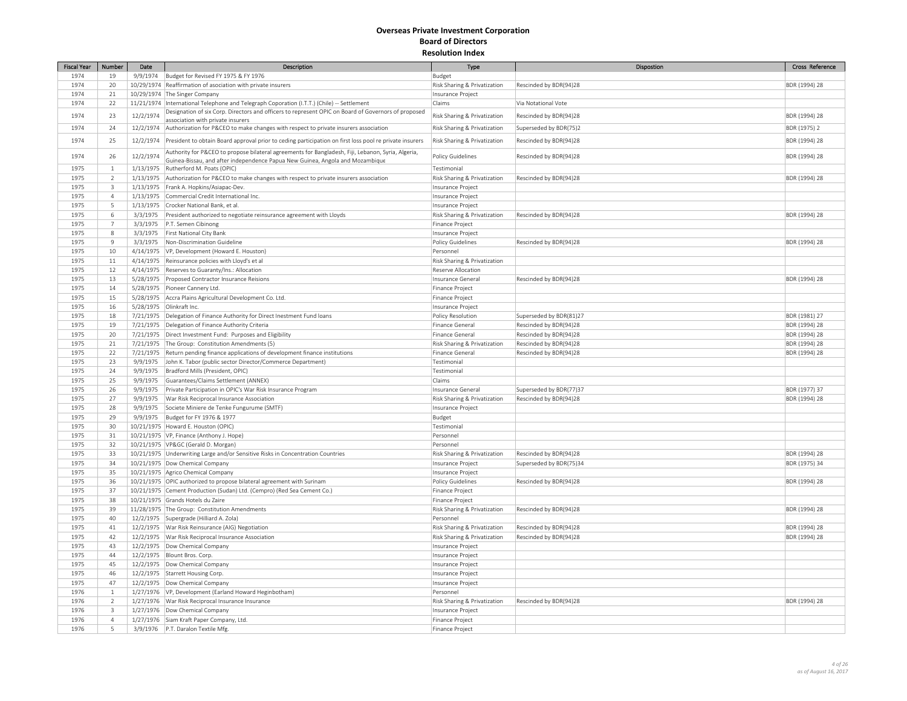# Overseas Private Investment Corporation
## Board of Directors
### Resolution Index

| Fiscal Year | Number | Date | Description | Type | Dispostion | Cross Reference |
|---|---|---|---|---|---|---|
| 1974 | 19 | 9/9/1974 | Budget for Revised FY 1975 & FY 1976 | Budget | | |
| 1974 | 20 | 10/29/1974 | Reaffirmation of asociation with private insurers | Risk Sharing & Privatization | Rescinded by BDR(94)28 | BDR (1994) 28 |
| 1974 | 21 | 10/29/1974 | The Singer Company | Insurance Project | | |
| 1974 | 22 | 11/21/1974 | International Telephone and Telegraph Coporation (I.T.T.) (Chile) -- Settlement | Claims | Via Notational Vote | |
| 1974 | 23 | 12/2/1974 | Designation of six Corp. Directors and officers to represent OPIC on Board of Governors of proposed association with private insurers | Risk Sharing & Privatization | Rescinded by BDR(94)28 | BDR (1994) 28 |
| 1974 | 24 | 12/2/1974 | Authorization for P&CEO to make changes with respect to private insurers association | Risk Sharing & Privatization | Superseded by BDR(75)2 | BDR (1975) 2 |
| 1974 | 25 | 12/2/1974 | President to obtain Board approval prior to ceding participation on first loss pool re private insurers | Risk Sharing & Privatization | Rescinded by BDR(94)28 | BDR (1994) 28 |
| 1974 | 26 | 12/2/1974 | Authority for P&CEO to propose bilateral agreements for Bangladesh, Fiji, Lebanon, Syria, Algeria, Guinea-Bissau, and after independence Papua New Guinea, Angola and Mozambique | Policy Guidelines | Rescinded by BDR(94)28 | BDR (1994) 28 |
| 1975 | 1 | 1/13/1975 | Rutherford M. Poats (OPIC) | Testimonial | | |
| 1975 | 2 | 1/13/1975 | Authorization for P&CEO to make changes with respect to private insurers association | Risk Sharing & Privatization | Rescinded by BDR(94)28 | BDR (1994) 28 |
| 1975 | 3 | 1/13/1975 | Frank A. Hopkins/Asiapac-Dev. | Insurance Project | | |
| 1975 | 4 | 1/13/1975 | Commercial Credit International Inc. | Insurance Project | | |
| 1975 | 5 | 1/13/1975 | Crocker National Bank, et al. | Insurance Project | | |
| 1975 | 6 | 3/3/1975 | President authorized to negotiate reinsurance agreement with Lloyds | Risk Sharing & Privatization | Rescinded by BDR(94)28 | BDR (1994) 28 |
| 1975 | 7 | 3/3/1975 | P.T. Semen Cibinong | Finance Project | | |
| 1975 | 8 | 3/3/1975 | First National City Bank | Insurance Project | | |
| 1975 | 9 | 3/3/1975 | Non-Discrimination Guideline | Policy Guidelines | Rescinded by BDR(94)28 | BDR (1994) 28 |
| 1975 | 10 | 4/14/1975 | VP, Development (Howard E. Houston) | Personnel | | |
| 1975 | 11 | 4/14/1975 | Reinsurance policies with Lloyd's et al | Risk Sharing & Privatization | | |
| 1975 | 12 | 4/14/1975 | Reserves to Guaranty/Ins.: Allocation | Reserve Allocation | | |
| 1975 | 13 | 5/28/1975 | Proposed Contractor Insurance Reisions | Insurance General | Rescinded by BDR(94)28 | BDR (1994) 28 |
| 1975 | 14 | 5/28/1975 | Pioneer Cannery Ltd. | Finance Project | | |
| 1975 | 15 | 5/28/1975 | Accra Plains Agricultural Development Co. Ltd. | Finance Project | | |
| 1975 | 16 | 5/28/1975 | Olinkraft Inc. | Insurance Project | | |
| 1975 | 18 | 7/21/1975 | Delegation of Finance Authority for Direct Inestment Fund loans | Policy Resolution | Superseded by BDR(81)27 | BDR (1981) 27 |
| 1975 | 19 | 7/21/1975 | Delegation of Finance Authority Criteria | Finance General | Rescinded by BDR(94)28 | BDR (1994) 28 |
| 1975 | 20 | 7/21/1975 | Direct Investment Fund: Purposes and Eligibility | Finance General | Rescinded by BDR(94)28 | BDR (1994) 28 |
| 1975 | 21 | 7/21/1975 | The Group: Constitution Amendments (5) | Risk Sharing & Privatization | Rescinded by BDR(94)28 | BDR (1994) 28 |
| 1975 | 22 | 7/21/1975 | Return pending finance applications of development finance institutions | Finance General | Rescinded by BDR(94)28 | BDR (1994) 28 |
| 1975 | 23 | 9/9/1975 | John K. Tabor (public sector Director/Commerce Department) | Testimonial | | |
| 1975 | 24 | 9/9/1975 | Bradford Mills (President, OPIC) | Testimonial | | |
| 1975 | 25 | 9/9/1975 | Guarantees/Claims Settlement (ANNEX) | Claims | | |
| 1975 | 26 | 9/9/1975 | Private Participation in OPIC's War Risk Insurance Program | Insurance General | Superseded by BDR(77)37 | BDR (1977) 37 |
| 1975 | 27 | 9/9/1975 | War Risk Reciprocal Insurance Association | Risk Sharing & Privatization | Rescinded by BDR(94)28 | BDR (1994) 28 |
| 1975 | 28 | 9/9/1975 | Societe Miniere de Tenke Fungurume (SMTF) | Insurance Project | | |
| 1975 | 29 | 9/9/1975 | Budget for FY 1976 & 1977 | Budget | | |
| 1975 | 30 | 10/21/1975 | Howard E. Houston (OPIC) | Testimonial | | |
| 1975 | 31 | 10/21/1975 | VP, Finance (Anthony J. Hope) | Personnel | | |
| 1975 | 32 | 10/21/1975 | VP&GC (Gerald D. Morgan) | Personnel | | |
| 1975 | 33 | 10/21/1975 | Underwriting Large and/or Sensitive Risks in Concentration Countries | Risk Sharing & Privatization | Rescinded by BDR(94)28 | BDR (1994) 28 |
| 1975 | 34 | 10/21/1975 | Dow Chemical Company | Insurance Project | Superseded by BDR(75)34 | BDR (1975) 34 |
| 1975 | 35 | 10/21/1975 | Agrico Chemical Company | Insurance Project | | |
| 1975 | 36 | 10/21/1975 | OPIC authorized to propose bilateral agreement with Surinam | Policy Guidelines | Rescinded by BDR(94)28 | BDR (1994) 28 |
| 1975 | 37 | 10/21/1975 | Cement Production (Sudan) Ltd. (Cempro) (Red Sea Cement Co.) | Finance Project | | |
| 1975 | 38 | 10/21/1975 | Grands Hotels du Zaire | Finance Project | | |
| 1975 | 39 | 11/28/1975 | The Group: Constitution Amendments | Risk Sharing & Privatization | Rescinded by BDR(94)28 | BDR (1994) 28 |
| 1975 | 40 | 12/2/1975 | Supergrade (Hilliard A. Zola) | Personnel | | |
| 1975 | 41 | 12/2/1975 | War Risk Reinsurance (AIG) Negotiation | Risk Sharing & Privatization | Rescinded by BDR(94)28 | BDR (1994) 28 |
| 1975 | 42 | 12/2/1975 | War Risk Reciprocal Insurance Association | Risk Sharing & Privatization | Rescinded by BDR(94)28 | BDR (1994) 28 |
| 1975 | 43 | 12/2/1975 | Dow Chemical Company | Insurance Project | | |
| 1975 | 44 | 12/2/1975 | Blount Bros. Corp. | Insurance Project | | |
| 1975 | 45 | 12/2/1975 | Dow Chemical Company | Insurance Project | | |
| 1975 | 46 | 12/2/1975 | Starrett Housing Corp. | Insurance Project | | |
| 1975 | 47 | 12/2/1975 | Dow Chemical Company | Insurance Project | | |
| 1976 | 1 | 1/27/1976 | VP, Development (Earland Howard Heginbotham) | Personnel | | |
| 1976 | 2 | 1/27/1976 | War Risk Reciprocal Insurance Insurance | Risk Sharing & Privatization | Rescinded by BDR(94)28 | BDR (1994) 28 |
| 1976 | 3 | 1/27/1976 | Dow Chemical Company | Insurance Project | | |
| 1976 | 4 | 1/27/1976 | Siam Kraft Paper Company, Ltd. | Finance Project | | |
| 1976 | 5 | 3/9/1976 | P.T. Daralon Textile Mfg. | Finance Project | | |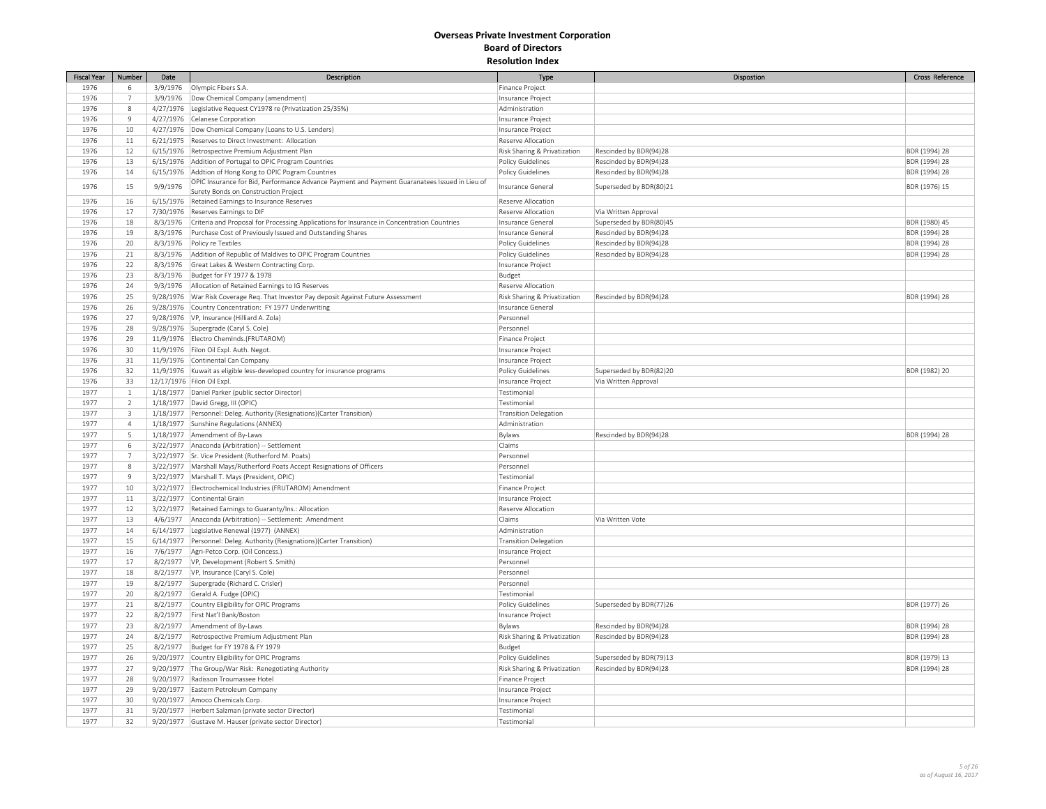# Overseas Private Investment Corporation
## Board of Directors
### Resolution Index

| Fiscal Year | Number | Date | Description | Type | Dispostion | Cross Reference |
|---|---|---|---|---|---|---|
| 1976 | 6 | 3/9/1976 | Olympic Fibers S.A. | Finance Project | | |
| 1976 | 7 | 3/9/1976 | Dow Chemical Company (amendment) | Insurance Project | | |
| 1976 | 8 | 4/27/1976 | Legislative Request CY1978 re (Privatization 25/35%) | Administration | | |
| 1976 | 9 | 4/27/1976 | Celanese Corporation | Insurance Project | | |
| 1976 | 10 | 4/27/1976 | Dow Chemical Company (Loans to U.S. Lenders) | Insurance Project | | |
| 1976 | 11 | 6/21/1975 | Reserves to Direct Investment: Allocation | Reserve Allocation | | |
| 1976 | 12 | 6/15/1976 | Retrospective Premium Adjustment Plan | Risk Sharing & Privatization | Rescinded by BDR(94)28 | BDR (1994) 28 |
| 1976 | 13 | 6/15/1976 | Addition of Portugal to OPIC Program Countries | Policy Guidelines | Rescinded by BDR(94)28 | BDR (1994) 28 |
| 1976 | 14 | 6/15/1976 | Addtion of Hong Kong to OPIC Pogram Countries | Policy Guidelines | Rescinded by BDR(94)28 | BDR (1994) 28 |
| 1976 | 15 | 9/9/1976 | OPIC Insurance for Bid, Performance Advance Payment and Payment Guaranatees Issued in Lieu of Surety Bonds on Construction Project | Insurance General | Superseded by BDR(80)21 | BDR (1976) 15 |
| 1976 | 16 | 6/15/1976 | Retained Earnings to Insurance Reserves | Reserve Allocation | | |
| 1976 | 17 | 7/30/1976 | Reserves Earnings to DIF | Reserve Allocation | Via Written Approval | |
| 1976 | 18 | 8/3/1976 | Criteria and Proposal for Processing Applications for Insurance in Concentration Countries | Insurance General | Superseded by BDR(80)45 | BDR (1980) 45 |
| 1976 | 19 | 8/3/1976 | Purchase Cost of Previously Issued and Outstanding Shares | Insurance General | Rescinded by BDR(94)28 | BDR (1994) 28 |
| 1976 | 20 | 8/3/1976 | Policy re Textiles | Policy Guidelines | Rescinded by BDR(94)28 | BDR (1994) 28 |
| 1976 | 21 | 8/3/1976 | Addition of Republic of Maldives to OPIC Program Countries | Policy Guidelines | Rescinded by BDR(94)28 | BDR (1994) 28 |
| 1976 | 22 | 8/3/1976 | Great Lakes & Western Contracting Corp. | Insurance Project | | |
| 1976 | 23 | 8/3/1976 | Budget for FY 1977 & 1978 | Budget | | |
| 1976 | 24 | 9/3/1976 | Allocation of Retained Earnings to IG Reserves | Reserve Allocation | | |
| 1976 | 25 | 9/28/1976 | War Risk Coverage Req. That Investor Pay deposit Against Future Assessment | Risk Sharing & Privatization | Rescinded by BDR(94)28 | BDR (1994) 28 |
| 1976 | 26 | 9/28/1976 | Country Concentration: FY 1977 Underwriting | Insurance General | | |
| 1976 | 27 | 9/28/1976 | VP, Insurance (Hilliard A. Zola) | Personnel | | |
| 1976 | 28 | 9/28/1976 | Supergrade (Caryl S. Cole) | Personnel | | |
| 1976 | 29 | 11/9/1976 | Electro ChemInds.(FRUTAROM) | Finance Project | | |
| 1976 | 30 | 11/9/1976 | Filon Oil Expl. Auth. Negot. | Insurance Project | | |
| 1976 | 31 | 11/9/1976 | Continental Can Company | Insurance Project | | |
| 1976 | 32 | 11/9/1976 | Kuwait as eligible less-developed country for insurance programs | Policy Guidelines | Superseded by BDR(82)20 | BDR (1982) 20 |
| 1976 | 33 | 12/17/1976 | Filon Oil Expl. | Insurance Project | Via Written Approval | |
| 1977 | 1 | 1/18/1977 | Daniel Parker (public sector Director) | Testimonial | | |
| 1977 | 2 | 1/18/1977 | David Gregg, III (OPIC) | Testimonial | | |
| 1977 | 3 | 1/18/1977 | Personnel: Deleg. Authority (Resignations)(Carter Transition) | Transition Delegation | | |
| 1977 | 4 | 1/18/1977 | Sunshine Regulations (ANNEX) | Administration | | |
| 1977 | 5 | 1/18/1977 | Amendment of By-Laws | Bylaws | Rescinded by BDR(94)28 | BDR (1994) 28 |
| 1977 | 6 | 3/22/1977 | Anaconda (Arbitration) -- Settlement | Claims | | |
| 1977 | 7 | 3/22/1977 | Sr. Vice President (Rutherford M. Poats) | Personnel | | |
| 1977 | 8 | 3/22/1977 | Marshall Mays/Rutherford Poats Accept Resignations of Officers | Personnel | | |
| 1977 | 9 | 3/22/1977 | Marshall T. Mays (President, OPIC) | Testimonial | | |
| 1977 | 10 | 3/22/1977 | Electrochemical Industries (FRUTAROM) Amendment | Finance Project | | |
| 1977 | 11 | 3/22/1977 | Continental Grain | Insurance Project | | |
| 1977 | 12 | 3/22/1977 | Retained Earnings to Guaranty/Ins.: Allocation | Reserve Allocation | | |
| 1977 | 13 | 4/6/1977 | Anaconda (Arbitration) -- Settlement: Amendment | Claims | Via Written Vote | |
| 1977 | 14 | 6/14/1977 | Legislative Renewal (1977) (ANNEX) | Administration | | |
| 1977 | 15 | 6/14/1977 | Personnel: Deleg. Authority (Resignations)(Carter Transition) | Transition Delegation | | |
| 1977 | 16 | 7/6/1977 | Agri-Petco Corp. (Oil Concess.) | Insurance Project | | |
| 1977 | 17 | 8/2/1977 | VP, Development (Robert S. Smith) | Personnel | | |
| 1977 | 18 | 8/2/1977 | VP, Insurance (Caryl S. Cole) | Personnel | | |
| 1977 | 19 | 8/2/1977 | Supergrade (Richard C. Crisler) | Personnel | | |
| 1977 | 20 | 8/2/1977 | Gerald A. Fudge (OPIC) | Testimonial | | |
| 1977 | 21 | 8/2/1977 | Country Eligibility for OPIC Programs | Policy Guidelines | Superseded by BDR(77)26 | BDR (1977) 26 |
| 1977 | 22 | 8/2/1977 | First Nat'l Bank/Boston | Insurance Project | | |
| 1977 | 23 | 8/2/1977 | Amendment of By-Laws | Bylaws | Rescinded by BDR(94)28 | BDR (1994) 28 |
| 1977 | 24 | 8/2/1977 | Retrospective Premium Adjustment Plan | Risk Sharing & Privatization | Rescinded by BDR(94)28 | BDR (1994) 28 |
| 1977 | 25 | 8/2/1977 | Budget for FY 1978 & FY 1979 | Budget | | |
| 1977 | 26 | 9/20/1977 | Country Eligibility for OPIC Programs | Policy Guidelines | Superseded by BDR(79)13 | BDR (1979) 13 |
| 1977 | 27 | 9/20/1977 | The Group/War Risk: Renegotiating Authority | Risk Sharing & Privatization | Rescinded by BDR(94)28 | BDR (1994) 28 |
| 1977 | 28 | 9/20/1977 | Radisson Troumassee Hotel | Finance Project | | |
| 1977 | 29 | 9/20/1977 | Eastern Petroleum Company | Insurance Project | | |
| 1977 | 30 | 9/20/1977 | Amoco Chemicals Corp. | Insurance Project | | |
| 1977 | 31 | 9/20/1977 | Herbert Salzman (private sector Director) | Testimonial | | |
| 1977 | 32 | 9/20/1977 | Gustave M. Hauser (private sector Director) | Testimonial | | |

*as of August 16, 2017*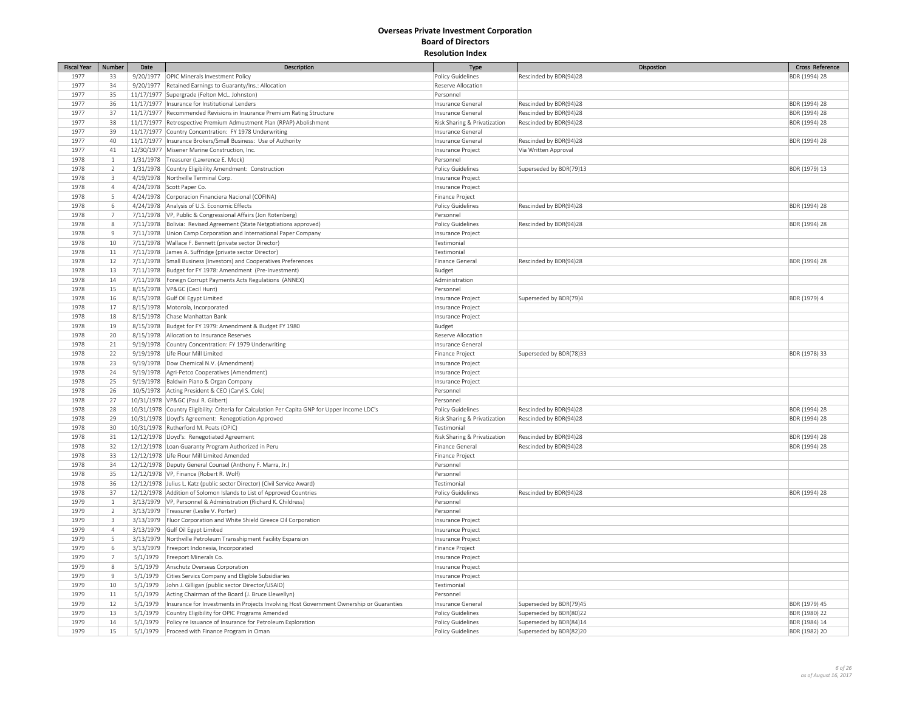# Overseas Private Investment Corporation
## Board of Directors
### Resolution Index

| Fiscal Year | Number | Date | Description | Type | Dispostion | Cross Reference |
|---|---|---|---|---|---|---|
| 1977 | 33 | 9/20/1977 | OPIC Minerals Investment Policy | Policy Guidelines | Rescinded by BDR(94)28 | BDR (1994) 28 |
| 1977 | 34 | 9/20/1977 | Retained Earnings to Guaranty/Ins.: Allocation | Reserve Allocation | | |
| 1977 | 35 | 11/17/1977 | Supergrade (Felton McL. Johnston) | Personnel | | |
| 1977 | 36 | 11/17/1977 | Insurance for Institutional Lenders | Insurance General | Rescinded by BDR(94)28 | BDR (1994) 28 |
| 1977 | 37 | 11/17/1977 | Recommended Revisions in Insurance Premium Rating Structure | Insurance General | Rescinded by BDR(94)28 | BDR (1994) 28 |
| 1977 | 38 | 11/17/1977 | Retrospective Premium Admustment Plan (RPAP) Abolishment | Risk Sharing & Privatization | Rescinded by BDR(94)28 | BDR (1994) 28 |
| 1977 | 39 | 11/17/1977 | Country Concentration: FY 1978 Underwriting | Insurance General | | |
| 1977 | 40 | 11/17/1977 | Insurance Brokers/Small Business: Use of Authority | Insurance General | Rescinded by BDR(94)28 | BDR (1994) 28 |
| 1977 | 41 | 12/30/1977 | Misener Marine Construction, Inc. | Insurance Project | Via Written Approval | |
| 1978 | 1 | 1/31/1978 | Treasurer (Lawrence E. Mock) | Personnel | | |
| 1978 | 2 | 1/31/1978 | Country Eligibility Amendment: Construction | Policy Guidelines | Superseded by BDR(79)13 | BDR (1979) 13 |
| 1978 | 3 | 4/19/1978 | Northville Terminal Corp. | Insurance Project | | |
| 1978 | 4 | 4/24/1978 | Scott Paper Co. | Insurance Project | | |
| 1978 | 5 | 4/24/1978 | Corporacion Financiera Nacional (COFINA) | Finance Project | | |
| 1978 | 6 | 4/24/1978 | Analysis of U.S. Economic Effects | Policy Guidelines | Rescinded by BDR(94)28 | BDR (1994) 28 |
| 1978 | 7 | 7/11/1978 | VP, Public & Congressional Affairs (Jon Rotenberg) | Personnel | | |
| 1978 | 8 | 7/11/1978 | Bolivia: Revised Agreement (State Netgotiations approved) | Policy Guidelines | Rescinded by BDR(94)28 | BDR (1994) 28 |
| 1978 | 9 | 7/11/1978 | Union Camp Corporation and International Paper Company | Insurance Project | | |
| 1978 | 10 | 7/11/1978 | Wallace F. Bennett (private sector Director) | Testimonial | | |
| 1978 | 11 | 7/11/1978 | James A. Suffridge (private sector Director) | Testimonial | | |
| 1978 | 12 | 7/11/1978 | Small Business (Investors) and Cooperatives Preferences | Finance General | Rescinded by BDR(94)28 | BDR (1994) 28 |
| 1978 | 13 | 7/11/1978 | Budget for FY 1978: Amendment (Pre-Investment) | Budget | | |
| 1978 | 14 | 7/11/1978 | Foreign Corrupt Payments Acts Regulations (ANNEX) | Administration | | |
| 1978 | 15 | 8/15/1978 | VP&GC (Cecil Hunt) | Personnel | | |
| 1978 | 16 | 8/15/1978 | Gulf Oil Egypt Limited | Insurance Project | Superseded by BDR(79)4 | BDR (1979) 4 |
| 1978 | 17 | 8/15/1978 | Motorola, Incorporated | Insurance Project | | |
| 1978 | 18 | 8/15/1978 | Chase Manhattan Bank | Insurance Project | | |
| 1978 | 19 | 8/15/1978 | Budget for FY 1979: Amendment & Budget FY 1980 | Budget | | |
| 1978 | 20 | 8/15/1978 | Allocation to Insurance Reserves | Reserve Allocation | | |
| 1978 | 21 | 9/19/1978 | Country Concentration: FY 1979 Underwriting | Insurance General | | |
| 1978 | 22 | 9/19/1978 | Life Flour Mill Limited | Finance Project | Superseded by BDR(78)33 | BDR (1978) 33 |
| 1978 | 23 | 9/19/1978 | Dow Chemical N.V. (Amendment) | Insurance Project | | |
| 1978 | 24 | 9/19/1978 | Agri-Petco Cooperatives (Amendment) | Insurance Project | | |
| 1978 | 25 | 9/19/1978 | Baldwin Piano & Organ Company | Insurance Project | | |
| 1978 | 26 | 10/5/1978 | Acting President & CEO (Caryl S. Cole) | Personnel | | |
| 1978 | 27 | 10/31/1978 | VP&GC (Paul R. Gilbert) | Personnel | | |
| 1978 | 28 | 10/31/1978 | Country Eligibility: Criteria for Calculation Per Capita GNP for Upper Income LDC's | Policy Guidelines | Rescinded by BDR(94)28 | BDR (1994) 28 |
| 1978 | 29 | 10/31/1978 | Lloyd's Agreement: Renegotiation Approved | Risk Sharing & Privatization | Rescinded by BDR(94)28 | BDR (1994) 28 |
| 1978 | 30 | 10/31/1978 | Rutherford M. Poats (OPIC) | Testimonial | | |
| 1978 | 31 | 12/12/1978 | Lloyd's: Renegotiated Agreement | Risk Sharing & Privatization | Rescinded by BDR(94)28 | BDR (1994) 28 |
| 1978 | 32 | 12/12/1978 | Loan Guaranty Program Authorized in Peru | Finance General | Rescinded by BDR(94)28 | BDR (1994) 28 |
| 1978 | 33 | 12/12/1978 | Life Flour Mill Limited Amended | Finance Project | | |
| 1978 | 34 | 12/12/1978 | Deputy General Counsel (Anthony F. Marra, Jr.) | Personnel | | |
| 1978 | 35 | 12/12/1978 | VP, Finance (Robert R. Wolf) | Personnel | | |
| 1978 | 36 | 12/12/1978 | Julius L. Katz (public sector Director) (Civil Service Award) | Testimonial | | |
| 1978 | 37 | 12/12/1978 | Addition of Solomon Islands to List of Approved Countries | Policy Guidelines | Rescinded by BDR(94)28 | BDR (1994) 28 |
| 1979 | 1 | 3/13/1979 | VP, Personnel & Administration (Richard K. Childress) | Personnel | | |
| 1979 | 2 | 3/13/1979 | Treasurer (Leslie V. Porter) | Personnel | | |
| 1979 | 3 | 3/13/1979 | Fluor Corporation and White Shield Greece Oil Corporation | Insurance Project | | |
| 1979 | 4 | 3/13/1979 | Gulf Oil Egypt Limited | Insurance Project | | |
| 1979 | 5 | 3/13/1979 | Northville Petroleum Transshipment Facility Expansion | Insurance Project | | |
| 1979 | 6 | 3/13/1979 | Freeport Indonesia, Incorporated | Finance Project | | |
| 1979 | 7 | 5/1/1979 | Freeport Minerals Co. | Insurance Project | | |
| 1979 | 8 | 5/1/1979 | Anschutz Overseas Corporation | Insurance Project | | |
| 1979 | 9 | 5/1/1979 | Cities Servics Company and Eligible Subsidiaries | Insurance Project | | |
| 1979 | 10 | 5/1/1979 | John J. Gilligan (public sector Director/USAID) | Testimonial | | |
| 1979 | 11 | 5/1/1979 | Acting Chairman of the Board (J. Bruce Llewellyn) | Personnel | | |
| 1979 | 12 | 5/1/1979 | Insurance for Investments in Projects Involving Host Government Ownership or Guaranties | Insurance General | Superseded by BDR(79)45 | BDR (1979) 45 |
| 1979 | 13 | 5/1/1979 | Country Eligibility for OPIC Programs Amended | Policy Guidelines | Superseded by BDR(80)22 | BDR (1980) 22 |
| 1979 | 14 | 5/1/1979 | Policy re Issuance of Insurance for Petroleum Exploration | Policy Guidelines | Superseded by BDR(84)14 | BDR (1984) 14 |
| 1979 | 15 | 5/1/1979 | Proceed with Finance Program in Oman | Policy Guidelines | Superseded by BDR(82)20 | BDR (1982) 20 |

*as of August 16, 2017*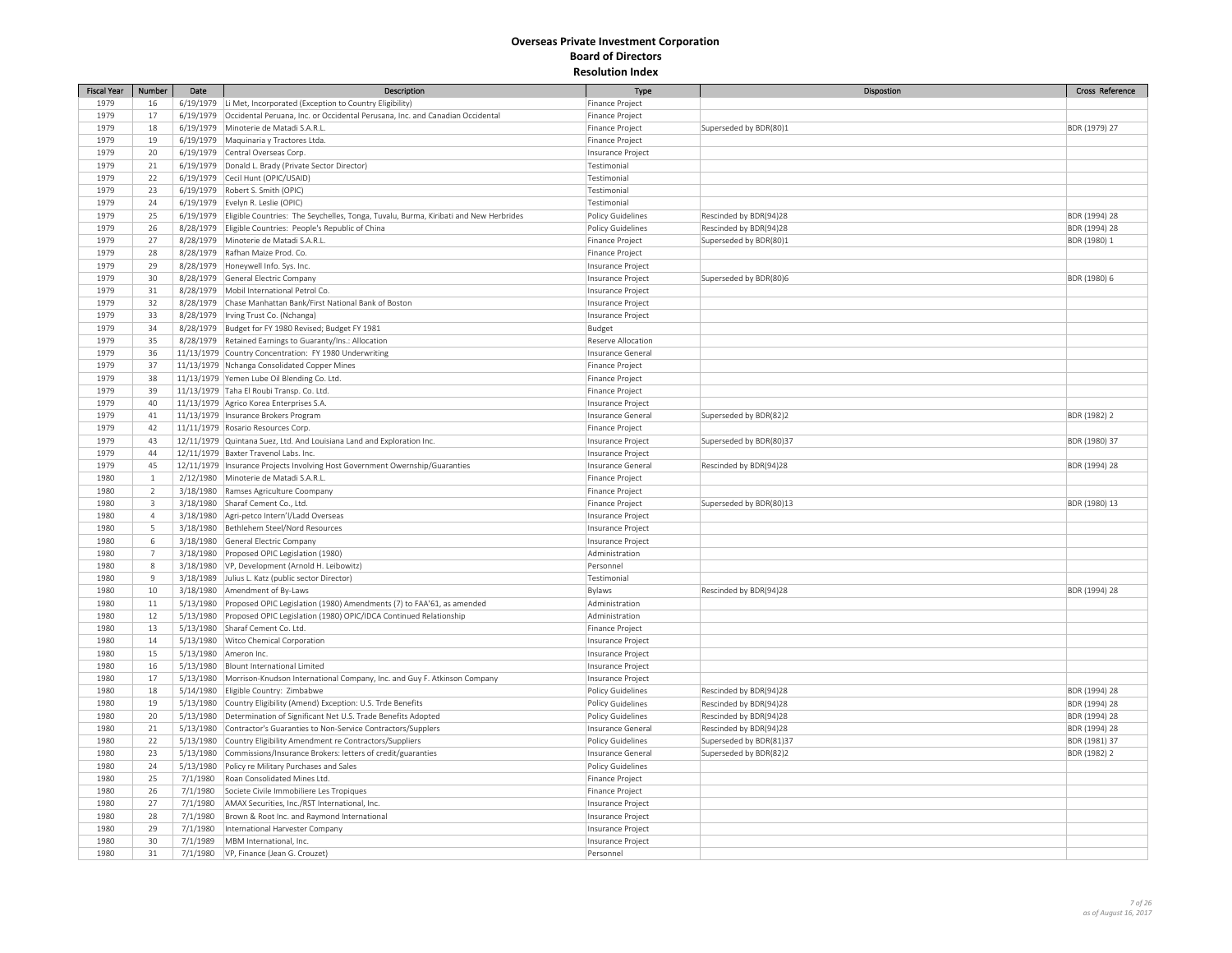# Overseas Private Investment Corporation
## Board of Directors
### Resolution Index

| Fiscal Year | Number | Date | Description | Type | Dispostion | Cross Reference |
|---|---|---|---|---|---|---|
| 1979 | 16 | 6/19/1979 | Li Met, Incorporated (Exception to Country Eligibility) | Finance Project | | |
| 1979 | 17 | 6/19/1979 | Occidental Peruana, Inc. or Occidental Perusana, Inc. and Canadian Occidental | Finance Project | | |
| 1979 | 18 | 6/19/1979 | Minoterie de Matadi S.A.R.L. | Finance Project | Superseded by BDR(80)1 | BDR (1979) 27 |
| 1979 | 19 | 6/19/1979 | Maquinaria y Tractores Ltda. | Finance Project | | |
| 1979 | 20 | 6/19/1979 | Central Overseas Corp. | Insurance Project | | |
| 1979 | 21 | 6/19/1979 | Donald L. Brady (Private Sector Director) | Testimonial | | |
| 1979 | 22 | 6/19/1979 | Cecil Hunt (OPIC/USAID) | Testimonial | | |
| 1979 | 23 | 6/19/1979 | Robert S. Smith (OPIC) | Testimonial | | |
| 1979 | 24 | 6/19/1979 | Evelyn R. Leslie (OPIC) | Testimonial | | |
| 1979 | 25 | 6/19/1979 | Eligible Countries: The Seychelles, Tonga, Tuvalu, Burma, Kiribati and New Herbrides | Policy Guidelines | Rescinded by BDR(94)28 | BDR (1994) 28 |
| 1979 | 26 | 8/28/1979 | Eligible Countries: People's Republic of China | Policy Guidelines | Rescinded by BDR(94)28 | BDR (1994) 28 |
| 1979 | 27 | 8/28/1979 | Minoterie de Matadi S.A.R.L. | Finance Project | Superseded by BDR(80)1 | BDR (1980) 1 |
| 1979 | 28 | 8/28/1979 | Rafhan Maize Prod. Co. | Finance Project | | |
| 1979 | 29 | 8/28/1979 | Honeywell Info. Sys. Inc. | Insurance Project | | |
| 1979 | 30 | 8/28/1979 | General Electric Company | Insurance Project | Superseded by BDR(80)6 | BDR (1980) 6 |
| 1979 | 31 | 8/28/1979 | Mobil International Petrol Co. | Insurance Project | | |
| 1979 | 32 | 8/28/1979 | Chase Manhattan Bank/First National Bank of Boston | Insurance Project | | |
| 1979 | 33 | 8/28/1979 | Irving Trust Co. (Nchanga) | Insurance Project | | |
| 1979 | 34 | 8/28/1979 | Budget for FY 1980 Revised; Budget FY 1981 | Budget | | |
| 1979 | 35 | 8/28/1979 | Retained Earnings to Guaranty/Ins.: Allocation | Reserve Allocation | | |
| 1979 | 36 | 11/13/1979 | Country Concentration: FY 1980 Underwriting | Insurance General | | |
| 1979 | 37 | 11/13/1979 | Nchanga Consolidated Copper Mines | Finance Project | | |
| 1979 | 38 | 11/13/1979 | Yemen Lube Oil Blending Co. Ltd. | Finance Project | | |
| 1979 | 39 | 11/13/1979 | Taha El Roubi Transp. Co. Ltd. | Finance Project | | |
| 1979 | 40 | 11/13/1979 | Agrico Korea Enterprises S.A. | Insurance Project | | |
| 1979 | 41 | 11/13/1979 | Insurance Brokers Program | Insurance General | Superseded by BDR(82)2 | BDR (1982) 2 |
| 1979 | 42 | 11/11/1979 | Rosario Resources Corp. | Finance Project | | |
| 1979 | 43 | 12/11/1979 | Quintana Suez, Ltd. And Louisiana Land and Exploration Inc. | Insurance Project | Superseded by BDR(80)37 | BDR (1980) 37 |
| 1979 | 44 | 12/11/1979 | Baxter Travenol Labs. Inc. | Insurance Project | | |
| 1979 | 45 | 12/11/1979 | Insurance Projects Involving Host Government Owernship/Guaranties | Insurance General | Rescinded by BDR(94)28 | BDR (1994) 28 |
| 1980 | 1 | 2/12/1980 | Minoterie de Matadi S.A.R.L. | Finance Project | | |
| 1980 | 2 | 3/18/1980 | Ramses Agriculture Coompany | Finance Project | | |
| 1980 | 3 | 3/18/1980 | Sharaf Cement Co., Ltd. | Finance Project | Superseded by BDR(80)13 | BDR (1980) 13 |
| 1980 | 4 | 3/18/1980 | Agri-petco Intern'l/Ladd Overseas | Insurance Project | | |
| 1980 | 5 | 3/18/1980 | Bethlehem Steel/Nord Resources | Insurance Project | | |
| 1980 | 6 | 3/18/1980 | General Electric Company | Insurance Project | | |
| 1980 | 7 | 3/18/1980 | Proposed OPIC Legislation (1980) | Administration | | |
| 1980 | 8 | 3/18/1980 | VP, Development (Arnold H. Leibowitz) | Personnel | | |
| 1980 | 9 | 3/18/1989 | Julius L. Katz (public sector Director) | Testimonial | | |
| 1980 | 10 | 3/18/1980 | Amendment of By-Laws | Bylaws | Rescinded by BDR(94)28 | BDR (1994) 28 |
| 1980 | 11 | 5/13/1980 | Proposed OPIC Legislation (1980) Amendments (7) to FAA'61, as amended | Administration | | |
| 1980 | 12 | 5/13/1980 | Proposed OPIC Legislation (1980) OPIC/IDCA Continued Relationship | Administration | | |
| 1980 | 13 | 5/13/1980 | Sharaf Cement Co. Ltd. | Finance Project | | |
| 1980 | 14 | 5/13/1980 | Witco Chemical Corporation | Insurance Project | | |
| 1980 | 15 | 5/13/1980 | Ameron Inc. | Insurance Project | | |
| 1980 | 16 | 5/13/1980 | Blount International Limited | Insurance Project | | |
| 1980 | 17 | 5/13/1980 | Morrison-Knudson International Company, Inc. and Guy F. Atkinson Company | Insurance Project | | |
| 1980 | 18 | 5/14/1980 | Eligible Country: Zimbabwe | Policy Guidelines | Rescinded by BDR(94)28 | BDR (1994) 28 |
| 1980 | 19 | 5/13/1980 | Country Eligibility (Amend) Exception: U.S. Trde Benefits | Policy Guidelines | Rescinded by BDR(94)28 | BDR (1994) 28 |
| 1980 | 20 | 5/13/1980 | Determination of Significant Net U.S. Trade Benefits Adopted | Policy Guidelines | Rescinded by BDR(94)28 | BDR (1994) 28 |
| 1980 | 21 | 5/13/1980 | Contractor's Guaranties to Non-Service Contractors/Suppliers | Insurance General | Rescinded by BDR(94)28 | BDR (1994) 28 |
| 1980 | 22 | 5/13/1980 | Country Eligibility Amendment re Contractors/Suppliers | Policy Guidelines | Superseded by BDR(81)37 | BDR (1981) 37 |
| 1980 | 23 | 5/13/1980 | Commissions/Insurance Brokers: letters of credit/guaranties | Insurance General | Superseded by BDR(82)2 | BDR (1982) 2 |
| 1980 | 24 | 5/13/1980 | Policy re Military Purchases and Sales | Policy Guidelines | | |
| 1980 | 25 | 7/1/1980 | Roan Consolidated Mines Ltd. | Finance Project | | |
| 1980 | 26 | 7/1/1980 | Societe Civile Immobiliere Les Tropiques | Finance Project | | |
| 1980 | 27 | 7/1/1980 | AMAX Securities, Inc./RST International, Inc. | Insurance Project | | |
| 1980 | 28 | 7/1/1980 | Brown & Root Inc. and Raymond International | Insurance Project | | |
| 1980 | 29 | 7/1/1980 | International Harvester Company | Insurance Project | | |
| 1980 | 30 | 7/1/1989 | MBM International, Inc. | Insurance Project | | |
| 1980 | 31 | 7/1/1980 | VP, Finance (Jean G. Crouzet) | Personnel | | |

*as of August 16, 2017*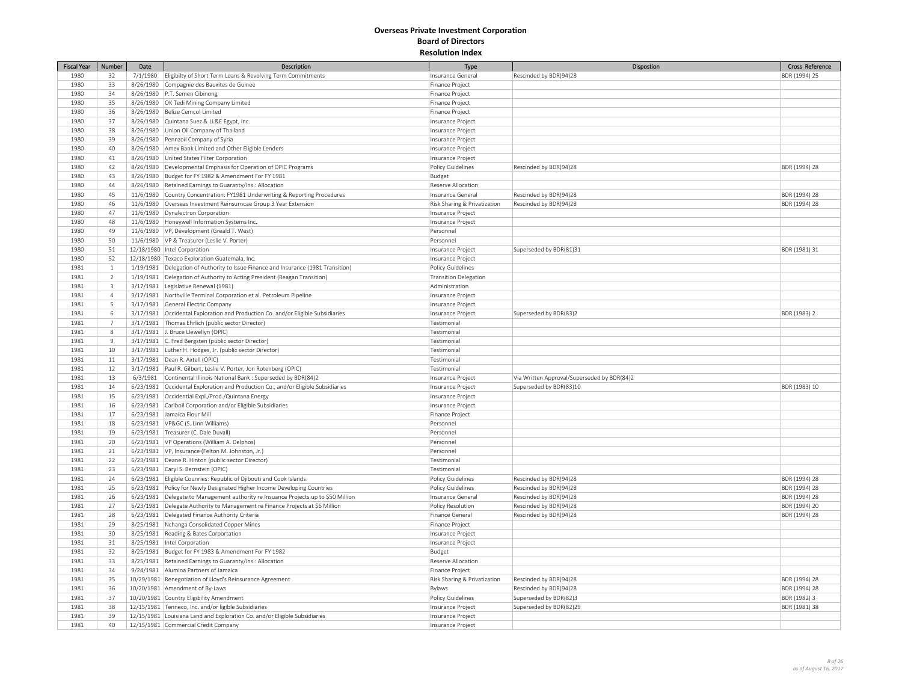# Overseas Private Investment Corporation
## Board of Directors
### Resolution Index

| Fiscal Year | Number | Date | Description | Type | Dispostion | Cross Reference |
|---|---|---|---|---|---|---|
| 1980 | 32 | 7/1/1980 | Eligibilty of Short Term Loans & Revolving Term Commitments | Insurance General | Rescinded by BDR(94)28 | BDR (1994) 25 |
| 1980 | 33 | 8/26/1980 | Compagnie des Bauxites de Guinee | Finance Project | | |
| 1980 | 34 | 8/26/1980 | P.T. Semen Cibinong | Finance Project | | |
| 1980 | 35 | 8/26/1980 | OK Tedi Mining Company Limited | Finance Project | | |
| 1980 | 36 | 8/26/1980 | Belize Cemcol Limited | Finance Project | | |
| 1980 | 37 | 8/26/1980 | Quintana Suez & LL&E Egypt, Inc. | Insurance Project | | |
| 1980 | 38 | 8/26/1980 | Union Oil Company of Thailand | Insurance Project | | |
| 1980 | 39 | 8/26/1980 | Pennzoil Company of Syria | Insurance Project | | |
| 1980 | 40 | 8/26/1980 | Amex Bank Limited and Other Eligible Lenders | Insurance Project | | |
| 1980 | 41 | 8/26/1980 | United States Filter Corporation | Insurance Project | | |
| 1980 | 42 | 8/26/1980 | Developmental Emphasis for Operation of OPIC Programs | Policy Guidelines | Rescinded by BDR(94)28 | BDR (1994) 28 |
| 1980 | 43 | 8/26/1980 | Budget for FY 1982 & Amendment For FY 1981 | Budget | | |
| 1980 | 44 | 8/26/1980 | Retained Earnings to Guaranty/Ins.: Allocation | Reserve Allocation | | |
| 1980 | 45 | 11/6/1980 | Country Concentration: FY1981 Underwriting & Reporting Procedures | Insurance General | Rescinded by BDR(94)28 | BDR (1994) 28 |
| 1980 | 46 | 11/6/1980 | Overseas Investment Reinsurncae Group 3 Year Extension | Risk Sharing & Privatization | Rescinded by BDR(94)28 | BDR (1994) 28 |
| 1980 | 47 | 11/6/1980 | Dynalectron Corporation | Insurance Project | | |
| 1980 | 48 | 11/6/1980 | Honeywell Information Systems Inc. | Insurance Project | | |
| 1980 | 49 | 11/6/1980 | VP, Development (Greald T. West) | Personnel | | |
| 1980 | 50 | 11/6/1980 | VP & Treasurer (Leslie V. Porter) | Personnel | | |
| 1980 | 51 | 12/18/1980 | Intel Corporation | Insurance Project | Superseded by BDR(81)31 | BDR (1981) 31 |
| 1980 | 52 | 12/18/1980 | Texaco Exploration Guatemala, Inc. | Insurance Project | | |
| 1981 | 1 | 1/19/1981 | Delegation of Authority to Issue Finance and Insurance (1981 Transition) | Policy Guidelines | | |
| 1981 | 2 | 1/19/1981 | Delegation of Authority to Acting President (Reagan Transition) | Transition Delegation | | |
| 1981 | 3 | 3/17/1981 | Legislative Renewal (1981) | Administration | | |
| 1981 | 4 | 3/17/1981 | Northville Terminal Corporation et al. Petroleum Pipeline | Insurance Project | | |
| 1981 | 5 | 3/17/1981 | General Electric Company | Insurance Project | | |
| 1981 | 6 | 3/17/1981 | Occidental Exploration and Production Co. and/or Eligible Subsidiaries | Insurance Project | Superseded by BDR(83)2 | BDR (1983) 2 |
| 1981 | 7 | 3/17/1981 | Thomas Ehrlich (public sector Director) | Testimonial | | |
| 1981 | 8 | 3/17/1981 | J. Bruce Llewellyn (OPIC) | Testimonial | | |
| 1981 | 9 | 3/17/1981 | C. Fred Bergsten (public sector Director) | Testimonial | | |
| 1981 | 10 | 3/17/1981 | Luther H. Hodges, Jr. (public sector Director) | Testimonial | | |
| 1981 | 11 | 3/17/1981 | Dean R. Axtell (OPIC) | Testimonial | | |
| 1981 | 12 | 3/17/1981 | Paul R. Gilbert, Leslie V. Porter, Jon Rotenberg (OPIC) | Testimonial | | |
| 1981 | 13 | 6/3/1981 | Continental Illinois National Bank : Superseded by BDR(84)2 | Insurance Project | Via Written Approval/Superseded by BDR(84)2 | |
| 1981 | 14 | 6/23/1981 | Occidental Exploration and Production Co., and/or Eligible Subsidiaries | Insurance Project | Superseded by BDR(83)10 | BDR (1983) 10 |
| 1981 | 15 | 6/23/1981 | Occidential Expl./Prod./Quintana Energy | Insurance Project | | |
| 1981 | 16 | 6/23/1981 | Cariboil Corporation and/or Eligible Subsidiaries | Insurance Project | | |
| 1981 | 17 | 6/23/1981 | Jamaica Flour Mill | Finance Project | | |
| 1981 | 18 | 6/23/1981 | VP&GC (S. Linn Williams) | Personnel | | |
| 1981 | 19 | 6/23/1981 | Treasurer (C. Dale Duvall) | Personnel | | |
| 1981 | 20 | 6/23/1981 | VP Operations (William A. Delphos) | Personnel | | |
| 1981 | 21 | 6/23/1981 | VP, Insurance (Felton M. Johnston, Jr.) | Personnel | | |
| 1981 | 22 | 6/23/1981 | Deane R. Hinton (public sector Director) | Testimonial | | |
| 1981 | 23 | 6/23/1981 | Caryl S. Bernstein (OPIC) | Testimonial | | |
| 1981 | 24 | 6/23/1981 | Eligible Counries: Republic of Djibouti and Cook Islands | Policy Guidelines | Rescinded by BDR(94)28 | BDR (1994) 28 |
| 1981 | 25 | 6/23/1981 | Policy for Newly Designated Higher Income Developing Countries | Policy Guidelines | Rescinded by BDR(94)28 | BDR (1994) 28 |
| 1981 | 26 | 6/23/1981 | Delegate to Management authority re Insuance Projects up to $50 Million | Insurance General | Rescinded by BDR(94)28 | BDR (1994) 28 |
| 1981 | 27 | 6/23/1981 | Delegate Authority to Management re Finance Projects at $6 Million | Policy Resolution | Rescinded by BDR(94)28 | BDR (1994) 20 |
| 1981 | 28 | 6/23/1981 | Delegated Finance Authority Criteria | Finance General | Rescinded by BDR(94)28 | BDR (1994) 28 |
| 1981 | 29 | 8/25/1981 | Nchanga Consolidated Copper Mines | Finance Project | | |
| 1981 | 30 | 8/25/1981 | Reading & Bates Corportation | Insurance Project | | |
| 1981 | 31 | 8/25/1981 | Intel Corporation | Insurance Project | | |
| 1981 | 32 | 8/25/1981 | Budget for FY 1983 & Amendment For FY 1982 | Budget | | |
| 1981 | 33 | 8/25/1981 | Retained Earnings to Guaranty/Ins.: Allocation | Reserve Allocation | | |
| 1981 | 34 | 9/24/1981 | Alumina Partners of Jamaica | Finance Project | | |
| 1981 | 35 | 10/29/1981 | Renegotiation of Lloyd's Reinsurance Agreement | Risk Sharing & Privatization | Rescinded by BDR(94)28 | BDR (1994) 28 |
| 1981 | 36 | 10/20/1981 | Amendment of By-Laws | Bylaws | Rescinded by BDR(94)28 | BDR (1994) 28 |
| 1981 | 37 | 10/20/1981 | Country Eligibility Amendment | Policy Guidelines | Superseded by BDR(82)3 | BDR (1982) 3 |
| 1981 | 38 | 12/15/1981 | Tenneco, Inc. and/or ligible Subsidiaries | Insurance Project | Superseded by BDR(82)29 | BDR (1981) 38 |
| 1981 | 39 | 12/15/1981 | Louisiana Land and Exploration Co. and/or Eligible Subsidiaries | Insurance Project | | |
| 1981 | 40 | 12/15/1981 | Commercial Credit Company | Insurance Project | | |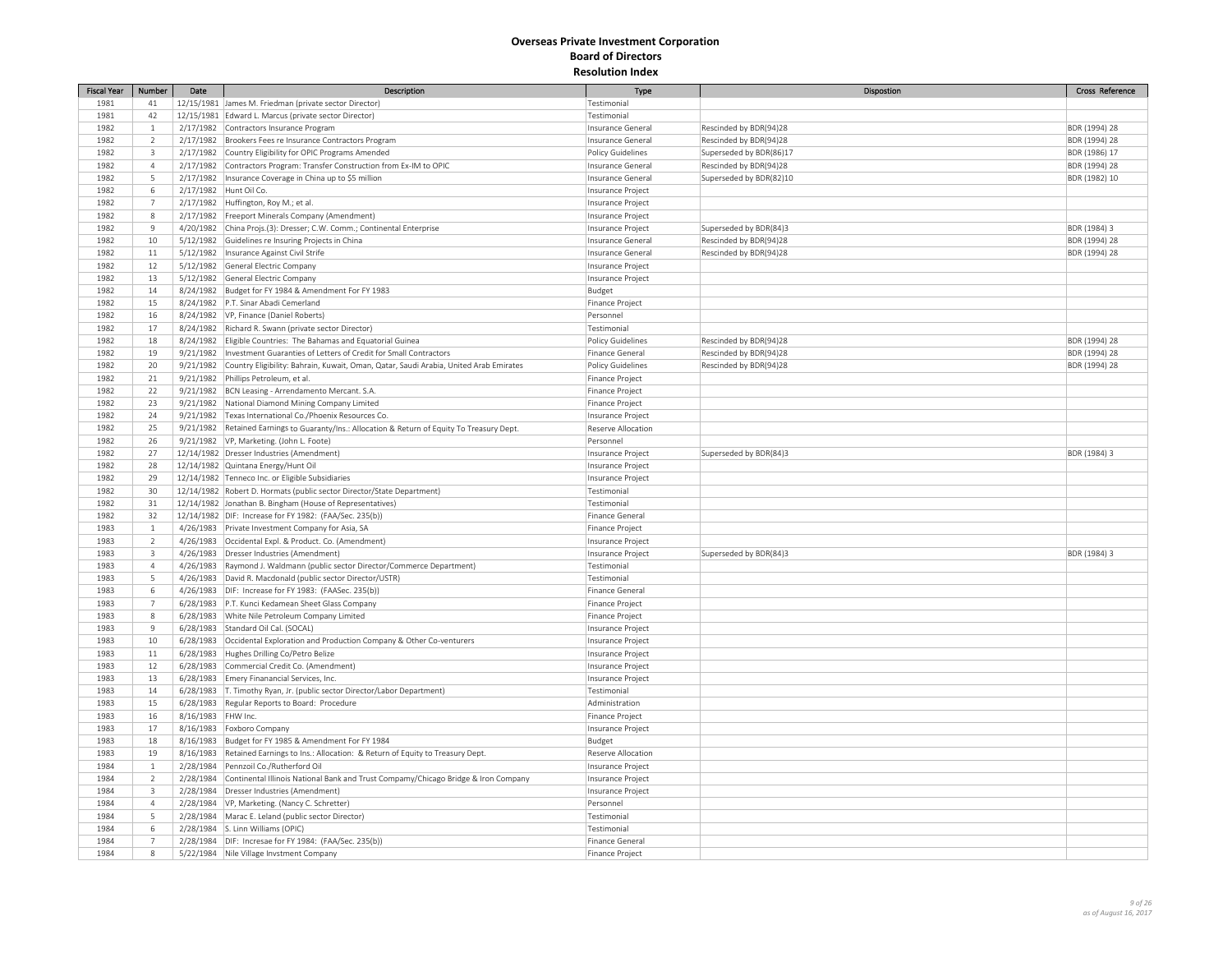# Overseas Private Investment Corporation
## Board of Directors
### Resolution Index

| Fiscal Year | Number | Date | Description | Type | Dispostion | Cross Reference |
|---|---|---|---|---|---|---|
| 1981 | 41 | 12/15/1981 | James M. Friedman (private sector Director) | Testimonial | | |
| 1981 | 42 | 12/15/1981 | Edward L. Marcus (private sector Director) | Testimonial | | |
| 1982 | 1 | 2/17/1982 | Contractors Insurance Program | Insurance General | Rescinded by BDR(94)28 | BDR (1994) 28 |
| 1982 | 2 | 2/17/1982 | Brookers Fees re Insurance Contractors Program | Insurance General | Rescinded by BDR(94)28 | BDR (1994) 28 |
| 1982 | 3 | 2/17/1982 | Country Eligibility for OPIC Programs Amended | Policy Guidelines | Superseded by BDR(86)17 | BDR (1986) 17 |
| 1982 | 4 | 2/17/1982 | Contractors Program: Transfer Construction from Ex-IM to OPIC | Insurance General | Rescinded by BDR(94)28 | BDR (1994) 28 |
| 1982 | 5 | 2/17/1982 | Insurance Coverage in China up to $5 million | Insurance General | Superseded by BDR(82)10 | BDR (1982) 10 |
| 1982 | 6 | 2/17/1982 | Hunt Oil Co. | Insurance Project | | |
| 1982 | 7 | 2/17/1982 | Huffington, Roy M.; et al. | Insurance Project | | |
| 1982 | 8 | 2/17/1982 | Freeport Minerals Company (Amendment) | Insurance Project | | |
| 1982 | 9 | 4/20/1982 | China Projs.(3): Dresser; C.W. Comm.; Continental Enterprise | Insurance Project | Superseded by BDR(84)3 | BDR (1984) 3 |
| 1982 | 10 | 5/12/1982 | Guidelines re Insuring Projects in China | Insurance General | Rescinded by BDR(94)28 | BDR (1994) 28 |
| 1982 | 11 | 5/12/1982 | Insurance Against Civil Strife | Insurance General | Rescinded by BDR(94)28 | BDR (1994) 28 |
| 1982 | 12 | 5/12/1982 | General Electric Company | Insurance Project | | |
| 1982 | 13 | 5/12/1982 | General Electric Company | Insurance Project | | |
| 1982 | 14 | 8/24/1982 | Budget for FY 1984 & Amendment For FY 1983 | Budget | | |
| 1982 | 15 | 8/24/1982 | P.T. Sinar Abadi Cemerland | Finance Project | | |
| 1982 | 16 | 8/24/1982 | VP, Finance (Daniel Roberts) | Personnel | | |
| 1982 | 17 | 8/24/1982 | Richard R. Swann (private sector Director) | Testimonial | | |
| 1982 | 18 | 8/24/1982 | Eligible Countries: The Bahamas and Equatorial Guinea | Policy Guidelines | Rescinded by BDR(94)28 | BDR (1994) 28 |
| 1982 | 19 | 9/21/1982 | Investment Guaranties of Letters of Credit for Small Contractors | Finance General | Rescinded by BDR(94)28 | BDR (1994) 28 |
| 1982 | 20 | 9/21/1982 | Country Eligibility: Bahrain, Kuwait, Oman, Qatar, Saudi Arabia, United Arab Emirates | Policy Guidelines | Rescinded by BDR(94)28 | BDR (1994) 28 |
| 1982 | 21 | 9/21/1982 | Phillips Petroleum, et al. | Finance Project | | |
| 1982 | 22 | 9/21/1982 | BCN Leasing - Arrendamento Mercant. S.A. | Finance Project | | |
| 1982 | 23 | 9/21/1982 | National Diamond Mining Company Limited | Finance Project | | |
| 1982 | 24 | 9/21/1982 | Texas International Co./Phoenix Resources Co. | Insurance Project | | |
| 1982 | 25 | 9/21/1982 | Retained Earnings to Guaranty/Ins.: Allocation & Return of Equity To Treasury Dept. | Reserve Allocation | | |
| 1982 | 26 | 9/21/1982 | VP, Marketing. (John L. Foote) | Personnel | | |
| 1982 | 27 | 12/14/1982 | Dresser Industries (Amendment) | Insurance Project | Superseded by BDR(84)3 | BDR (1984) 3 |
| 1982 | 28 | 12/14/1982 | Quintana Energy/Hunt Oil | Insurance Project | | |
| 1982 | 29 | 12/14/1982 | Tenneco Inc. or Eligible Subsidiaries | Insurance Project | | |
| 1982 | 30 | 12/14/1982 | Robert D. Hormats (public sector Director/State Department) | Testimonial | | |
| 1982 | 31 | 12/14/1982 | Jonathan B. Bingham (House of Representatives) | Testimonial | | |
| 1982 | 32 | 12/14/1982 | DIF: Increase for FY 1982: (FAA/Sec. 235(b)) | Finance General | | |
| 1983 | 1 | 4/26/1983 | Private Investment Company for Asia, SA | Finance Project | | |
| 1983 | 2 | 4/26/1983 | Occidental Expl. & Product. Co. (Amendment) | Insurance Project | | |
| 1983 | 3 | 4/26/1983 | Dresser Industries (Amendment) | Insurance Project | Superseded by BDR(84)3 | BDR (1984) 3 |
| 1983 | 4 | 4/26/1983 | Raymond J. Waldmann (public sector Director/Commerce Department) | Testimonial | | |
| 1983 | 5 | 4/26/1983 | David R. Macdonald (public sector Director/USTR) | Testimonial | | |
| 1983 | 6 | 4/26/1983 | DIF: Increase for FY 1983: (FAASec. 235(b)) | Finance General | | |
| 1983 | 7 | 6/28/1983 | P.T. Kunci Kedamean Sheet Glass Company | Finance Project | | |
| 1983 | 8 | 6/28/1983 | White Nile Petroleum Company Limited | Finance Project | | |
| 1983 | 9 | 6/28/1983 | Standard Oil Cal. (SOCAL) | Insurance Project | | |
| 1983 | 10 | 6/28/1983 | Occidental Exploration and Production Company & Other Co-venturers | Insurance Project | | |
| 1983 | 11 | 6/28/1983 | Hughes Drilling Co/Petro Belize | Insurance Project | | |
| 1983 | 12 | 6/28/1983 | Commercial Credit Co. (Amendment) | Insurance Project | | |
| 1983 | 13 | 6/28/1983 | Emery Finanancial Services, Inc. | Insurance Project | | |
| 1983 | 14 | 6/28/1983 | T. Timothy Ryan, Jr. (public sector Director/Labor Department) | Testimonial | | |
| 1983 | 15 | 6/28/1983 | Regular Reports to Board: Procedure | Administration | | |
| 1983 | 16 | 8/16/1983 | FHW Inc. | Finance Project | | |
| 1983 | 17 | 8/16/1983 | Foxboro Company | Insurance Project | | |
| 1983 | 18 | 8/16/1983 | Budget for FY 1985 & Amendment For FY 1984 | Budget | | |
| 1983 | 19 | 8/16/1983 | Retained Earnings to Ins.: Allocation: & Return of Equity to Treasury Dept. | Reserve Allocation | | |
| 1984 | 1 | 2/28/1984 | Pennzoil Co./Rutherford Oil | Insurance Project | | |
| 1984 | 2 | 2/28/1984 | Continental Illinois National Bank and Trust Compamy/Chicago Bridge & Iron Company | Insurance Project | | |
| 1984 | 3 | 2/28/1984 | Dresser Industries (Amendment) | Insurance Project | | |
| 1984 | 4 | 2/28/1984 | VP, Marketing. (Nancy C. Schretter) | Personnel | | |
| 1984 | 5 | 2/28/1984 | Marac E. Leland (public sector Director) | Testimonial | | |
| 1984 | 6 | 2/28/1984 | S. Linn Williams (OPIC) | Testimonial | | |
| 1984 | 7 | 2/28/1984 | DIF: Incresae for FY 1984: (FAA/Sec. 235(b)) | Finance General | | |
| 1984 | 8 | 5/22/1984 | Nile Village Invstment Company | Finance Project | | |

*as of August 16, 2017*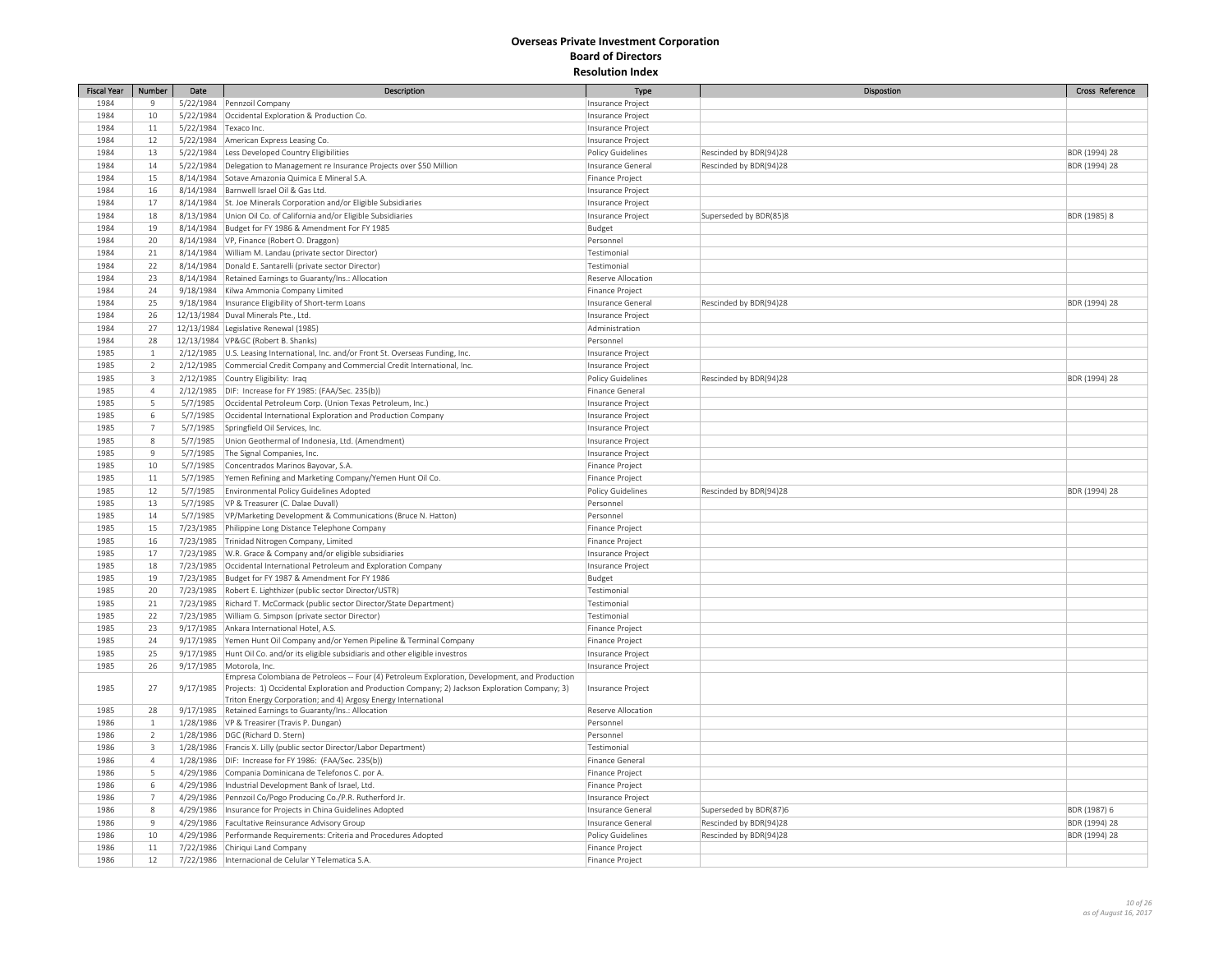## Overseas Private Investment Corporation
### Board of Directors
### Resolution Index

| Fiscal Year | Number | Date | Description | Type | Dispostion | Cross Reference |
|---|---|---|---|---|---|---|
| 1984 | 9 | 5/22/1984 | Pennzoil Company | Insurance Project | | |
| 1984 | 10 | 5/22/1984 | Occidental Exploration & Production Co. | Insurance Project | | |
| 1984 | 11 | 5/22/1984 | Texaco Inc. | Insurance Project | | |
| 1984 | 12 | 5/22/1984 | American Express Leasing Co. | Insurance Project | | |
| 1984 | 13 | 5/22/1984 | Less Developed Country Eligibilities | Policy Guidelines | Rescinded by BDR(94)28 | BDR (1994) 28 |
| 1984 | 14 | 5/22/1984 | Delegation to Management re Insurance Projects over $50 Million | Insurance General | Rescinded by BDR(94)28 | BDR (1994) 28 |
| 1984 | 15 | 8/14/1984 | Sotave Amazonia Quimica E Mineral S.A. | Finance Project | | |
| 1984 | 16 | 8/14/1984 | Barnwell Israel Oil & Gas Ltd. | Insurance Project | | |
| 1984 | 17 | 8/14/1984 | St. Joe Minerals Corporation and/or Eligible Subsidiaries | Insurance Project | | |
| 1984 | 18 | 8/13/1984 | Union Oil Co. of California and/or Eligible Subsidiaries | Insurance Project | Superseded by BDR(85)8 | BDR (1985) 8 |
| 1984 | 19 | 8/14/1984 | Budget for FY 1986 & Amendment For FY 1985 | Budget | | |
| 1984 | 20 | 8/14/1984 | VP, Finance (Robert O. Draggon) | Personnel | | |
| 1984 | 21 | 8/14/1984 | William M. Landau (private sector Director) | Testimonial | | |
| 1984 | 22 | 8/14/1984 | Donald E. Santarelli (private sector Director) | Testimonial | | |
| 1984 | 23 | 8/14/1984 | Retained Earnings to Guaranty/Ins.: Allocation | Reserve Allocation | | |
| 1984 | 24 | 9/18/1984 | Kilwa Ammonia Company Limited | Finance Project | | |
| 1984 | 25 | 9/18/1984 | Insurance Eligibility of Short-term Loans | Insurance General | Rescinded by BDR(94)28 | BDR (1994) 28 |
| 1984 | 26 | 12/13/1984 | Duval Minerals Pte., Ltd. | Insurance Project | | |
| 1984 | 27 | 12/13/1984 | Legislative Renewal (1985) | Administration | | |
| 1984 | 28 | 12/13/1984 | VP&GC (Robert B. Shanks) | Personnel | | |
| 1985 | 1 | 2/12/1985 | U.S. Leasing International, Inc. and/or Front St. Overseas Funding, Inc. | Insurance Project | | |
| 1985 | 2 | 2/12/1985 | Commercial Credit Company and Commercial Credit International, Inc. | Insurance Project | | |
| 1985 | 3 | 2/12/1985 | Country Eligibility: Iraq | Policy Guidelines | Rescinded by BDR(94)28 | BDR (1994) 28 |
| 1985 | 4 | 2/12/1985 | DIF: Increase for FY 1985: (FAA/Sec. 235(b)) | Finance General | | |
| 1985 | 5 | 5/7/1985 | Occidental Petroleum Corp. (Union Texas Petroleum, Inc.) | Insurance Project | | |
| 1985 | 6 | 5/7/1985 | Occidental International Exploration and Production Company | Insurance Project | | |
| 1985 | 7 | 5/7/1985 | Springfield Oil Services, Inc. | Insurance Project | | |
| 1985 | 8 | 5/7/1985 | Union Geothermal of Indonesia, Ltd. (Amendment) | Insurance Project | | |
| 1985 | 9 | 5/7/1985 | The Signal Companies, Inc. | Insurance Project | | |
| 1985 | 10 | 5/7/1985 | Concentrados Marinos Bayovar, S.A. | Finance Project | | |
| 1985 | 11 | 5/7/1985 | Yemen Refining and Marketing Company/Yemen Hunt Oil Co. | Finance Project | | |
| 1985 | 12 | 5/7/1985 | Environmental Policy Guidelines Adopted | Policy Guidelines | Rescinded by BDR(94)28 | BDR (1994) 28 |
| 1985 | 13 | 5/7/1985 | VP & Treasurer (C. Dalae Duvall) | Personnel | | |
| 1985 | 14 | 5/7/1985 | VP/Marketing Development & Communications (Bruce N. Hatton) | Personnel | | |
| 1985 | 15 | 7/23/1985 | Philippine Long Distance Telephone Company | Finance Project | | |
| 1985 | 16 | 7/23/1985 | Trinidad Nitrogen Company, Limited | Finance Project | | |
| 1985 | 17 | 7/23/1985 | W.R. Grace & Company and/or eligible subsidiaries | Insurance Project | | |
| 1985 | 18 | 7/23/1985 | Occidental International Petroleum and Exploration Company | Insurance Project | | |
| 1985 | 19 | 7/23/1985 | Budget for FY 1987 & Amendment For FY 1986 | Budget | | |
| 1985 | 20 | 7/23/1985 | Robert E. Lighthizer (public sector Director/USTR) | Testimonial | | |
| 1985 | 21 | 7/23/1985 | Richard T. McCormack (public sector Director/State Department) | Testimonial | | |
| 1985 | 22 | 7/23/1985 | William G. Simpson (private sector Director) | Testimonial | | |
| 1985 | 23 | 9/17/1985 | Ankara International Hotel, A.S. | Finance Project | | |
| 1985 | 24 | 9/17/1985 | Yemen Hunt Oil Company and/or Yemen Pipeline & Terminal Company | Finance Project | | |
| 1985 | 25 | 9/17/1985 | Hunt Oil Co. and/or its eligible subsidiaris and other eligible investros | Insurance Project | | |
| 1985 | 26 | 9/17/1985 | Motorola, Inc. | Insurance Project | | |
| 1985 | 27 | 9/17/1985 | Empresa Colombiana de Petroleos -- Four (4) Petroleum Exploration, Development, and Production Projects: 1) Occidental Exploration and Production Company; 2) Jackson Exploration Company; 3) Triton Energy Corporation; and 4) Argosy Energy International | Insurance Project | | |
| 1985 | 28 | 9/17/1985 | Retained Earnings to Guaranty/Ins.: Allocation | Reserve Allocation | | |
| 1986 | 1 | 1/28/1986 | VP & Treasirer (Travis P. Dungan) | Personnel | | |
| 1986 | 2 | 1/28/1986 | DGC (Richard D. Stern) | Personnel | | |
| 1986 | 3 | 1/28/1986 | Francis X. Lilly (public sector Director/Labor Department) | Testimonial | | |
| 1986 | 4 | 1/28/1986 | DIF: Increase for FY 1986: (FAA/Sec. 235(b)) | Finance General | | |
| 1986 | 5 | 4/29/1986 | Compania Dominicana de Telefonos C. por A. | Finance Project | | |
| 1986 | 6 | 4/29/1986 | Industrial Development Bank of Israel, Ltd. | Finance Project | | |
| 1986 | 7 | 4/29/1986 | Pennzoil Co/Pogo Producing Co./P.R. Rutherford Jr. | Insurance Project | | |
| 1986 | 8 | 4/29/1986 | Insurance for Projects in China Guidelines Adopted | Insurance General | Superseded by BDR(87)6 | BDR (1987) 6 |
| 1986 | 9 | 4/29/1986 | Facultative Reinsurance Advisory Group | Insurance General | Rescinded by BDR(94)28 | BDR (1994) 28 |
| 1986 | 10 | 4/29/1986 | Performande Requirements: Criteria and Procedures Adopted | Policy Guidelines | Rescinded by BDR(94)28 | BDR (1994) 28 |
| 1986 | 11 | 7/22/1986 | Chiriqui Land Company | Finance Project | | |
| 1986 | 12 | 7/22/1986 | Internacional de Celular Y Telematica S.A. | Finance Project | | |

*as of August 16, 2017*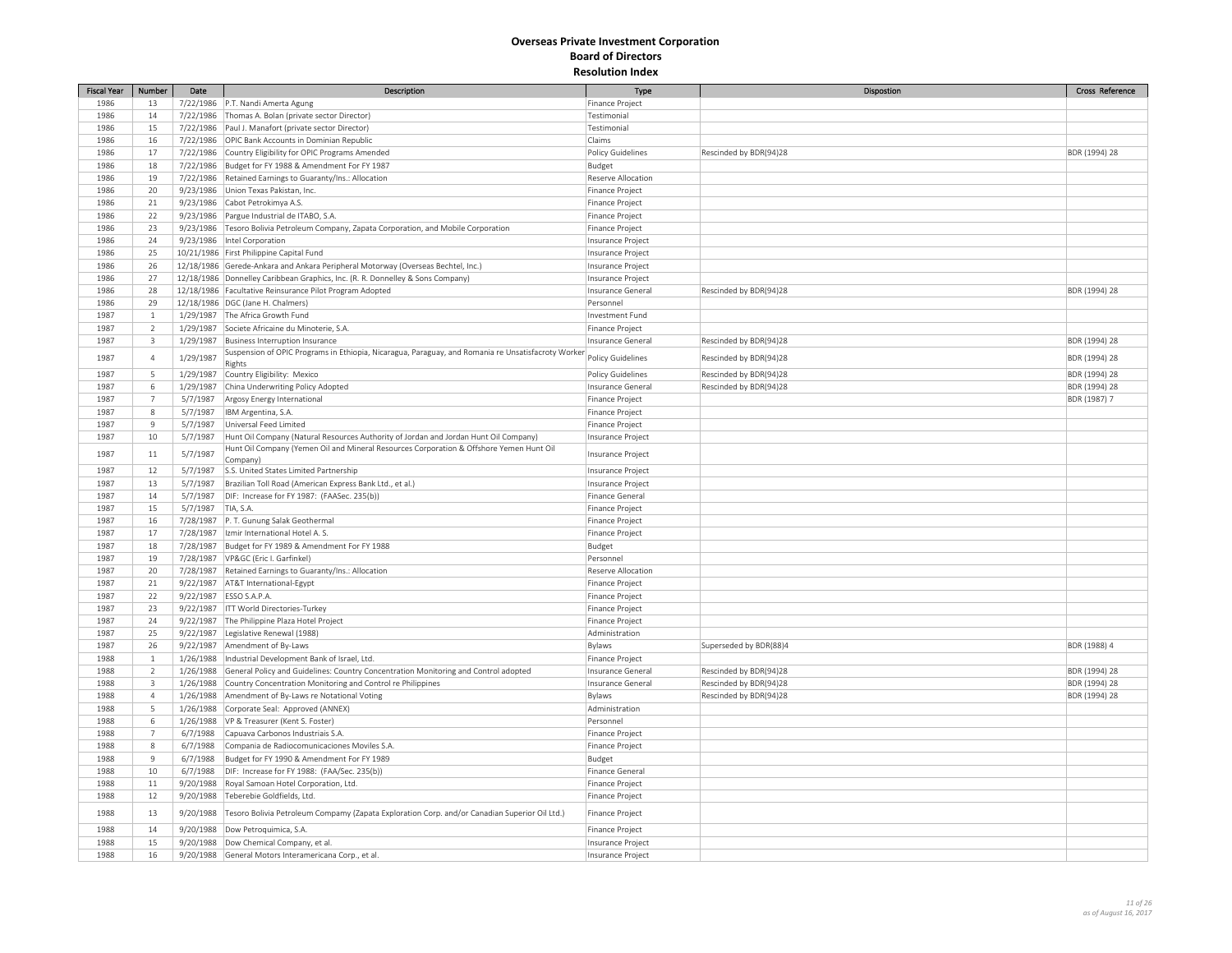**Overseas Private Investment Corporation**
**Board of Directors**
**Resolution Index**

| Fiscal Year | Number | Date | Description | Type | Dispostion | Cross Reference |
|---|---|---|---|---|---|---|
| 1986 | 13 | 7/22/1986 | P.T. Nandi Amerta Agung | Finance Project | | |
| 1986 | 14 | 7/22/1986 | Thomas A. Bolan (private sector Director) | Testimonial | | |
| 1986 | 15 | 7/22/1986 | Paul J. Manafort (private sector Director) | Testimonial | | |
| 1986 | 16 | 7/22/1986 | OPIC Bank Accounts in Dominian Republic | Claims | | |
| 1986 | 17 | 7/22/1986 | Country Eligibility for OPIC Programs Amended | Policy Guidelines | Rescinded by BDR(94)28 | BDR (1994) 28 |
| 1986 | 18 | 7/22/1986 | Budget for FY 1988 & Amendment For FY 1987 | Budget | | |
| 1986 | 19 | 7/22/1986 | Retained Earnings to Guaranty/Ins.: Allocation | Reserve Allocation | | |
| 1986 | 20 | 9/23/1986 | Union Texas Pakistan, Inc. | Finance Project | | |
| 1986 | 21 | 9/23/1986 | Cabot Petrokimya A.S. | Finance Project | | |
| 1986 | 22 | 9/23/1986 | Pargue Industrial de ITABO, S.A. | Finance Project | | |
| 1986 | 23 | 9/23/1986 | Tesoro Bolivia Petroleum Company, Zapata Corporation, and Mobile Corporation | Finance Project | | |
| 1986 | 24 | 9/23/1986 | Intel Corporation | Insurance Project | | |
| 1986 | 25 | 10/21/1986 | First Philippine Capital Fund | Insurance Project | | |
| 1986 | 26 | 12/18/1986 | Gerede-Ankara and Ankara Peripheral Motorway (Overseas Bechtel, Inc.) | Insurance Project | | |
| 1986 | 27 | 12/18/1986 | Donnelley Caribbean Graphics, Inc. (R. R. Donnelley & Sons Company) | Insurance Project | | |
| 1986 | 28 | 12/18/1986 | Facultative Reinsurance Pilot Program Adopted | Insurance General | Rescinded by BDR(94)28 | BDR (1994) 28 |
| 1986 | 29 | 12/18/1986 | DGC (Jane H. Chalmers) | Personnel | | |
| 1987 | 1 | 1/29/1987 | The Africa Growth Fund | Investment Fund | | |
| 1987 | 2 | 1/29/1987 | Societe Africaine du Minoterie, S.A. | Finance Project | | |
| 1987 | 3 | 1/29/1987 | Business Interruption Insurance | Insurance General | Rescinded by BDR(94)28 | BDR (1994) 28 |
| 1987 | 4 | 1/29/1987 | Suspension of OPIC Programs in Ethiopia, Nicaragua, Paraguay, and Romania re Unsatisfacroty Worker Rights | Policy Guidelines | Rescinded by BDR(94)28 | BDR (1994) 28 |
| 1987 | 5 | 1/29/1987 | Country Eligibility: Mexico | Policy Guidelines | Rescinded by BDR(94)28 | BDR (1994) 28 |
| 1987 | 6 | 1/29/1987 | China Underwriting Policy Adopted | Insurance General | Rescinded by BDR(94)28 | BDR (1994) 28 |
| 1987 | 7 | 5/7/1987 | Argosy Energy International | Finance Project | | BDR (1987) 7 |
| 1987 | 8 | 5/7/1987 | IBM Argentina, S.A. | Finance Project | | |
| 1987 | 9 | 5/7/1987 | Universal Feed Limited | Finance Project | | |
| 1987 | 10 | 5/7/1987 | Hunt Oil Company (Natural Resources Authority of Jordan and Jordan Hunt Oil Company) | Insurance Project | | |
| 1987 | 11 | 5/7/1987 | Hunt Oil Company (Yemen Oil and Mineral Resources Corporation & Offshore Yemen Hunt Oil Company) | Insurance Project | | |
| 1987 | 12 | 5/7/1987 | S.S. United States Limited Partnership | Insurance Project | | |
| 1987 | 13 | 5/7/1987 | Brazilian Toll Road (American Express Bank Ltd., et al.) | Insurance Project | | |
| 1987 | 14 | 5/7/1987 | DIF: Increase for FY 1987: (FAASec. 235(b)) | Finance General | | |
| 1987 | 15 | 5/7/1987 | TIA, S.A. | Finance Project | | |
| 1987 | 16 | 7/28/1987 | P. T. Gunung Salak Geothermal | Finance Project | | |
| 1987 | 17 | 7/28/1987 | Izmir International Hotel A. S. | Finance Project | | |
| 1987 | 18 | 7/28/1987 | Budget for FY 1989 & Amendment For FY 1988 | Budget | | |
| 1987 | 19 | 7/28/1987 | VP&GC (Eric I. Garfinkel) | Personnel | | |
| 1987 | 20 | 7/28/1987 | Retained Earnings to Guaranty/Ins.: Allocation | Reserve Allocation | | |
| 1987 | 21 | 9/22/1987 | AT&T International-Egypt | Finance Project | | |
| 1987 | 22 | 9/22/1987 | ESSO S.A.P.A. | Finance Project | | |
| 1987 | 23 | 9/22/1987 | ITT World Directories-Turkey | Finance Project | | |
| 1987 | 24 | 9/22/1987 | The Philippine Plaza Hotel Project | Finance Project | | |
| 1987 | 25 | 9/22/1987 | Legislative Renewal (1988) | Administration | | |
| 1987 | 26 | 9/22/1987 | Amendment of By-Laws | Bylaws | Superseded by BDR(88)4 | BDR (1988) 4 |
| 1988 | 1 | 1/26/1988 | Industrial Development Bank of Israel, Ltd. | Finance Project | | |
| 1988 | 2 | 1/26/1988 | General Policy and Guidelines: Country Concentration Monitoring and Control adopted | Insurance General | Rescinded by BDR(94)28 | BDR (1994) 28 |
| 1988 | 3 | 1/26/1988 | Country Concentration Monitoring and Control re Philippines | Insurance General | Rescinded by BDR(94)28 | BDR (1994) 28 |
| 1988 | 4 | 1/26/1988 | Amendment of By-Laws re Notational Voting | Bylaws | Rescinded by BDR(94)28 | BDR (1994) 28 |
| 1988 | 5 | 1/26/1988 | Corporate Seal: Approved (ANNEX) | Administration | | |
| 1988 | 6 | 1/26/1988 | VP & Treasurer (Kent S. Foster) | Personnel | | |
| 1988 | 7 | 6/7/1988 | Capuava Carbonos Industriais S.A. | Finance Project | | |
| 1988 | 8 | 6/7/1988 | Compania de Radiocomunicaciones Moviles S.A. | Finance Project | | |
| 1988 | 9 | 6/7/1988 | Budget for FY 1990 & Amendment For FY 1989 | Budget | | |
| 1988 | 10 | 6/7/1988 | DIF: Increase for FY 1988: (FAA/Sec. 235(b)) | Finance General | | |
| 1988 | 11 | 9/20/1988 | Royal Samoan Hotel Corporation, Ltd. | Finance Project | | |
| 1988 | 12 | 9/20/1988 | Teberebie Goldfields, Ltd. | Finance Project | | |
| 1988 | 13 | 9/20/1988 | Tesoro Bolivia Petroleum Compamy (Zapata Exploration Corp. and/or Canadian Superior Oil Ltd.) | Finance Project | | |
| 1988 | 14 | 9/20/1988 | Dow Petroquimica, S.A. | Finance Project | | |
| 1988 | 15 | 9/20/1988 | Dow Chemical Company, et al. | Insurance Project | | |
| 1988 | 16 | 9/20/1988 | General Motors Interamericana Corp., et al. | Insurance Project | | |

*as of August 16, 2017*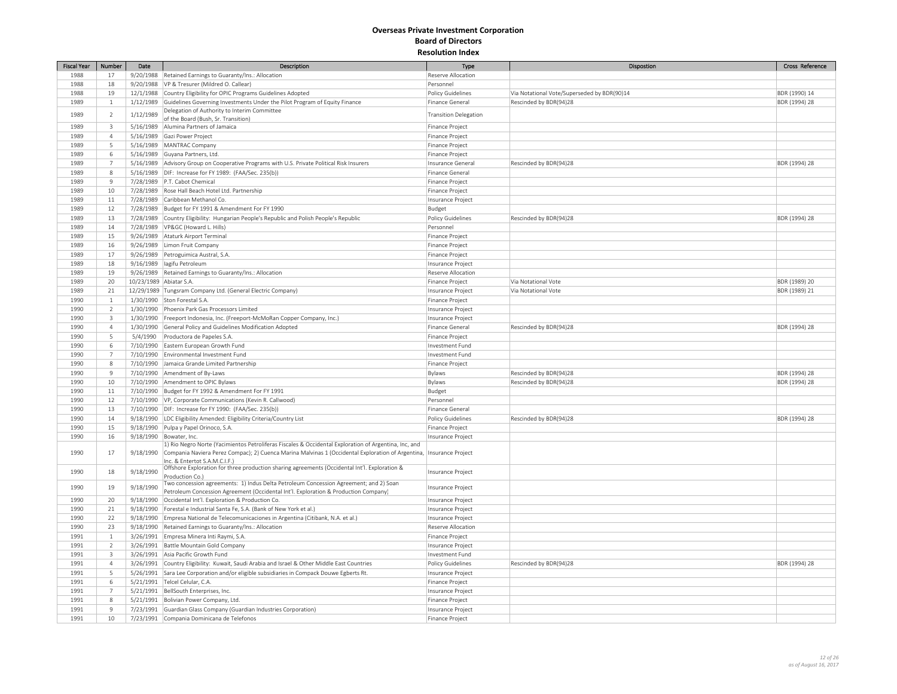# Overseas Private Investment Corporation
## Board of Directors
### Resolution Index

| Fiscal Year | Number | Date | Description | Type | Dispostion | Cross Reference |
|---|---|---|---|---|---|---|
| 1988 | 17 | 9/20/1988 | Retained Earnings to Guaranty/Ins.: Allocation | Reserve Allocation | | |
| 1988 | 18 | 9/20/1988 | VP & Tresurer (Mildred O. Callear) | Personnel | | |
| 1988 | 19 | 12/1/1988 | Country Eligibility for OPIC Programs Guidelines Adopted | Policy Guidelines | Via Notational Vote/Superseded by BDR(90)14 | BDR (1990) 14 |
| 1989 | 1 | 1/12/1989 | Guidelines Governing Investments Under the Pilot Program of Equity Finance | Finance General | Rescinded by BDR(94)28 | BDR (1994) 28 |
| 1989 | 2 | 1/12/1989 | Delegation of Authority to Interim Committee of the Board (Bush, Sr. Transition) | Transition Delegation | | |
| 1989 | 3 | 5/16/1989 | Alumina Partners of Jamaica | Finance Project | | |
| 1989 | 4 | 5/16/1989 | Gazi Power Project | Finance Project | | |
| 1989 | 5 | 5/16/1989 | MANTRAC Company | Finance Project | | |
| 1989 | 6 | 5/16/1989 | Guyana Partners, Ltd. | Finance Project | | |
| 1989 | 7 | 5/16/1989 | Advisory Group on Cooperative Programs with U.S. Private Political Risk Insurers | Insurance General | Rescinded by BDR(94)28 | BDR (1994) 28 |
| 1989 | 8 | 5/16/1989 | DIF: Increase for FY 1989: (FAA/Sec. 235(b)) | Finance General | | |
| 1989 | 9 | 7/28/1989 | P.T. Cabot Chemical | Finance Project | | |
| 1989 | 10 | 7/28/1989 | Rose Hall Beach Hotel Ltd. Partnership | Finance Project | | |
| 1989 | 11 | 7/28/1989 | Caribbean Methanol Co. | Insurance Project | | |
| 1989 | 12 | 7/28/1989 | Budget for FY 1991 & Amendment For FY 1990 | Budget | | |
| 1989 | 13 | 7/28/1989 | Country Eligibility: Hungarian People's Republic and Polish People's Republic | Policy Guidelines | Rescinded by BDR(94)28 | BDR (1994) 28 |
| 1989 | 14 | 7/28/1989 | VP&GC (Howard L. Hills) | Personnel | | |
| 1989 | 15 | 9/26/1989 | Ataturk Airport Terminal | Finance Project | | |
| 1989 | 16 | 9/26/1989 | Limon Fruit Company | Finance Project | | |
| 1989 | 17 | 9/26/1989 | Petroguimica Austral, S.A. | Finance Project | | |
| 1989 | 18 | 9/16/1989 | Iagifu Petroleum | Insurance Project | | |
| 1989 | 19 | 9/26/1989 | Retained Earnings to Guaranty/Ins.: Allocation | Reserve Allocation | | |
| 1989 | 20 | 10/23/1989 | Abiatar S.A. | Finance Project | Via Notational Vote | BDR (1989) 20 |
| 1989 | 21 | 12/29/1989 | Tungsram Company Ltd. (General Electric Company) | Insurance Project | Via Notational Vote | BDR (1989) 21 |
| 1990 | 1 | 1/30/1990 | Ston Forestal S.A. | Finance Project | | |
| 1990 | 2 | 1/30/1990 | Phoenix Park Gas Processors Limited | Insurance Project | | |
| 1990 | 3 | 1/30/1990 | Freeport Indonesia, Inc. (Freeport-McMoRan Copper Company, Inc.) | Insurance Project | | |
| 1990 | 4 | 1/30/1990 | General Policy and Guidelines Modification Adopted | Finance General | Rescinded by BDR(94)28 | BDR (1994) 28 |
| 1990 | 5 | 5/4/1990 | Productora de Papeles S.A. | Finance Project | | |
| 1990 | 6 | 7/10/1990 | Eastern European Growth Fund | Investment Fund | | |
| 1990 | 7 | 7/10/1990 | Environmental Investment Fund | Investment Fund | | |
| 1990 | 8 | 7/10/1990 | Jamaica Grande Limited Partnership | Finance Project | | |
| 1990 | 9 | 7/10/1990 | Amendment of By-Laws | Bylaws | Rescinded by BDR(94)28 | BDR (1994) 28 |
| 1990 | 10 | 7/10/1990 | Amendment to OPIC Bylaws | Bylaws | Rescinded by BDR(94)28 | BDR (1994) 28 |
| 1990 | 11 | 7/10/1990 | Budget for FY 1992 & Amendment For FY 1991 | Budget | | |
| 1990 | 12 | 7/10/1990 | VP, Corporate Communications (Kevin R. Callwood) | Personnel | | |
| 1990 | 13 | 7/10/1990 | DIF: Increase for FY 1990: (FAA/Sec. 235(b)) | Finance General | | |
| 1990 | 14 | 9/18/1990 | LDC Eligibility Amended: Eligibility Criteria/Country List | Policy Guidelines | Rescinded by BDR(94)28 | BDR (1994) 28 |
| 1990 | 15 | 9/18/1990 | Pulpa y Papel Orinoco, S.A. | Finance Project | | |
| 1990 | 16 | 9/18/1990 | Bowater, Inc. | Insurance Project | | |
| 1990 | 17 | 9/18/1990 | 1) Rio Negro Norte (Yacimientos Petroliferas Fiscales & Occidental Exploration of Argentina, Inc, and Compania Naviera Perez Compac); 2) Cuenca Marina Malvinas 1 (Occidental Exploration of Argentina, Inc. & Entertot S.A.M.C.I.F.) | Insurance Project | | |
| 1990 | 18 | 9/18/1990 | Offshore Exploration for three production sharing agreements (Occidental Int'l. Exploration & Production Co.) | Insurance Project | | |
| 1990 | 19 | 9/18/1990 | Two concession agreements: 1) Indus Delta Petroleum Concession Agreement; and 2) Soan Petroleum Concession Agreement (Occidental Int'l. Exploration & Production Company) | Insurance Project | | |
| 1990 | 20 | 9/18/1990 | Occidental Int'l. Exploration & Production Co. | Insurance Project | | |
| 1990 | 21 | 9/18/1990 | Forestal e Industrial Santa Fe, S.A. (Bank of New York et al.) | Insurance Project | | |
| 1990 | 22 | 9/18/1990 | Empresa National de Telecomunicaciones in Argentina (Citibank, N.A. et al.) | Insurance Project | | |
| 1990 | 23 | 9/18/1990 | Retained Earnings to Guaranty/Ins.: Allocation | Reserve Allocation | | |
| 1991 | 1 | 3/26/1991 | Empresa Minera Inti Raymi, S.A. | Finance Project | | |
| 1991 | 2 | 3/26/1991 | Battle Mountain Gold Company | Insurance Project | | |
| 1991 | 3 | 3/26/1991 | Asia Pacific Growth Fund | Investment Fund | | |
| 1991 | 4 | 3/26/1991 | Country Eligibility: Kuwait, Saudi Arabia and Israel & Other Middle East Countries | Policy Guidelines | Rescinded by BDR(94)28 | BDR (1994) 28 |
| 1991 | 5 | 5/26/1991 | Sara Lee Corporation and/or eligible subsidiaries in Compack Douwe Egberts Rt. | Insurance Project | | |
| 1991 | 6 | 5/21/1991 | Telcel Celular, C.A. | Finance Project | | |
| 1991 | 7 | 5/21/1991 | BellSouth Enterprises, Inc. | Insurance Project | | |
| 1991 | 8 | 5/21/1991 | Bolivian Power Company, Ltd. | Finance Project | | |
| 1991 | 9 | 7/23/1991 | Guardian Glass Company (Guardian Industries Corporation) | Insurance Project | | |
| 1991 | 10 | 7/23/1991 | Compania Dominicana de Telefonos | Finance Project | | |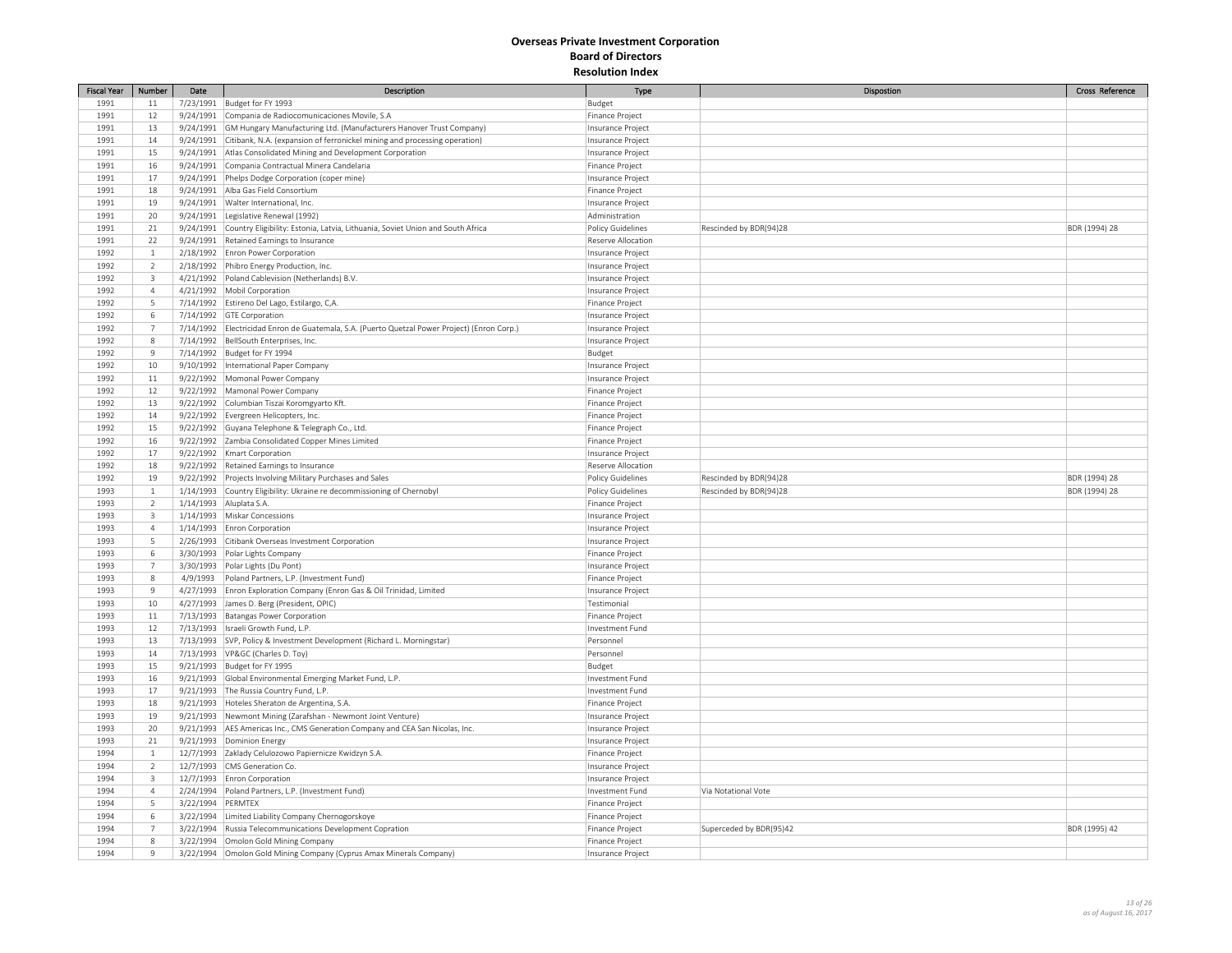## Overseas Private Investment Corporation
### Board of Directors
### Resolution Index

| Fiscal Year | Number | Date | Description | Type | Dispostion | Cross Reference |
|---|---|---|---|---|---|---|
| 1991 | 11 | 7/23/1991 | Budget for FY 1993 | Budget | | |
| 1991 | 12 | 9/24/1991 | Compania de Radiocomunicaciones Movile, S.A | Finance Project | | |
| 1991 | 13 | 9/24/1991 | GM Hungary Manufacturing Ltd. (Manufacturers Hanover Trust Company) | Insurance Project | | |
| 1991 | 14 | 9/24/1991 | Citibank, N.A. (expansion of ferronickel mining and processing operation) | Insurance Project | | |
| 1991 | 15 | 9/24/1991 | Atlas Consolidated Mining and Development Corporation | Insurance Project | | |
| 1991 | 16 | 9/24/1991 | Compania Contractual Minera Candelaria | Finance Project | | |
| 1991 | 17 | 9/24/1991 | Phelps Dodge Corporation (coper mine) | Insurance Project | | |
| 1991 | 18 | 9/24/1991 | Alba Gas Field Consortium | Finance Project | | |
| 1991 | 19 | 9/24/1991 | Walter International, Inc. | Insurance Project | | |
| 1991 | 20 | 9/24/1991 | Legislative Renewal (1992) | Administration | | |
| 1991 | 21 | 9/24/1991 | Country Eligibility: Estonia, Latvia, Lithuania, Soviet Union and South Africa | Policy Guidelines | Rescinded by BDR(94)28 | BDR (1994) 28 |
| 1991 | 22 | 9/24/1991 | Retained Earnings to Insurance | Reserve Allocation | | |
| 1992 | 1 | 2/18/1992 | Enron Power Corporation | Insurance Project | | |
| 1992 | 2 | 2/18/1992 | Phibro Energy Production, Inc. | Insurance Project | | |
| 1992 | 3 | 4/21/1992 | Poland Cablevision (Netherlands) B.V. | Insurance Project | | |
| 1992 | 4 | 4/21/1992 | Mobil Corporation | Insurance Project | | |
| 1992 | 5 | 7/14/1992 | Estireno Del Lago, Estilargo, C,A. | Finance Project | | |
| 1992 | 6 | 7/14/1992 | GTE Corporation | Insurance Project | | |
| 1992 | 7 | 7/14/1992 | Electricidad Enron de Guatemala, S.A. (Puerto Quetzal Power Project) (Enron Corp.) | Insurance Project | | |
| 1992 | 8 | 7/14/1992 | BellSouth Enterprises, Inc. | Insurance Project | | |
| 1992 | 9 | 7/14/1992 | Budget for FY 1994 | Budget | | |
| 1992 | 10 | 9/10/1992 | International Paper Company | Insurance Project | | |
| 1992 | 11 | 9/22/1992 | Momonal Power Company | Insurance Project | | |
| 1992 | 12 | 9/22/1992 | Mamonal Power Company | Finance Project | | |
| 1992 | 13 | 9/22/1992 | Columbian Tiszai Koromgyarto Kft. | Finance Project | | |
| 1992 | 14 | 9/22/1992 | Evergreen Helicopters, Inc. | Finance Project | | |
| 1992 | 15 | 9/22/1992 | Guyana Telephone & Telegraph Co., Ltd. | Finance Project | | |
| 1992 | 16 | 9/22/1992 | Zambia Consolidated Copper Mines Limited | Finance Project | | |
| 1992 | 17 | 9/22/1992 | Kmart Corporation | Insurance Project | | |
| 1992 | 18 | 9/22/1992 | Retained Earnings to Insurance | Reserve Allocation | | |
| 1992 | 19 | 9/22/1992 | Projects Involving Military Purchases and Sales | Policy Guidelines | Rescinded by BDR(94)28 | BDR (1994) 28 |
| 1993 | 1 | 1/14/1993 | Country Eligibility: Ukraine re decommissioning of Chernobyl | Policy Guidelines | Rescinded by BDR(94)28 | BDR (1994) 28 |
| 1993 | 2 | 1/14/1993 | Aluplata S.A. | Finance Project | | |
| 1993 | 3 | 1/14/1993 | Miskar Concessions | Insurance Project | | |
| 1993 | 4 | 1/14/1993 | Enron Corporation | Insurance Project | | |
| 1993 | 5 | 2/26/1993 | Citibank Overseas Investment Corporation | Insurance Project | | |
| 1993 | 6 | 3/30/1993 | Polar Lights Company | Finance Project | | |
| 1993 | 7 | 3/30/1993 | Polar Lights (Du Pont) | Insurance Project | | |
| 1993 | 8 | 4/9/1993 | Poland Partners, L.P. (Investment Fund) | Finance Project | | |
| 1993 | 9 | 4/27/1993 | Enron Exploration Company (Enron Gas & Oil Trinidad, Limited | Insurance Project | | |
| 1993 | 10 | 4/27/1993 | James D. Berg (President, OPIC) | Testimonial | | |
| 1993 | 11 | 7/13/1993 | Batangas Power Corporation | Finance Project | | |
| 1993 | 12 | 7/13/1993 | Israeli Growth Fund, L.P. | Investment Fund | | |
| 1993 | 13 | 7/13/1993 | SVP, Policy & Investment Development (Richard L. Morningstar) | Personnel | | |
| 1993 | 14 | 7/13/1993 | VP&GC (Charles D. Toy) | Personnel | | |
| 1993 | 15 | 9/21/1993 | Budget for FY 1995 | Budget | | |
| 1993 | 16 | 9/21/1993 | Global Environmental Emerging Market Fund, L.P. | Investment Fund | | |
| 1993 | 17 | 9/21/1993 | The Russia Country Fund, L.P. | Investment Fund | | |
| 1993 | 18 | 9/21/1993 | Hoteles Sheraton de Argentina, S.A. | Finance Project | | |
| 1993 | 19 | 9/21/1993 | Newmont Mining (Zarafshan - Newmont Joint Venture) | Insurance Project | | |
| 1993 | 20 | 9/21/1993 | AES Americas Inc., CMS Generation Company and CEA San Nicolas, Inc. | Insurance Project | | |
| 1993 | 21 | 9/21/1993 | Dominion Energy | Insurance Project | | |
| 1994 | 1 | 12/7/1993 | Zaklady Celulozowo Papiernicze Kwidzyn S.A. | Finance Project | | |
| 1994 | 2 | 12/7/1993 | CMS Generation Co. | Insurance Project | | |
| 1994 | 3 | 12/7/1993 | Enron Corporation | Insurance Project | | |
| 1994 | 4 | 2/24/1994 | Poland Partners, L.P. (Investment Fund) | Investment Fund | Via Notational Vote | |
| 1994 | 5 | 3/22/1994 | PERMTEX | Finance Project | | |
| 1994 | 6 | 3/22/1994 | Limited Liability Company Chernogorskoye | Finance Project | | |
| 1994 | 7 | 3/22/1994 | Russia Telecommunications Development Copration | Finance Project | Superceded by BDR(95)42 | BDR (1995) 42 |
| 1994 | 8 | 3/22/1994 | Omolon Gold Mining Company | Finance Project | | |
| 1994 | 9 | 3/22/1994 | Omolon Gold Mining Company (Cyprus Amax Minerals Company) | Insurance Project | | |

*as of August 16, 2017*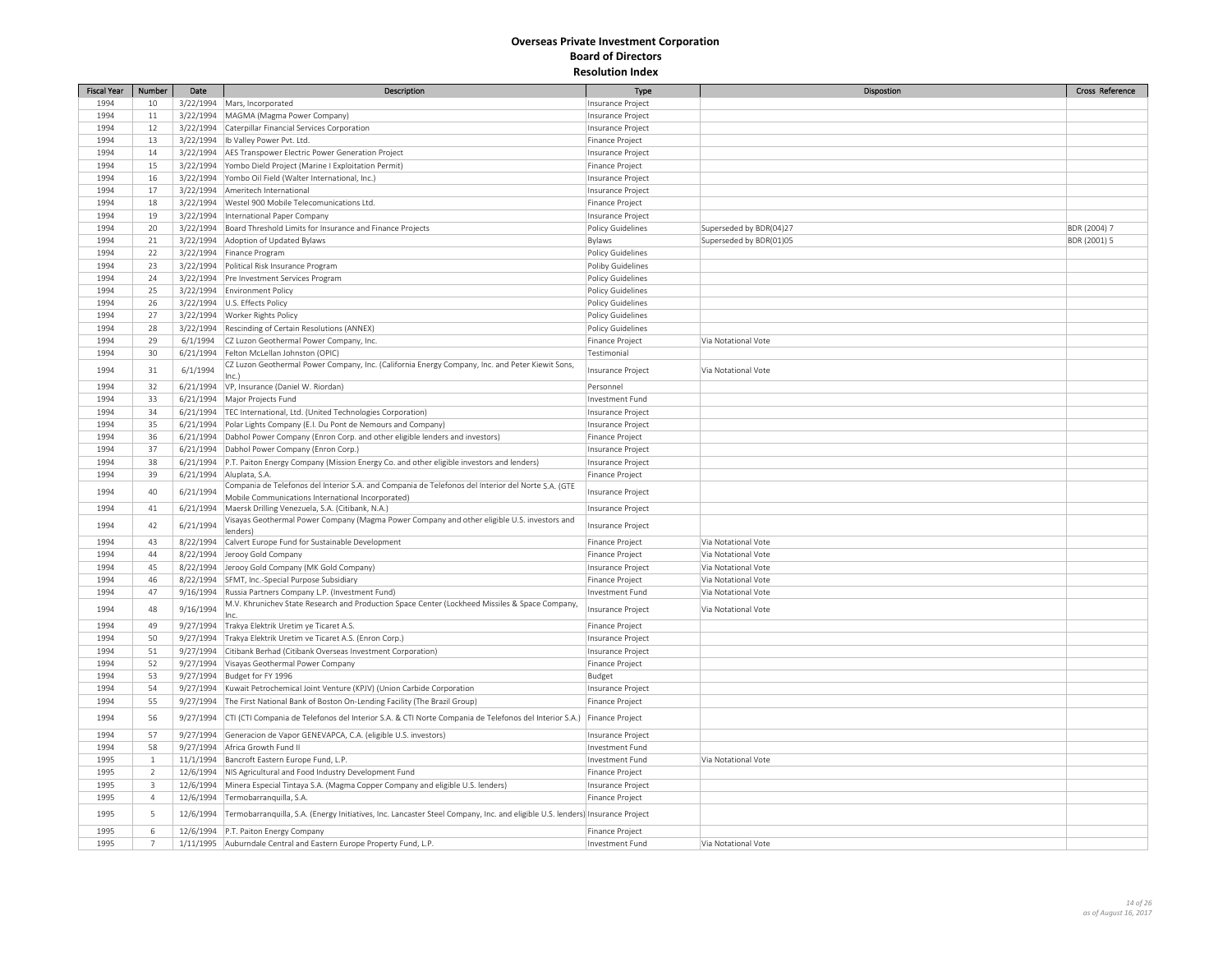# Overseas Private Investment Corporation
## Board of Directors
### Resolution Index

| Fiscal Year | Number | Date | Description | Type | Dispostion | Cross Reference |
|---|---|---|---|---|---|---|
| 1994 | 10 | 3/22/1994 | Mars, Incorporated | Insurance Project | | |
| 1994 | 11 | 3/22/1994 | MAGMA (Magma Power Company) | Insurance Project | | |
| 1994 | 12 | 3/22/1994 | Caterpillar Financial Services Corporation | Insurance Project | | |
| 1994 | 13 | 3/22/1994 | Ib Valley Power Pvt. Ltd. | Finance Project | | |
| 1994 | 14 | 3/22/1994 | AES Transpower Electric Power Generation Project | Insurance Project | | |
| 1994 | 15 | 3/22/1994 | Yombo Dield Project (Marine I Exploitation Permit) | Finance Project | | |
| 1994 | 16 | 3/22/1994 | Yombo Oil Field (Walter International, Inc.) | Insurance Project | | |
| 1994 | 17 | 3/22/1994 | Ameritech International | Insurance Project | | |
| 1994 | 18 | 3/22/1994 | Westel 900 Mobile Telecomunications Ltd. | Finance Project | | |
| 1994 | 19 | 3/22/1994 | International Paper Company | Insurance Project | | |
| 1994 | 20 | 3/22/1994 | Board Threshold Limits for Insurance and Finance Projects | Policy Guidelines | Superseded by BDR(04)27 | BDR (2004) 7 |
| 1994 | 21 | 3/22/1994 | Adoption of Updated Bylaws | Bylaws | Superseded by BDR(01)05 | BDR (2001) 5 |
| 1994 | 22 | 3/22/1994 | Finance Program | Policy Guidelines | | |
| 1994 | 23 | 3/22/1994 | Political Risk Insurance Program | Poliby Guidelines | | |
| 1994 | 24 | 3/22/1994 | Pre Investment Services Program | Policy Guidelines | | |
| 1994 | 25 | 3/22/1994 | Environment Policy | Policy Guidelines | | |
| 1994 | 26 | 3/22/1994 | U.S. Effects Policy | Policy Guidelines | | |
| 1994 | 27 | 3/22/1994 | Worker Rights Policy | Policy Guidelines | | |
| 1994 | 28 | 3/22/1994 | Rescinding of Certain Resolutions (ANNEX) | Policy Guidelines | | |
| 1994 | 29 | 6/1/1994 | CZ Luzon Geothermal Power Company, Inc. | Finance Project | Via Notational Vote | |
| 1994 | 30 | 6/21/1994 | Felton McLellan Johnston (OPIC) | Testimonial | | |
| 1994 | 31 | 6/1/1994 | CZ Luzon Geothermal Power Company, Inc. (California Energy Company, Inc. and Peter Kiewit Sons, Inc.) | Insurance Project | Via Notational Vote | |
| 1994 | 32 | 6/21/1994 | VP, Insurance (Daniel W. Riordan) | Personnel | | |
| 1994 | 33 | 6/21/1994 | Major Projects Fund | Investment Fund | | |
| 1994 | 34 | 6/21/1994 | TEC International, Ltd. (United Technologies Corporation) | Insurance Project | | |
| 1994 | 35 | 6/21/1994 | Polar Lights Company (E.I. Du Pont de Nemours and Company) | Insurance Project | | |
| 1994 | 36 | 6/21/1994 | Dabhol Power Company (Enron Corp. and other eligible lenders and investors) | Finance Project | | |
| 1994 | 37 | 6/21/1994 | Dabhol Power Company (Enron Corp.) | Insurance Project | | |
| 1994 | 38 | 6/21/1994 | P.T. Paiton Energy Company (Mission Energy Co. and other eligible investors and lenders) | Insurance Project | | |
| 1994 | 39 | 6/21/1994 | Aluplata, S.A. | Finance Project | | |
| 1994 | 40 | 6/21/1994 | Compania de Telefonos del Interior S.A. and Compania de Telefonos del Interior del Norte S.A. (GTE Mobile Communications International Incorporated) | Insurance Project | | |
| 1994 | 41 | 6/21/1994 | Maersk Drilling Venezuela, S.A. (Citibank, N.A.) | Insurance Project | | |
| 1994 | 42 | 6/21/1994 | Visayas Geothermal Power Company (Magma Power Company and other eligible U.S. investors and lenders) | Insurance Project | | |
| 1994 | 43 | 8/22/1994 | Calvert Europe Fund for Sustainable Development | Finance Project | Via Notational Vote | |
| 1994 | 44 | 8/22/1994 | Jerooy Gold Company | Finance Project | Via Notational Vote | |
| 1994 | 45 | 8/22/1994 | Jerooy Gold Company (MK Gold Company) | Insurance Project | Via Notational Vote | |
| 1994 | 46 | 8/22/1994 | SFMT, Inc.-Special Purpose Subsidiary | Finance Project | Via Notational Vote | |
| 1994 | 47 | 9/16/1994 | Russia Partners Company L.P. (Investment Fund) | Investment Fund | Via Notational Vote | |
| 1994 | 48 | 9/16/1994 | M.V. Khrunichev State Research and Production Space Center (Lockheed Missiles & Space Company, Inc. | Insurance Project | Via Notational Vote | |
| 1994 | 49 | 9/27/1994 | Trakya Elektrik Uretim ye Ticaret A.S. | Finance Project | | |
| 1994 | 50 | 9/27/1994 | Trakya Elektrik Uretim ve Ticaret A.S. (Enron Corp.) | Insurance Project | | |
| 1994 | 51 | 9/27/1994 | Citibank Berhad (Citibank Overseas Investment Corporation) | Insurance Project | | |
| 1994 | 52 | 9/27/1994 | Visayas Geothermal Power Company | Finance Project | | |
| 1994 | 53 | 9/27/1994 | Budget for FY 1996 | Budget | | |
| 1994 | 54 | 9/27/1994 | Kuwait Petrochemical Joint Venture (KPJV) (Union Carbide Corporation | Insurance Project | | |
| 1994 | 55 | 9/27/1994 | The First National Bank of Boston On-Lending Facility (The Brazil Group) | Finance Project | | |
| 1994 | 56 | 9/27/1994 | CTI (CTI Compania de Telefonos del Interior S.A. & CTI Norte Compania de Telefonos del Interior S.A.) | Finance Project | | |
| 1994 | 57 | 9/27/1994 | Generacion de Vapor GENEVAPCA, C.A. (eligible U.S. investors) | Insurance Project | | |
| 1994 | 58 | 9/27/1994 | Africa Growth Fund II | Investment Fund | | |
| 1995 | 1 | 11/1/1994 | Bancroft Eastern Europe Fund, L.P. | Investment Fund | Via Notational Vote | |
| 1995 | 2 | 12/6/1994 | NIS Agricultural and Food Industry Development Fund | Finance Project | | |
| 1995 | 3 | 12/6/1994 | Minera Especial Tintaya S.A. (Magma Copper Company and eligible U.S. lenders) | Insurance Project | | |
| 1995 | 4 | 12/6/1994 | Termobarranquilla, S.A. | Finance Project | | |
| 1995 | 5 | 12/6/1994 | Termobarranquilla, S.A. (Energy Initiatives, Inc. Lancaster Steel Company, Inc. and eligible U.S. lenders) | Insurance Project | | |
| 1995 | 6 | 12/6/1994 | P.T. Paiton Energy Company | Finance Project | | |
| 1995 | 7 | 1/11/1995 | Auburndale Central and Eastern Europe Property Fund, L.P. | Investment Fund | Via Notational Vote | |

*as of August 16, 2017*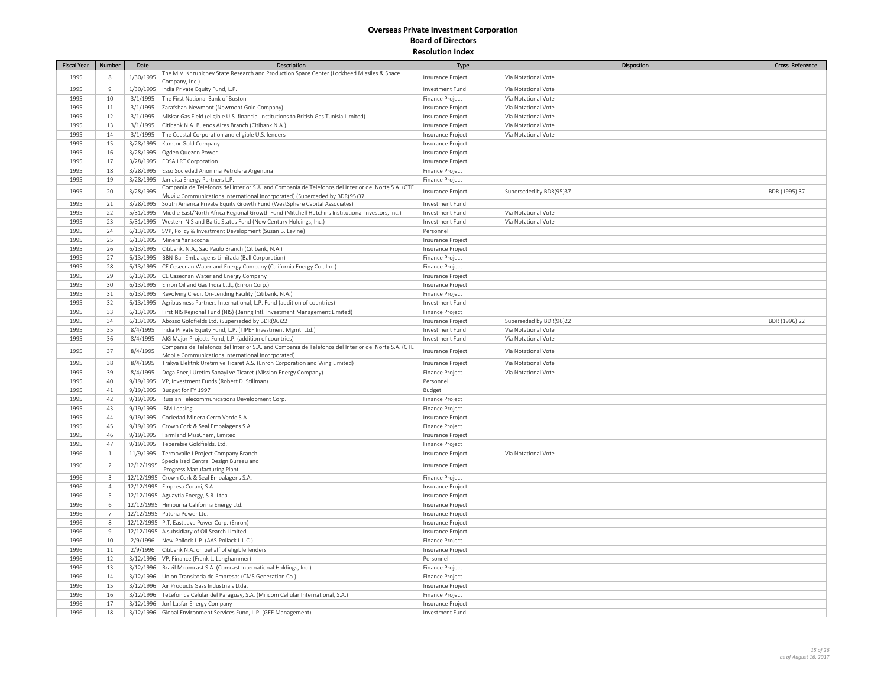# Overseas Private Investment Corporation
## Board of Directors
### Resolution Index

| Fiscal Year | Number | Date | Description | Type | Dispostion | Cross Reference |
|---|---|---|---|---|---|---|
| 1995 | 8 | 1/30/1995 | The M.V. Khrunichev State Research and Production Space Center (Lockheed Missiles & Space Company, Inc.) | Insurance Project | Via Notational Vote | |
| 1995 | 9 | 1/30/1995 | India Private Equity Fund, L.P. | Investment Fund | Via Notational Vote | |
| 1995 | 10 | 3/1/1995 | The First National Bank of Boston | Finance Project | Via Notational Vote | |
| 1995 | 11 | 3/1/1995 | Zarafshan-Newmont (Newmont Gold Company) | Insurance Project | Via Notational Vote | |
| 1995 | 12 | 3/1/1995 | Miskar Gas Field (eligible U.S. financial institutions to British Gas Tunisia Limited) | Insurance Project | Via Notational Vote | |
| 1995 | 13 | 3/1/1995 | Citibank N.A. Buenos Aires Branch (Citibank N.A.) | Insurance Project | Via Notational Vote | |
| 1995 | 14 | 3/1/1995 | The Coastal Corporation and eligible U.S. lenders | Insurance Project | Via Notational Vote | |
| 1995 | 15 | 3/28/1995 | Kumtor Gold Company | Insurance Project | | |
| 1995 | 16 | 3/28/1995 | Ogden Quezon Power | Insurance Project | | |
| 1995 | 17 | 3/28/1995 | EDSA LRT Corporation | Insurance Project | | |
| 1995 | 18 | 3/28/1995 | Esso Sociedad Anonima Petrolera Argentina | Finance Project | | |
| 1995 | 19 | 3/28/1995 | Jamaica Energy Partners L.P. | Finance Project | | |
| 1995 | 20 | 3/28/1995 | Compania de Telefonos del Interior S.A. and Compania de Telefonos del Interior del Norte S.A. (GTE Mobile Communications International Incorporated) (Superceded by BDR(95)37) | Insurance Project | Superseded by BDR(95)37 | BDR (1995) 37 |
| 1995 | 21 | 3/28/1995 | South America Private Equity Growth Fund (WestSphere Capital Associates) | Investment Fund | | |
| 1995 | 22 | 5/31/1995 | Middle East/North Africa Regional Growth Fund (Mitchell Hutchins Institutional Investors, Inc.) | Investment Fund | Via Notational Vote | |
| 1995 | 23 | 5/31/1995 | Western NIS and Baltic States Fund (New Century Holdings, Inc.) | Investment Fund | Via Notational Vote | |
| 1995 | 24 | 6/13/1995 | SVP, Policy & Investment Development (Susan B. Levine) | Personnel | | |
| 1995 | 25 | 6/13/1995 | Minera Yanacocha | Insurance Project | | |
| 1995 | 26 | 6/13/1995 | Citibank, N.A., Sao Paulo Branch (Citibank, N.A.) | Insurance Project | | |
| 1995 | 27 | 6/13/1995 | BBN-Ball Embalagens Limitada (Ball Corporation) | Finance Project | | |
| 1995 | 28 | 6/13/1995 | CE Cesecnan Water and Energy Company (California Energy Co., Inc.) | Finance Project | | |
| 1995 | 29 | 6/13/1995 | CE Casecnan Water and Energy Company | Insurance Project | | |
| 1995 | 30 | 6/13/1995 | Enron Oil and Gas India Ltd., (Enron Corp.) | Insurance Project | | |
| 1995 | 31 | 6/13/1995 | Revolving Credit On-Lending Facility (Citibank, N.A.) | Finance Project | | |
| 1995 | 32 | 6/13/1995 | Agribusiness Partners International, L.P. Fund (addition of countries) | Investment Fund | | |
| 1995 | 33 | 6/13/1995 | First NIS Regional Fund (NIS) (Baring Intl. Investment Management Limited) | Finance Project | | |
| 1995 | 34 | 6/13/1995 | Abosso Goldfields Ltd. (Superseded by BDR(96)22 | Insurance Project | Superseded by BDR(96)22 | BDR (1996) 22 |
| 1995 | 35 | 8/4/1995 | India Private Equity Fund, L.P. (TIPEF Investment Mgmt. Ltd.) | Investment Fund | Via Notational Vote | |
| 1995 | 36 | 8/4/1995 | AIG Major Projects Fund, L.P. (addition of countries) | Investment Fund | Via Notational Vote | |
| 1995 | 37 | 8/4/1995 | Compania de Telefonos del Interior S.A. and Compania de Telefonos del Interior del Norte S.A. (GTE Mobile Communications International Incorporated) | Insurance Project | Via Notational Vote | |
| 1995 | 38 | 8/4/1995 | Trakya Elektrik Uretim ve Ticaret A.S. (Enron Corporation and Wing Limited) | Insurance Project | Via Notational Vote | |
| 1995 | 39 | 8/4/1995 | Doga Enerji Uretim Sanayi ve Ticaret (Mission Energy Company) | Finance Project | Via Notational Vote | |
| 1995 | 40 | 9/19/1995 | VP, Investment Funds (Robert D. Stillman) | Personnel | | |
| 1995 | 41 | 9/19/1995 | Budget for FY 1997 | Budget | | |
| 1995 | 42 | 9/19/1995 | Russian Telecommunications Development Corp. | Finance Project | | |
| 1995 | 43 | 9/19/1995 | IBM Leasing | Finance Project | | |
| 1995 | 44 | 9/19/1995 | Cociedad Minera Cerro Verde S.A. | Insurance Project | | |
| 1995 | 45 | 9/19/1995 | Crown Cork & Seal Embalagens S.A. | Finance Project | | |
| 1995 | 46 | 9/19/1995 | Farmland MissChem, Limited | Insurance Project | | |
| 1995 | 47 | 9/19/1995 | Teberebie Goldfields, Ltd. | Finance Project | | |
| 1996 | 1 | 11/9/1995 | Termovalle I Project Company Branch | Insurance Project | Via Notational Vote | |
| 1996 | 2 | 12/12/1995 | Specialized Central Design Bureau and Progress Manufacturing Plant | Insurance Project | | |
| 1996 | 3 | 12/12/1995 | Crown Cork & Seal Embalagens S.A. | Finance Project | | |
| 1996 | 4 | 12/12/1995 | Empresa Corani, S.A. | Insurance Project | | |
| 1996 | 5 | 12/12/1995 | Aguaytia Energy, S.R. Ltda. | Insurance Project | | |
| 1996 | 6 | 12/12/1995 | Himpurna California Energy Ltd. | Insurance Project | | |
| 1996 | 7 | 12/12/1995 | Patuha Power Ltd. | Insurance Project | | |
| 1996 | 8 | 12/12/1995 | P.T. East Java Power Corp. (Enron) | Insurance Project | | |
| 1996 | 9 | 12/12/1995 | A subsidiary of Oil Search Limited | Insurance Project | | |
| 1996 | 10 | 2/9/1996 | New Pollock L.P. (AAS-Pollack L.L.C.) | Finance Project | | |
| 1996 | 11 | 2/9/1996 | Citibank N.A. on behalf of eligible lenders | Insurance Project | | |
| 1996 | 12 | 3/12/1996 | VP, Finance (Frank L. Langhammer) | Personnel | | |
| 1996 | 13 | 3/12/1996 | Brazil Mcomcast S.A. (Comcast International Holdings, Inc.) | Finance Project | | |
| 1996 | 14 | 3/12/1996 | Union Transitoria de Empresas (CMS Generation Co.) | Finance Project | | |
| 1996 | 15 | 3/12/1996 | Air Products Gass Industrials Ltda. | Insurance Project | | |
| 1996 | 16 | 3/12/1996 | TeLefonica Celular del Paraguay, S.A. (Milicom Cellular International, S.A.) | Finance Project | | |
| 1996 | 17 | 3/12/1996 | Jorf Lasfar Energy Company | Insurance Project | | |
| 1996 | 18 | 3/12/1996 | Global Environment Services Fund, L.P. (GEF Management) | Investment Fund | | |

*as of August 16, 2017*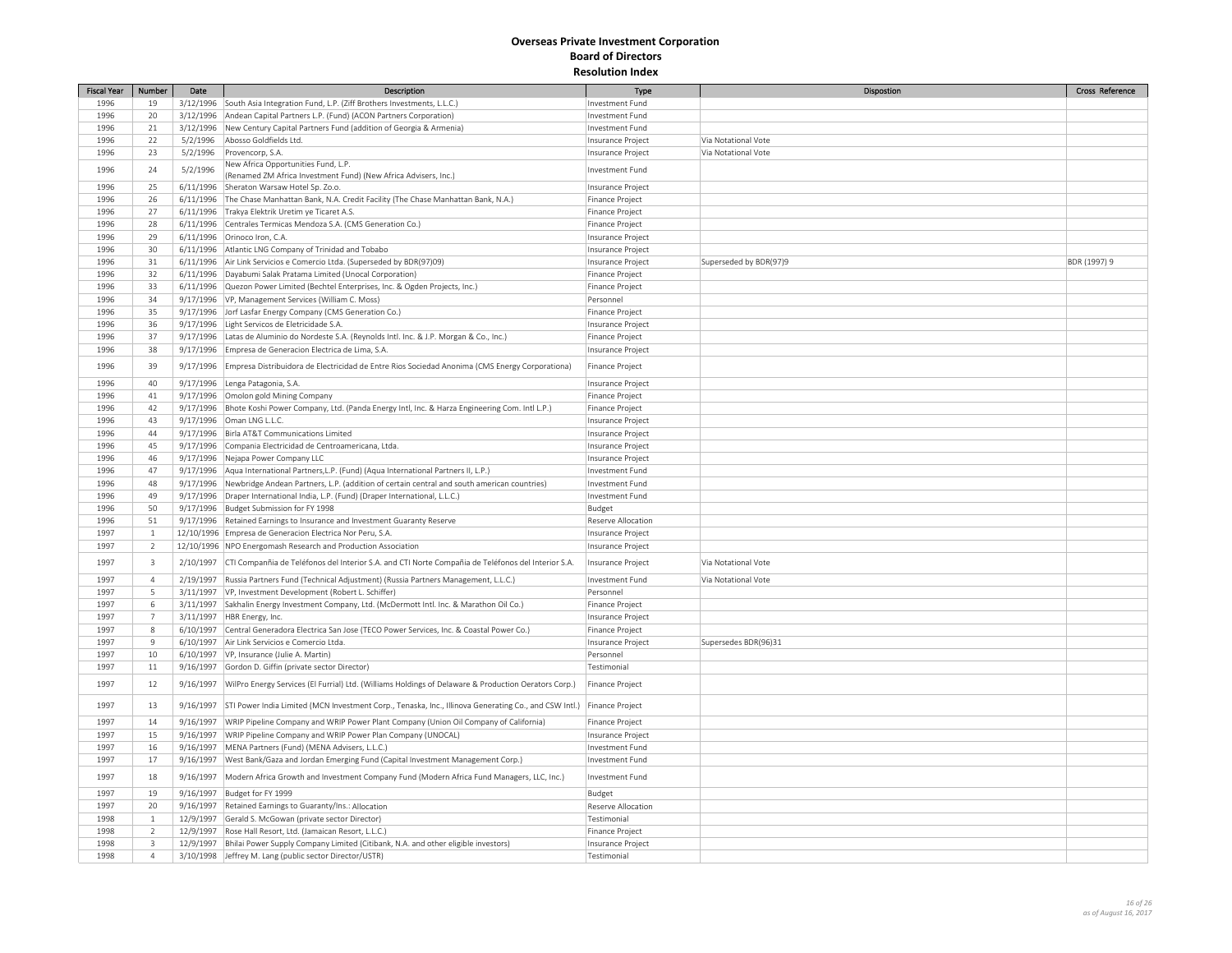# Overseas Private Investment Corporation
## Board of Directors
### Resolution Index

| Fiscal Year | Number | Date | Description | Type | Dispostion | Cross Reference |
|---|---|---|---|---|---|---|
| 1996 | 19 | 3/12/1996 | South Asia Integration Fund, L.P. (Ziff Brothers Investments, L.L.C.) | Investment Fund | | |
| 1996 | 20 | 3/12/1996 | Andean Capital Partners L.P. (Fund) (ACON Partners Corporation) | Investment Fund | | |
| 1996 | 21 | 3/12/1996 | New Century Capital Partners Fund (addition of Georgia & Armenia) | Investment Fund | | |
| 1996 | 22 | 5/2/1996 | Abosso Goldfields Ltd. | Insurance Project | Via Notational Vote | |
| 1996 | 23 | 5/2/1996 | Provencorp, S.A. | Insurance Project | Via Notational Vote | |
| 1996 | 24 | 5/2/1996 | New Africa Opportunities Fund, L.P. (Renamed ZM Africa Investment Fund) (New Africa Advisers, Inc.) | Investment Fund | | |
| 1996 | 25 | 6/11/1996 | Sheraton Warsaw Hotel Sp. Zo.o. | Insurance Project | | |
| 1996 | 26 | 6/11/1996 | The Chase Manhattan Bank, N.A. Credit Facility (The Chase Manhattan Bank, N.A.) | Finance Project | | |
| 1996 | 27 | 6/11/1996 | Trakya Elektrik Uretim ye Ticaret A.S. | Finance Project | | |
| 1996 | 28 | 6/11/1996 | Centrales Termicas Mendoza S.A. (CMS Generation Co.) | Finance Project | | |
| 1996 | 29 | 6/11/1996 | Orinoco Iron, C.A. | Insurance Project | | |
| 1996 | 30 | 6/11/1996 | Atlantic LNG Company of Trinidad and Tobabo | Insurance Project | | |
| 1996 | 31 | 6/11/1996 | Air Link Servicios e Comercio Ltda. (Superseded by BDR(97)09) | Insurance Project | Superseded by BDR(97)9 | BDR (1997) 9 |
| 1996 | 32 | 6/11/1996 | Dayabumi Salak Pratama Limited (Unocal Corporation) | Finance Project | | |
| 1996 | 33 | 6/11/1996 | Quezon Power Limited (Bechtel Enterprises, Inc. & Ogden Projects, Inc.) | Finance Project | | |
| 1996 | 34 | 9/17/1996 | VP, Management Services (William C. Moss) | Personnel | | |
| 1996 | 35 | 9/17/1996 | Jorf Lasfar Energy Company (CMS Generation Co.) | Finance Project | | |
| 1996 | 36 | 9/17/1996 | Light Servicos de Eletricidade S.A. | Insurance Project | | |
| 1996 | 37 | 9/17/1996 | Latas de Aluminio do Nordeste S.A. (Reynolds Intl. Inc. & J.P. Morgan & Co., Inc.) | Finance Project | | |
| 1996 | 38 | 9/17/1996 | Empresa de Generacion Electrica de Lima, S.A. | Insurance Project | | |
| 1996 | 39 | 9/17/1996 | Empresa Distribuidora de Electricidad de Entre Rios Sociedad Anonima (CMS Energy Corporationa) | Finance Project | | |
| 1996 | 40 | 9/17/1996 | Lenga Patagonia, S.A. | Insurance Project | | |
| 1996 | 41 | 9/17/1996 | Omolon gold Mining Company | Finance Project | | |
| 1996 | 42 | 9/17/1996 | Bhote Koshi Power Company, Ltd. (Panda Energy Intl, Inc. & Harza Engineering Com. Intl L.P.) | Finance Project | | |
| 1996 | 43 | 9/17/1996 | Oman LNG L.L.C. | Insurance Project | | |
| 1996 | 44 | 9/17/1996 | Birla AT&T Communications Limited | Insurance Project | | |
| 1996 | 45 | 9/17/1996 | Compania Electricidad de Centroamericana, Ltda. | Insurance Project | | |
| 1996 | 46 | 9/17/1996 | Nejapa Power Company LLC | Insurance Project | | |
| 1996 | 47 | 9/17/1996 | Aqua International Partners,L.P. (Fund) (Aqua International Partners II, L.P.) | Investment Fund | | |
| 1996 | 48 | 9/17/1996 | Newbridge Andean Partners, L.P. (addition of certain central and south american countries) | Investment Fund | | |
| 1996 | 49 | 9/17/1996 | Draper International India, L.P. (Fund) (Draper International, L.L.C.) | Investment Fund | | |
| 1996 | 50 | 9/17/1996 | Budget Submission for FY 1998 | Budget | | |
| 1996 | 51 | 9/17/1996 | Retained Earnings to Insurance and Investment Guaranty Reserve | Reserve Allocation | | |
| 1997 | 1 | 12/10/1996 | Empresa de Generacion Electrica Nor Peru, S.A. | Insurance Project | | |
| 1997 | 2 | 12/10/1996 | NPO Energomash Research and Production Association | Insurance Project | | |
| 1997 | 3 | 2/10/1997 | CTI Companñia de Teléfonos del Interior S.A. and CTI Norte Compañia de Teléfonos del Interior S.A. | Insurance Project | Via Notational Vote | |
| 1997 | 4 | 2/19/1997 | Russia Partners Fund (Technical Adjustment) (Russia Partners Management, L.L.C.) | Investment Fund | Via Notational Vote | |
| 1997 | 5 | 3/11/1997 | VP, Investment Development (Robert L. Schiffer) | Personnel | | |
| 1997 | 6 | 3/11/1997 | Sakhalin Energy Investment Company, Ltd. (McDermott Intl. Inc. & Marathon Oil Co.) | Finance Project | | |
| 1997 | 7 | 3/11/1997 | HBR Energy, Inc. | Insurance Project | | |
| 1997 | 8 | 6/10/1997 | Central Generadora Electrica San Jose (TECO Power Services, Inc. & Coastal Power Co.) | Finance Project | | |
| 1997 | 9 | 6/10/1997 | Air Link Servicios e Comercio Ltda. | Insurance Project | Supersedes BDR(96)31 | |
| 1997 | 10 | 6/10/1997 | VP, Insurance (Julie A. Martin) | Personnel | | |
| 1997 | 11 | 9/16/1997 | Gordon D. Giffin (private sector Director) | Testimonial | | |
| 1997 | 12 | 9/16/1997 | WilPro Energy Services (El Furrial) Ltd. (Williams Holdings of Delaware & Production Oerators Corp.) | Finance Project | | |
| 1997 | 13 | 9/16/1997 | STI Power India Limited (MCN Investment Corp., Tenaska, Inc., Illinova Generating Co., and CSW Intl.) | Finance Project | | |
| 1997 | 14 | 9/16/1997 | WRIP Pipeline Company and WRIP Power Plant Company (Union Oil Company of California) | Finance Project | | |
| 1997 | 15 | 9/16/1997 | WRIP Pipeline Company and WRIP Power Plan Company (UNOCAL) | Insurance Project | | |
| 1997 | 16 | 9/16/1997 | MENA Partners (Fund) (MENA Advisers, L.L.C.) | Investment Fund | | |
| 1997 | 17 | 9/16/1997 | West Bank/Gaza and Jordan Emerging Fund (Capital Investment Management Corp.) | Investment Fund | | |
| 1997 | 18 | 9/16/1997 | Modern Africa Growth and Investment Company Fund (Modern Africa Fund Managers, LLC, Inc.) | Investment Fund | | |
| 1997 | 19 | 9/16/1997 | Budget for FY 1999 | Budget | | |
| 1997 | 20 | 9/16/1997 | Retained Earnings to Guaranty/Ins.: Allocation | Reserve Allocation | | |
| 1998 | 1 | 12/9/1997 | Gerald S. McGowan (private sector Director) | Testimonial | | |
| 1998 | 2 | 12/9/1997 | Rose Hall Resort, Ltd. (Jamaican Resort, L.L.C.) | Finance Project | | |
| 1998 | 3 | 12/9/1997 | Bhilai Power Supply Company Limited (Citibank, N.A. and other eligible investors) | Insurance Project | | |
| 1998 | 4 | 3/10/1998 | Jeffrey M. Lang (public sector Director/USTR) | Testimonial | | |

*as of August 16, 2017*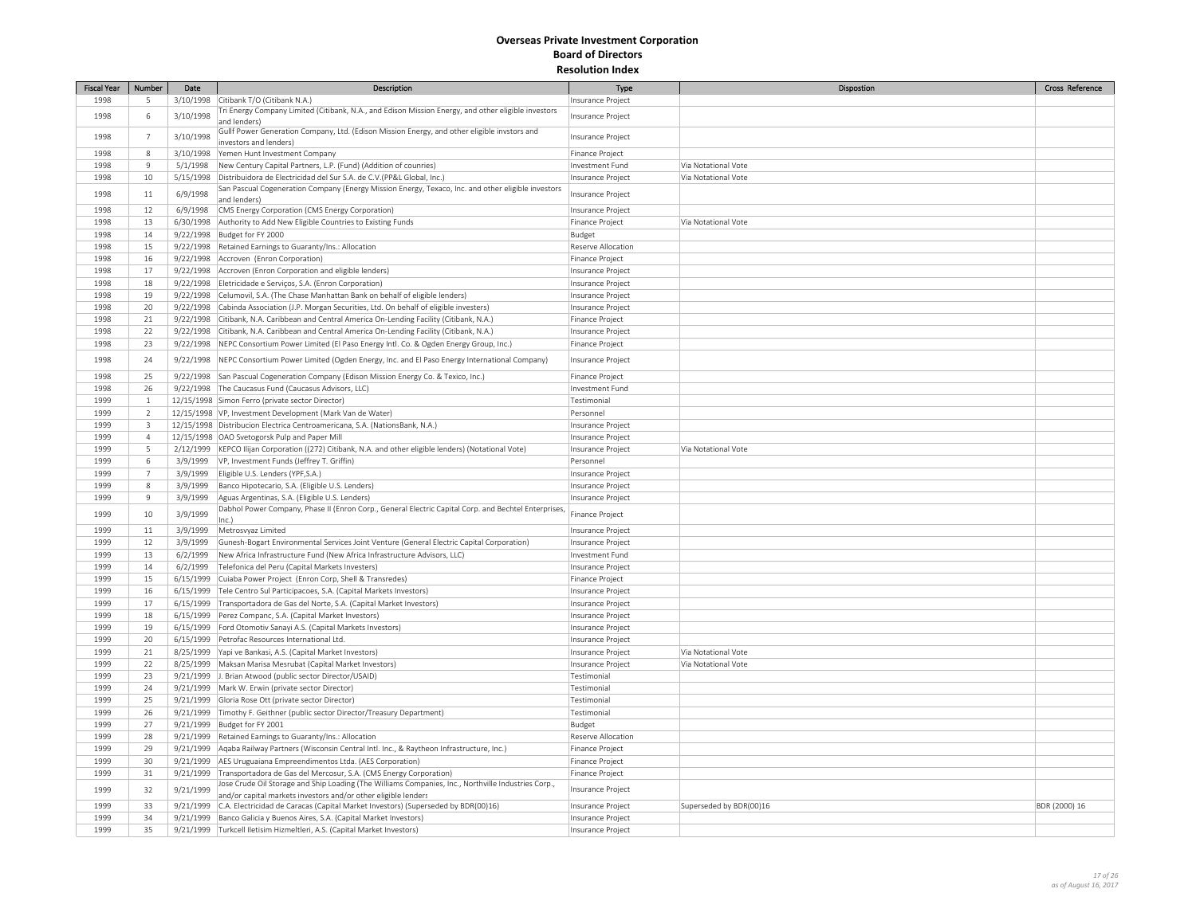# Overseas Private Investment Corporation
## Board of Directors
### Resolution Index

| Fiscal Year | Number | Date | Description | Type | Dispostion | Cross Reference |
|---|---|---|---|---|---|---|
| 1998 | 5 | 3/10/1998 | Citibank T/O (Citibank N.A.) | Insurance Project | | |
| 1998 | 6 | 3/10/1998 | Tri Energy Company Limited (Citibank, N.A., and Edison Mission Energy, and other eligible investors and lenders) | Insurance Project | | |
| 1998 | 7 | 3/10/1998 | Gullf Power Generation Company, Ltd. (Edison Mission Energy, and other eligible invstors and investors and lenders) | Insurance Project | | |
| 1998 | 8 | 3/10/1998 | Yemen Hunt Investment Company | Finance Project | | |
| 1998 | 9 | 5/1/1998 | New Century Capital Partners, L.P. (Fund) (Addition of counries) | Investment Fund | Via Notational Vote | |
| 1998 | 10 | 5/15/1998 | Distribuidora de Electricidad del Sur S.A. de C.V.(PP&L Global, Inc.) | Insurance Project | Via Notational Vote | |
| 1998 | 11 | 6/9/1998 | San Pascual Cogeneration Company (Energy Mission Energy, Texaco, Inc. and other eligible investors and lenders) | Insurance Project | | |
| 1998 | 12 | 6/9/1998 | CMS Energy Corporation (CMS Energy Corporation) | Insurance Project | | |
| 1998 | 13 | 6/30/1998 | Authority to Add New Eligible Countries to Existing Funds | Finance Project | Via Notational Vote | |
| 1998 | 14 | 9/22/1998 | Budget for FY 2000 | Budget | | |
| 1998 | 15 | 9/22/1998 | Retained Earnings to Guaranty/Ins.: Allocation | Reserve Allocation | | |
| 1998 | 16 | 9/22/1998 | Accroven (Enron Corporation) | Finance Project | | |
| 1998 | 17 | 9/22/1998 | Accroven (Enron Corporation and eligible lenders) | Insurance Project | | |
| 1998 | 18 | 9/22/1998 | Eletricidade e Serviços, S.A. (Enron Corporation) | Insurance Project | | |
| 1998 | 19 | 9/22/1998 | Celumovil, S.A. (The Chase Manhattan Bank on behalf of eligible lenders) | Insurance Project | | |
| 1998 | 20 | 9/22/1998 | Cabinda Association (J.P. Morgan Securities, Ltd. On behalf of eligible investers) | Insurance Project | | |
| 1998 | 21 | 9/22/1998 | Citibank, N.A. Caribbean and Central America On-Lending Facility (Citibank, N.A.) | Finance Project | | |
| 1998 | 22 | 9/22/1998 | Citibank, N.A. Caribbean and Central America On-Lending Facility (Citibank, N.A.) | Insurance Project | | |
| 1998 | 23 | 9/22/1998 | NEPC Consortium Power Limited (El Paso Energy Intl. Co. & Ogden Energy Group, Inc.) | Finance Project | | |
| 1998 | 24 | 9/22/1998 | NEPC Consortium Power Limited (Ogden Energy, Inc. and El Paso Energy International Company) | Insurance Project | | |
| 1998 | 25 | 9/22/1998 | San Pascual Cogeneration Company (Edison Mission Energy Co. & Texico, Inc.) | Finance Project | | |
| 1998 | 26 | 9/22/1998 | The Caucasus Fund (Caucasus Advisors, LLC) | Investment Fund | | |
| 1999 | 1 | 12/15/1998 | Simon Ferro (private sector Director) | Testimonial | | |
| 1999 | 2 | 12/15/1998 | VP, Investment Development (Mark Van de Water) | Personnel | | |
| 1999 | 3 | 12/15/1998 | Distribucion Electrica Centroamericana, S.A. (NationsBank, N.A.) | Insurance Project | | |
| 1999 | 4 | 12/15/1998 | OAO Svetogorsk Pulp and Paper Mill | Insurance Project | | |
| 1999 | 5 | 2/12/1999 | KEPCO Ilijan Corporation ((272) Citibank, N.A. and other eligible lenders) (Notational Vote) | Insurance Project | Via Notational Vote | |
| 1999 | 6 | 3/9/1999 | VP, Investment Funds (Jeffrey T. Griffin) | Personnel | | |
| 1999 | 7 | 3/9/1999 | Eligible U.S. Lenders (YPF,S.A.) | Insurance Project | | |
| 1999 | 8 | 3/9/1999 | Banco Hipotecario, S.A. (Eligible U.S. Lenders) | Insurance Project | | |
| 1999 | 9 | 3/9/1999 | Aguas Argentinas, S.A. (Eligible U.S. Lenders) | Insurance Project | | |
| 1999 | 10 | 3/9/1999 | Dabhol Power Company, Phase II (Enron Corp., General Electric Capital Corp. and Bechtel Enterprises, Inc.) | Finance Project | | |
| 1999 | 11 | 3/9/1999 | Metrosvyaz Limited | Insurance Project | | |
| 1999 | 12 | 3/9/1999 | Gunesh-Bogart Environmental Services Joint Venture (General Electric Capital Corporation) | Insurance Project | | |
| 1999 | 13 | 6/2/1999 | New Africa Infrastructure Fund (New Africa Infrastructure Advisors, LLC) | Investment Fund | | |
| 1999 | 14 | 6/2/1999 | Telefonica del Peru (Capital Markets Investers) | Insurance Project | | |
| 1999 | 15 | 6/15/1999 | Cuiaba Power Project (Enron Corp, Shell & Transredes) | Finance Project | | |
| 1999 | 16 | 6/15/1999 | Tele Centro Sul Participacoes, S.A. (Capital Markets Investors) | Insurance Project | | |
| 1999 | 17 | 6/15/1999 | Transportadora de Gas del Norte, S.A. (Capital Market Investors) | Insurance Project | | |
| 1999 | 18 | 6/15/1999 | Perez Companc, S.A. (Capital Market Investors) | Insurance Project | | |
| 1999 | 19 | 6/15/1999 | Ford Otomotiv Sanayi A.S. (Capital Markets Investors) | Insurance Project | | |
| 1999 | 20 | 6/15/1999 | Petrofac Resources International Ltd. | Insurance Project | | |
| 1999 | 21 | 8/25/1999 | Yapi ve Bankasi, A.S. (Capital Market Investors) | Insurance Project | Via Notational Vote | |
| 1999 | 22 | 8/25/1999 | Maksan Marisa Mesrubat (Capital Market Investors) | Insurance Project | Via Notational Vote | |
| 1999 | 23 | 9/21/1999 | J. Brian Atwood (public sector Director/USAID) | Testimonial | | |
| 1999 | 24 | 9/21/1999 | Mark W. Erwin (private sector Director) | Testimonial | | |
| 1999 | 25 | 9/21/1999 | Gloria Rose Ott (private sector Director) | Testimonial | | |
| 1999 | 26 | 9/21/1999 | Timothy F. Geithner (public sector Director/Treasury Department) | Testimonial | | |
| 1999 | 27 | 9/21/1999 | Budget for FY 2001 | Budget | | |
| 1999 | 28 | 9/21/1999 | Retained Earnings to Guaranty/Ins.: Allocation | Reserve Allocation | | |
| 1999 | 29 | 9/21/1999 | Aqaba Railway Partners (Wisconsin Central Intl. Inc., & Raytheon Infrastructure, Inc.) | Finance Project | | |
| 1999 | 30 | 9/21/1999 | AES Uruguaiana Empreendimentos Ltda. (AES Corporation) | Finance Project | | |
| 1999 | 31 | 9/21/1999 | Transportadora de Gas del Mercosur, S.A. (CMS Energy Corporation) | Finance Project | | |
| 1999 | 32 | 9/21/1999 | Jose Crude Oil Storage and Ship Loading (The Williams Companies, Inc., Northville Industries Corp., and/or capital markets investors and/or other eligible lenders | Insurance Project | | |
| 1999 | 33 | 9/21/1999 | C.A. Electricidad de Caracas (Capital Market Investors) (Superseded by BDR(00)16) | Insurance Project | Superseded by BDR(00)16 | BDR (2000) 16 |
| 1999 | 34 | 9/21/1999 | Banco Galicia y Buenos Aires, S.A. (Capital Market Investors) | Insurance Project | | |
| 1999 | 35 | 9/21/1999 | Turkcell Iletisim Hizmeltleri, A.S. (Capital Market Investors) | Insurance Project | | |

*as of August 16, 2017*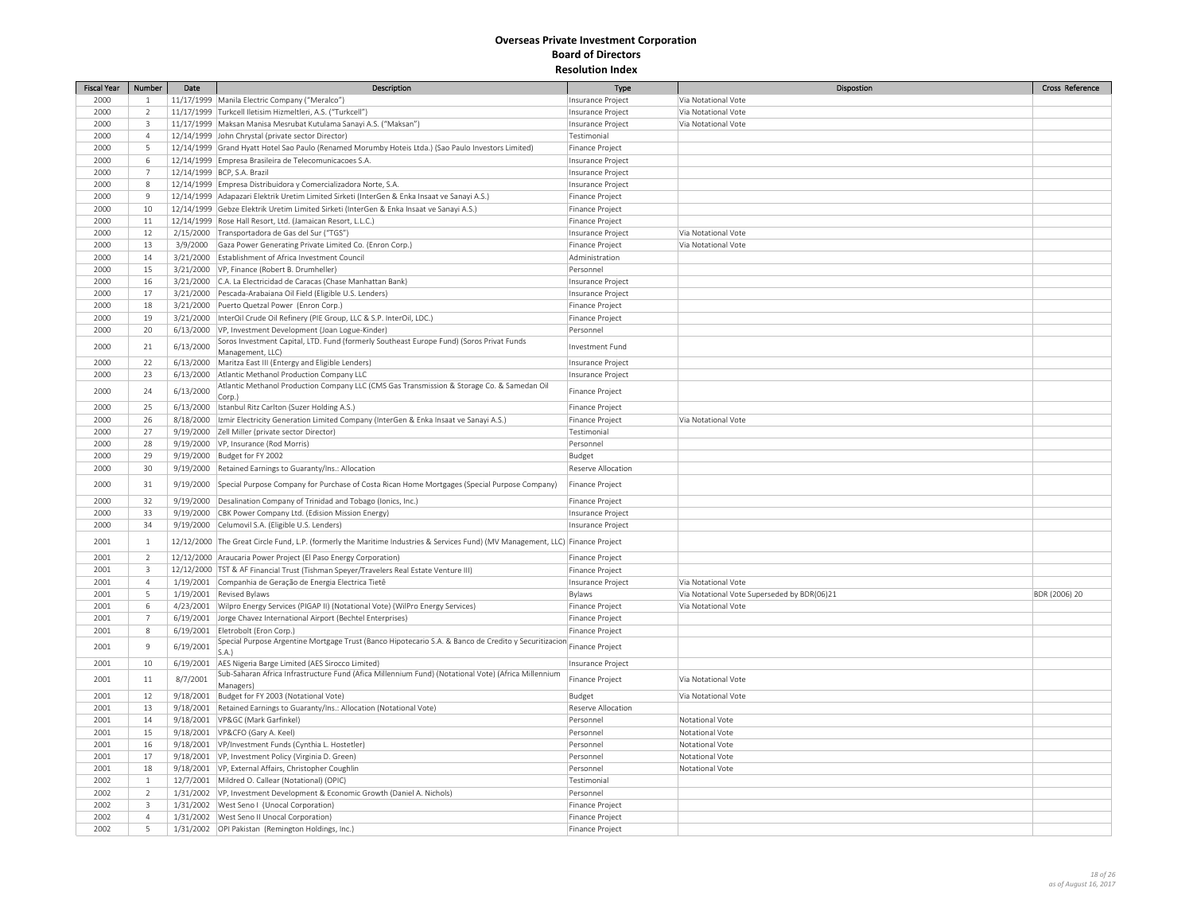# Overseas Private Investment Corporation
## Board of Directors
### Resolution Index

| Fiscal Year | Number | Date | Description | Type | Dispostion | Cross Reference |
|---|---|---|---|---|---|---|
| 2000 | 1 | 11/17/1999 | Manila Electric Company ("Meralco") | Insurance Project | Via Notational Vote | |
| 2000 | 2 | 11/17/1999 | Turkcell Iletisim Hizmeltleri, A.S. ("Turkcell") | Insurance Project | Via Notational Vote | |
| 2000 | 3 | 11/17/1999 | Maksan Manisa Mesrubat Kutulama Sanayi A.S. ("Maksan") | Insurance Project | Via Notational Vote | |
| 2000 | 4 | 12/14/1999 | John Chrystal (private sector Director) | Testimonial | | |
| 2000 | 5 | 12/14/1999 | Grand Hyatt Hotel Sao Paulo (Renamed Morumby Hoteis Ltda.) (Sao Paulo Investors Limited) | Finance Project | | |
| 2000 | 6 | 12/14/1999 | Empresa Brasileira de Telecomunicacoes S.A. | Insurance Project | | |
| 2000 | 7 | 12/14/1999 | BCP, S.A. Brazil | Insurance Project | | |
| 2000 | 8 | 12/14/1999 | Empresa Distribuidora y Comercializadora Norte, S.A. | Insurance Project | | |
| 2000 | 9 | 12/14/1999 | Adapazari Elektrik Uretim Limited Sirketi (InterGen & Enka Insaat ve Sanayi A.S.) | Finance Project | | |
| 2000 | 10 | 12/14/1999 | Gebze Elektrik Uretim Limited Sirketi (InterGen & Enka Insaat ve Sanayi A.S.) | Finance Project | | |
| 2000 | 11 | 12/14/1999 | Rose Hall Resort, Ltd. (Jamaican Resort, L.L.C.) | Finance Project | | |
| 2000 | 12 | 2/15/2000 | Transportadora de Gas del Sur ("TGS") | Insurance Project | Via Notational Vote | |
| 2000 | 13 | 3/9/2000 | Gaza Power Generating Private Limited Co. (Enron Corp.) | Finance Project | Via Notational Vote | |
| 2000 | 14 | 3/21/2000 | Establishment of Africa Investment Council | Administration | | |
| 2000 | 15 | 3/21/2000 | VP, Finance (Robert B. Drumheller) | Personnel | | |
| 2000 | 16 | 3/21/2000 | C.A. La Electricidad de Caracas (Chase Manhattan Bank) | Insurance Project | | |
| 2000 | 17 | 3/21/2000 | Pescada-Arabaiana Oil Field (Eligible U.S. Lenders) | Insurance Project | | |
| 2000 | 18 | 3/21/2000 | Puerto Quetzal Power (Enron Corp.) | Finance Project | | |
| 2000 | 19 | 3/21/2000 | InterOil Crude Oil Refinery (PIE Group, LLC & S.P. InterOil, LDC.) | Finance Project | | |
| 2000 | 20 | 6/13/2000 | VP, Investment Development (Joan Logue-Kinder) | Personnel | | |
| 2000 | 21 | 6/13/2000 | Soros Investment Capital, LTD. Fund (formerly Southeast Europe Fund) (Soros Privat Funds Management, LLC) | Investment Fund | | |
| 2000 | 22 | 6/13/2000 | Maritza East III (Entergy and Eligible Lenders) | Insurance Project | | |
| 2000 | 23 | 6/13/2000 | Atlantic Methanol Production Company LLC | Insurance Project | | |
| 2000 | 24 | 6/13/2000 | Atlantic Methanol Production Company LLC (CMS Gas Transmission & Storage Co. & Samedan Oil Corp.) | Finance Project | | |
| 2000 | 25 | 6/13/2000 | Istanbul Ritz Carlton (Suzer Holding A.S.) | Finance Project | | |
| 2000 | 26 | 8/18/2000 | Izmir Electricity Generation Limited Company (InterGen & Enka Insaat ve Sanayi A.S.) | Finance Project | Via Notational Vote | |
| 2000 | 27 | 9/19/2000 | Zell Miller (private sector Director) | Testimonial | | |
| 2000 | 28 | 9/19/2000 | VP, Insurance (Rod Morris) | Personnel | | |
| 2000 | 29 | 9/19/2000 | Budget for FY 2002 | Budget | | |
| 2000 | 30 | 9/19/2000 | Retained Earnings to Guaranty/Ins.: Allocation | Reserve Allocation | | |
| 2000 | 31 | 9/19/2000 | Special Purpose Company for Purchase of Costa Rican Home Mortgages (Special Purpose Company) | Finance Project | | |
| 2000 | 32 | 9/19/2000 | Desalination Company of Trinidad and Tobago (Ionics, Inc.) | Finance Project | | |
| 2000 | 33 | 9/19/2000 | CBK Power Company Ltd. (Edision Mission Energy) | Insurance Project | | |
| 2000 | 34 | 9/19/2000 | Celumovil S.A. (Eligible U.S. Lenders) | Insurance Project | | |
| 2001 | 1 | 12/12/2000 | The Great Circle Fund, L.P. (formerly the Maritime Industries & Services Fund) (MV Management, LLC) | Finance Project | | |
| 2001 | 2 | 12/12/2000 | Araucaria Power Project (El Paso Energy Corporation) | Finance Project | | |
| 2001 | 3 | 12/12/2000 | TST & AF Financial Trust (Tishman Speyer/Travelers Real Estate Venture III) | Finance Project | | |
| 2001 | 4 | 1/19/2001 | Companhia de Geração de Energia Electrica Tietê | Insurance Project | Via Notational Vote | |
| 2001 | 5 | 1/19/2001 | Revised Bylaws | Bylaws | Via Notational Vote Superseded by BDR(06)21 | BDR (2006) 20 |
| 2001 | 6 | 4/23/2001 | Wilpro Energy Services (PIGAP II) (Notational Vote) (WilPro Energy Services) | Finance Project | Via Notational Vote | |
| 2001 | 7 | 6/19/2001 | Jorge Chavez International Airport (Bechtel Enterprises) | Finance Project | | |
| 2001 | 8 | 6/19/2001 | Eletrobolt (Eron Corp.) | Finance Project | | |
| 2001 | 9 | 6/19/2001 | Special Purpose Argentine Mortgage Trust (Banco Hipotecario S.A. & Banco de Credito y Securitizacion S.A.) | Finance Project | | |
| 2001 | 10 | 6/19/2001 | AES Nigeria Barge Limited (AES Sirocco Limited) | Insurance Project | | |
| 2001 | 11 | 8/7/2001 | Sub-Saharan Africa Infrastructure Fund (Afica Millennium Fund) (Notational Vote) (Africa Millennium Managers) | Finance Project | Via Notational Vote | |
| 2001 | 12 | 9/18/2001 | Budget for FY 2003 (Notational Vote) | Budget | Via Notational Vote | |
| 2001 | 13 | 9/18/2001 | Retained Earnings to Guaranty/Ins.: Allocation (Notational Vote) | Reserve Allocation | | |
| 2001 | 14 | 9/18/2001 | VP&GC (Mark Garfinkel) | Personnel | Notational Vote | |
| 2001 | 15 | 9/18/2001 | VP&CFO (Gary A. Keel) | Personnel | Notational Vote | |
| 2001 | 16 | 9/18/2001 | VP/Investment Funds (Cynthia L. Hostetler) | Personnel | Notational Vote | |
| 2001 | 17 | 9/18/2001 | VP, Investment Policy (Virginia D. Green) | Personnel | Notational Vote | |
| 2001 | 18 | 9/18/2001 | VP, External Affairs, Christopher Coughlin | Personnel | Notational Vote | |
| 2002 | 1 | 12/7/2001 | Mildred O. Callear (Notational) (OPIC) | Testimonial | | |
| 2002 | 2 | 1/31/2002 | VP, Investment Development & Economic Growth (Daniel A. Nichols) | Personnel | | |
| 2002 | 3 | 1/31/2002 | West Seno I (Unocal Corporation) | Finance Project | | |
| 2002 | 4 | 1/31/2002 | West Seno II Unocal Corporation) | Finance Project | | |
| 2002 | 5 | 1/31/2002 | OPI Pakistan (Remington Holdings, Inc.) | Finance Project | | |

*as of August 16, 2017*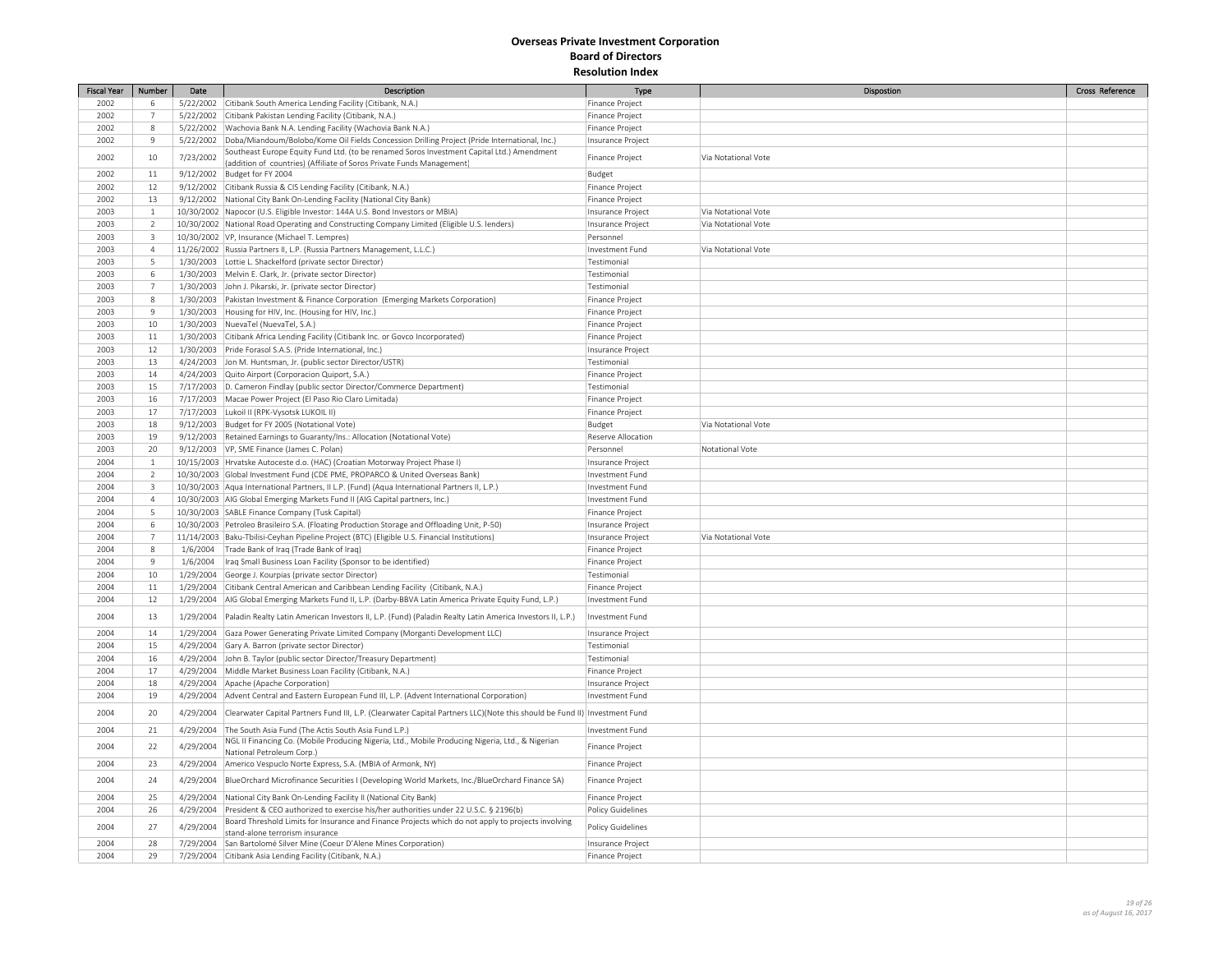# Overseas Private Investment Corporation
## Board of Directors
### Resolution Index

| Fiscal Year | Number | Date | Description | Type | Dispostion | Cross Reference |
|---|---|---|---|---|---|---|
| 2002 | 6 | 5/22/2002 | Citibank South America Lending Facility (Citibank, N.A.) | Finance Project | | |
| 2002 | 7 | 5/22/2002 | Citibank Pakistan Lending Facility (Citibank, N.A.) | Finance Project | | |
| 2002 | 8 | 5/22/2002 | Wachovia Bank N.A. Lending Facility (Wachovia Bank N.A.) | Finance Project | | |
| 2002 | 9 | 5/22/2002 | Doba/Miandoum/Bolobo/Kome Oil Fields Concession Drilling Project (Pride International, Inc.) | Insurance Project | | |
| 2002 | 10 | 7/23/2002 | Southeast Europe Equity Fund Ltd. (to be renamed Soros Investment Capital Ltd.) Amendment (addition of countries) (Affiliate of Soros Private Funds Management) | Finance Project | Via Notational Vote | |
| 2002 | 11 | 9/12/2002 | Budget for FY 2004 | Budget | | |
| 2002 | 12 | 9/12/2002 | Citibank Russia & CIS Lending Facility (Citibank, N.A.) | Finance Project | | |
| 2002 | 13 | 9/12/2002 | National City Bank On-Lending Facility (National City Bank) | Finance Project | | |
| 2003 | 1 | 10/30/2002 | Napocor (U.S. Eligible Investor: 144A U.S. Bond Investors or MBIA) | Insurance Project | Via Notational Vote | |
| 2003 | 2 | 10/30/2002 | National Road Operating and Constructing Company Limited (Eligible U.S. lenders) | Insurance Project | Via Notational Vote | |
| 2003 | 3 | 10/30/2002 | VP, Insurance (Michael T. Lempres) | Personnel | | |
| 2003 | 4 | 11/26/2002 | Russia Partners II, L.P. (Russia Partners Management, L.L.C.) | Investment Fund | Via Notational Vote | |
| 2003 | 5 | 1/30/2003 | Lottie L. Shackelford (private sector Director) | Testimonial | | |
| 2003 | 6 | 1/30/2003 | Melvin E. Clark, Jr. (private sector Director) | Testimonial | | |
| 2003 | 7 | 1/30/2003 | John J. Pikarski, Jr. (private sector Director) | Testimonial | | |
| 2003 | 8 | 1/30/2003 | Pakistan Investment & Finance Corporation (Emerging Markets Corporation) | Finance Project | | |
| 2003 | 9 | 1/30/2003 | Housing for HIV, Inc. (Housing for HIV, Inc.) | Finance Project | | |
| 2003 | 10 | 1/30/2003 | NuevaTel (NuevaTel, S.A.) | Finance Project | | |
| 2003 | 11 | 1/30/2003 | Citibank Africa Lending Facility (Citibank Inc. or Govco Incorporated) | Finance Project | | |
| 2003 | 12 | 1/30/2003 | Pride Forasol S.A.S. (Pride International, Inc.) | Insurance Project | | |
| 2003 | 13 | 4/24/2003 | Jon M. Huntsman, Jr. (public sector Director/USTR) | Testimonial | | |
| 2003 | 14 | 4/24/2003 | Quito Airport (Corporacion Quiport, S.A.) | Finance Project | | |
| 2003 | 15 | 7/17/2003 | D. Cameron Findlay (public sector Director/Commerce Department) | Testimonial | | |
| 2003 | 16 | 7/17/2003 | Macae Power Project (El Paso Rio Claro Limitada) | Finance Project | | |
| 2003 | 17 | 7/17/2003 | Lukoil II (RPK-Vysotsk LUKOIL II) | Finance Project | | |
| 2003 | 18 | 9/12/2003 | Budget for FY 2005 (Notational Vote) | Budget | Via Notational Vote | |
| 2003 | 19 | 9/12/2003 | Retained Earnings to Guaranty/Ins.: Allocation (Notational Vote) | Reserve Allocation | | |
| 2003 | 20 | 9/12/2003 | VP, SME Finance (James C. Polan) | Personnel | Notational Vote | |
| 2004 | 1 | 10/15/2003 | Hrvatske Autoceste d.o. (HAC) (Croatian Motorway Project Phase I) | Insurance Project | | |
| 2004 | 2 | 10/30/2003 | Global Investment Fund (CDE PME, PROPARCO & United Overseas Bank) | Investment Fund | | |
| 2004 | 3 | 10/30/2003 | Aqua International Partners, II L.P. (Fund) (Aqua International Partners II, L.P.) | Investment Fund | | |
| 2004 | 4 | 10/30/2003 | AIG Global Emerging Markets Fund II (AIG Capital partners, Inc.) | Investment Fund | | |
| 2004 | 5 | 10/30/2003 | SABLE Finance Company (Tusk Capital) | Finance Project | | |
| 2004 | 6 | 10/30/2003 | Petroleo Brasileiro S.A. (Floating Production Storage and Offloading Unit, P-50) | Insurance Project | | |
| 2004 | 7 | 11/14/2003 | Baku-Tbilisi-Ceyhan Pipeline Project (BTC) (Eligible U.S. Financial Institutions) | Insurance Project | Via Notational Vote | |
| 2004 | 8 | 1/6/2004 | Trade Bank of Iraq (Trade Bank of Iraq) | Finance Project | | |
| 2004 | 9 | 1/6/2004 | Iraq Small Business Loan Facility (Sponsor to be identified) | Finance Project | | |
| 2004 | 10 | 1/29/2004 | George J. Kourpias (private sector Director) | Testimonial | | |
| 2004 | 11 | 1/29/2004 | Citibank Central American and Caribbean Lending Facility (Citibank, N.A.) | Finance Project | | |
| 2004 | 12 | 1/29/2004 | AIG Global Emerging Markets Fund II, L.P. (Darby-BBVA Latin America Private Equity Fund, L.P.) | Investment Fund | | |
| 2004 | 13 | 1/29/2004 | Paladin Realty Latin American Investors II, L.P. (Fund) (Paladin Realty Latin America Investors II, L.P.) | Investment Fund | | |
| 2004 | 14 | 1/29/2004 | Gaza Power Generating Private Limited Company (Morganti Development LLC) | Insurance Project | | |
| 2004 | 15 | 4/29/2004 | Gary A. Barron (private sector Director) | Testimonial | | |
| 2004 | 16 | 4/29/2004 | John B. Taylor (public sector Director/Treasury Department) | Testimonial | | |
| 2004 | 17 | 4/29/2004 | Middle Market Business Loan Facility (Citibank, N.A.) | Finance Project | | |
| 2004 | 18 | 4/29/2004 | Apache (Apache Corporation) | Insurance Project | | |
| 2004 | 19 | 4/29/2004 | Advent Central and Eastern European Fund III, L.P. (Advent International Corporation) | Investment Fund | | |
| 2004 | 20 | 4/29/2004 | Clearwater Capital Partners Fund III, L.P. (Clearwater Capital Partners LLC)(Note this should be Fund II) | Investment Fund | | |
| 2004 | 21 | 4/29/2004 | The South Asia Fund (The Actis South Asia Fund L.P.) | Investment Fund | | |
| 2004 | 22 | 4/29/2004 | NGL II Financing Co. (Mobile Producing Nigeria, Ltd., Mobile Producing Nigeria, Ltd., & Nigerian National Petroleum Corp.) | Finance Project | | |
| 2004 | 23 | 4/29/2004 | Americo Vespuclo Norte Express, S.A. (MBIA of Armonk, NY) | Finance Project | | |
| 2004 | 24 | 4/29/2004 | BlueOrchard Microfinance Securities I (Developing World Markets, Inc./BlueOrchard Finance SA) | Finance Project | | |
| 2004 | 25 | 4/29/2004 | National City Bank On-Lending Facility II (National City Bank) | Finance Project | | |
| 2004 | 26 | 4/29/2004 | President & CEO authorized to exercise his/her authorities under 22 U.S.C. § 2196(b) | Policy Guidelines | | |
| 2004 | 27 | 4/29/2004 | Board Threshold Limits for Insurance and Finance Projects which do not apply to projects involving stand-alone terrorism insurance | Policy Guidelines | | |
| 2004 | 28 | 7/29/2004 | San Bartolomé Silver Mine (Coeur D'Alene Mines Corporation) | Insurance Project | | |
| 2004 | 29 | 7/29/2004 | Citibank Asia Lending Facility (Citibank, N.A.) | Finance Project | | |

*as of August 16, 2017*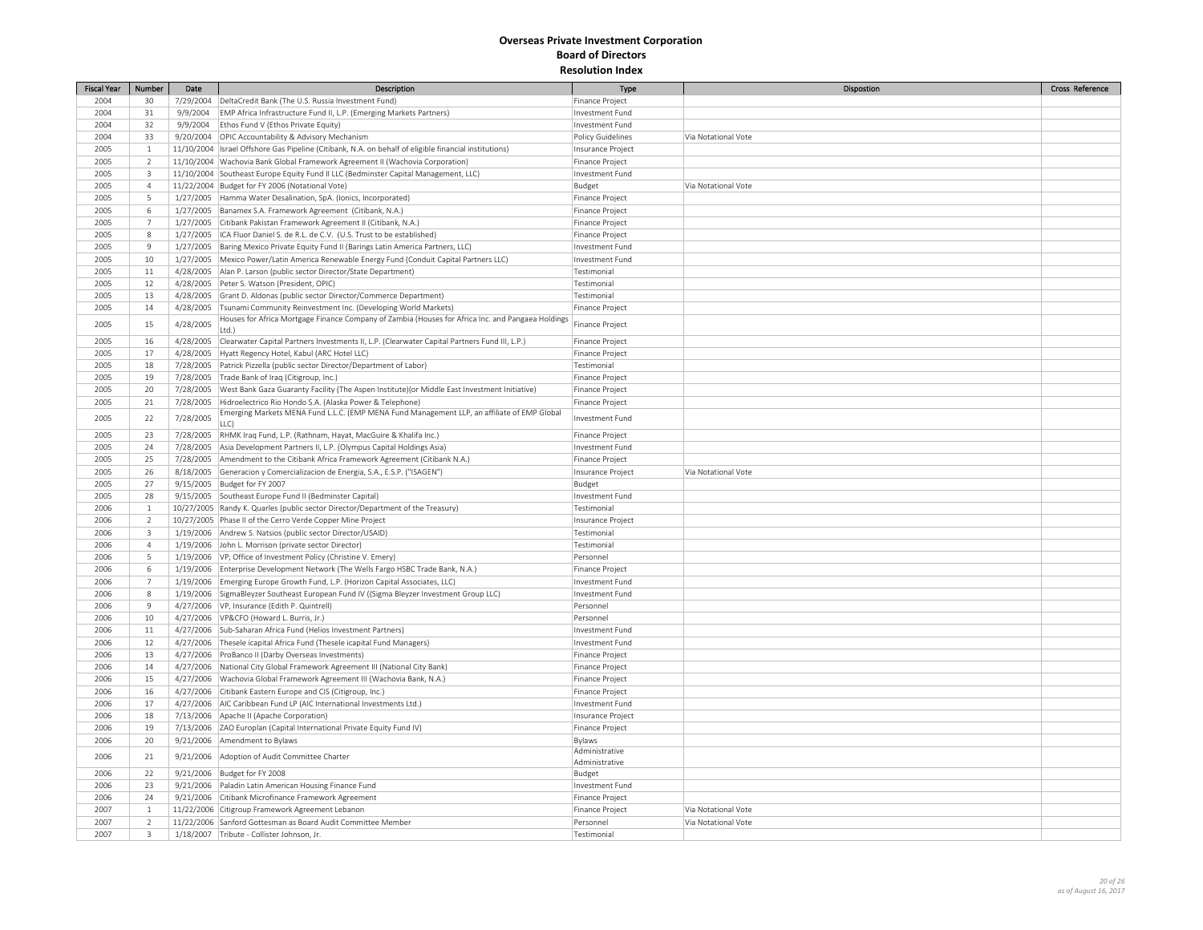# Overseas Private Investment Corporation
## Board of Directors
### Resolution Index

| Fiscal Year | Number | Date | Description | Type | Dispostion | Cross Reference |
|---|---|---|---|---|---|---|
| 2004 | 30 | 7/29/2004 | DeltaCredit Bank (The U.S. Russia Investment Fund) | Finance Project | | |
| 2004 | 31 | 9/9/2004 | EMP Africa Infrastructure Fund II, L.P. (Emerging Markets Partners) | Investment Fund | | |
| 2004 | 32 | 9/9/2004 | Ethos Fund V (Ethos Private Equity) | Investment Fund | | |
| 2004 | 33 | 9/20/2004 | OPIC Accountability & Advisory Mechanism | Policy Guidelines | Via Notational Vote | |
| 2005 | 1 | 11/10/2004 | Israel Offshore Gas Pipeline (Citibank, N.A. on behalf of eligible financial institutions) | Insurance Project | | |
| 2005 | 2 | 11/10/2004 | Wachovia Bank Global Framework Agreement II (Wachovia Corporation) | Finance Project | | |
| 2005 | 3 | 11/10/2004 | Southeast Europe Equity Fund II LLC (Bedminster Capital Management, LLC) | Investment Fund | | |
| 2005 | 4 | 11/22/2004 | Budget for FY 2006 (Notational Vote) | Budget | Via Notational Vote | |
| 2005 | 5 | 1/27/2005 | Hamma Water Desalination, SpA. (Ionics, Incorporated) | Finance Project | | |
| 2005 | 6 | 1/27/2005 | Banamex S.A. Framework Agreement (Citibank, N.A.) | Finance Project | | |
| 2005 | 7 | 1/27/2005 | Citibank Pakistan Framework Agreement II (Citibank, N.A.) | Finance Project | | |
| 2005 | 8 | 1/27/2005 | ICA Fluor Daniel S. de R.L. de C.V. (U.S. Trust to be established) | Finance Project | | |
| 2005 | 9 | 1/27/2005 | Baring Mexico Private Equity Fund II (Barings Latin America Partners, LLC) | Investment Fund | | |
| 2005 | 10 | 1/27/2005 | Mexico Power/Latin America Renewable Energy Fund (Conduit Capital Partners LLC) | Investment Fund | | |
| 2005 | 11 | 4/28/2005 | Alan P. Larson (public sector Director/State Department) | Testimonial | | |
| 2005 | 12 | 4/28/2005 | Peter S. Watson (President, OPIC) | Testimonial | | |
| 2005 | 13 | 4/28/2005 | Grant D. Aldonas (public sector Director/Commerce Department) | Testimonial | | |
| 2005 | 14 | 4/28/2005 | Tsunami Community Reinvestment Inc. (Developing World Markets) | Finance Project | | |
| 2005 | 15 | 4/28/2005 | Houses for Africa Mortgage Finance Company of Zambia (Houses for Africa Inc. and Pangaea Holdings Ltd.) | Finance Project | | |
| 2005 | 16 | 4/28/2005 | Clearwater Capital Partners Investments II, L.P. (Clearwater Capital Partners Fund III, L.P.) | Finance Project | | |
| 2005 | 17 | 4/28/2005 | Hyatt Regency Hotel, Kabul (ARC Hotel LLC) | Finance Project | | |
| 2005 | 18 | 7/28/2005 | Patrick Pizzella (public sector Director/Department of Labor) | Testimonial | | |
| 2005 | 19 | 7/28/2005 | Trade Bank of Iraq (Citigroup, Inc.) | Finance Project | | |
| 2005 | 20 | 7/28/2005 | West Bank Gaza Guaranty Facility (The Aspen Institute)(or Middle East Investment Initiative) | Finance Project | | |
| 2005 | 21 | 7/28/2005 | Hidroelectrico Rio Hondo S.A. (Alaska Power & Telephone) | Finance Project | | |
| 2005 | 22 | 7/28/2005 | Emerging Markets MENA Fund L.L.C. (EMP MENA Fund Management LLP, an affiliate of EMP Global LLC) | Investment Fund | | |
| 2005 | 23 | 7/28/2005 | RHMK Iraq Fund, L.P. (Rathnam, Hayat, MacGuire & Khalifa Inc.) | Finance Project | | |
| 2005 | 24 | 7/28/2005 | Asia Development Partners II, L.P. (Olympus Capital Holdings Asia) | Investment Fund | | |
| 2005 | 25 | 7/28/2005 | Amendment to the Citibank Africa Framework Agreement (Citibank N.A.) | Finance Project | | |
| 2005 | 26 | 8/18/2005 | Generacion y Comercializacion de Energia, S.A., E.S.P. ("ISAGEN") | Insurance Project | Via Notational Vote | |
| 2005 | 27 | 9/15/2005 | Budget for FY 2007 | Budget | | |
| 2005 | 28 | 9/15/2005 | Southeast Europe Fund II (Bedminster Capital) | Investment Fund | | |
| 2006 | 1 | 10/27/2005 | Randy K. Quarles (public sector Director/Department of the Treasury) | Testimonial | | |
| 2006 | 2 | 10/27/2005 | Phase II of the Cerro Verde Copper Mine Project | Insurance Project | | |
| 2006 | 3 | 1/19/2006 | Andrew S. Natsios (public sector Director/USAID) | Testimonial | | |
| 2006 | 4 | 1/19/2006 | John L. Morrison (private sector Director) | Testimonial | | |
| 2006 | 5 | 1/19/2006 | VP, Office of Investment Policy (Christine V. Emery) | Personnel | | |
| 2006 | 6 | 1/19/2006 | Enterprise Development Network (The Wells Fargo HSBC Trade Bank, N.A.) | Finance Project | | |
| 2006 | 7 | 1/19/2006 | Emerging Europe Growth Fund, L.P. (Horizon Capital Associates, LLC) | Investment Fund | | |
| 2006 | 8 | 1/19/2006 | SigmaBleyzer Southeast European Fund IV ((Sigma Bleyzer Investment Group LLC) | Investment Fund | | |
| 2006 | 9 | 4/27/2006 | VP, Insurance (Edith P. Quintrell) | Personnel | | |
| 2006 | 10 | 4/27/2006 | VP&CFO (Howard L. Burris, Jr.) | Personnel | | |
| 2006 | 11 | 4/27/2006 | Sub-Saharan Africa Fund (Helios Investment Partners) | Investment Fund | | |
| 2006 | 12 | 4/27/2006 | Thesele icapital Africa Fund (Thesele icapital Fund Managers) | Investment Fund | | |
| 2006 | 13 | 4/27/2006 | ProBanco II (Darby Overseas Investments) | Finance Project | | |
| 2006 | 14 | 4/27/2006 | National City Global Framework Agreement III (National City Bank) | Finance Project | | |
| 2006 | 15 | 4/27/2006 | Wachovia Global Framework Agreement III (Wachovia Bank, N.A.) | Finance Project | | |
| 2006 | 16 | 4/27/2006 | Citibank Eastern Europe and CIS (Citigroup, Inc.) | Finance Project | | |
| 2006 | 17 | 4/27/2006 | AIC Caribbean Fund LP (AIC International Investments Ltd.) | Investment Fund | | |
| 2006 | 18 | 7/13/2006 | Apache II (Apache Corporation) | Insurance Project | | |
| 2006 | 19 | 7/13/2006 | ZAO Europlan (Capital International Private Equity Fund IV) | Finance Project | | |
| 2006 | 20 | 9/21/2006 | Amendment to Bylaws | Bylaws | | |
| 2006 | 21 | 9/21/2006 | Adoption of Audit Committee Charter | Administrative Administrative | | |
| 2006 | 22 | 9/21/2006 | Budget for FY 2008 | Budget | | |
| 2006 | 23 | 9/21/2006 | Paladin Latin American Housing Finance Fund | Investment Fund | | |
| 2006 | 24 | 9/21/2006 | Citibank Microfinance Framework Agreement | Finance Project | | |
| 2007 | 1 | 11/22/2006 | Citigroup Framework Agreement Lebanon | Finance Project | Via Notational Vote | |
| 2007 | 2 | 11/22/2006 | Sanford Gottesman as Board Audit Committee Member | Personnel | Via Notational Vote | |
| 2007 | 3 | 1/18/2007 | Tribute - Collister Johnson, Jr. | Testimonial | | |

*as of August 16, 2017*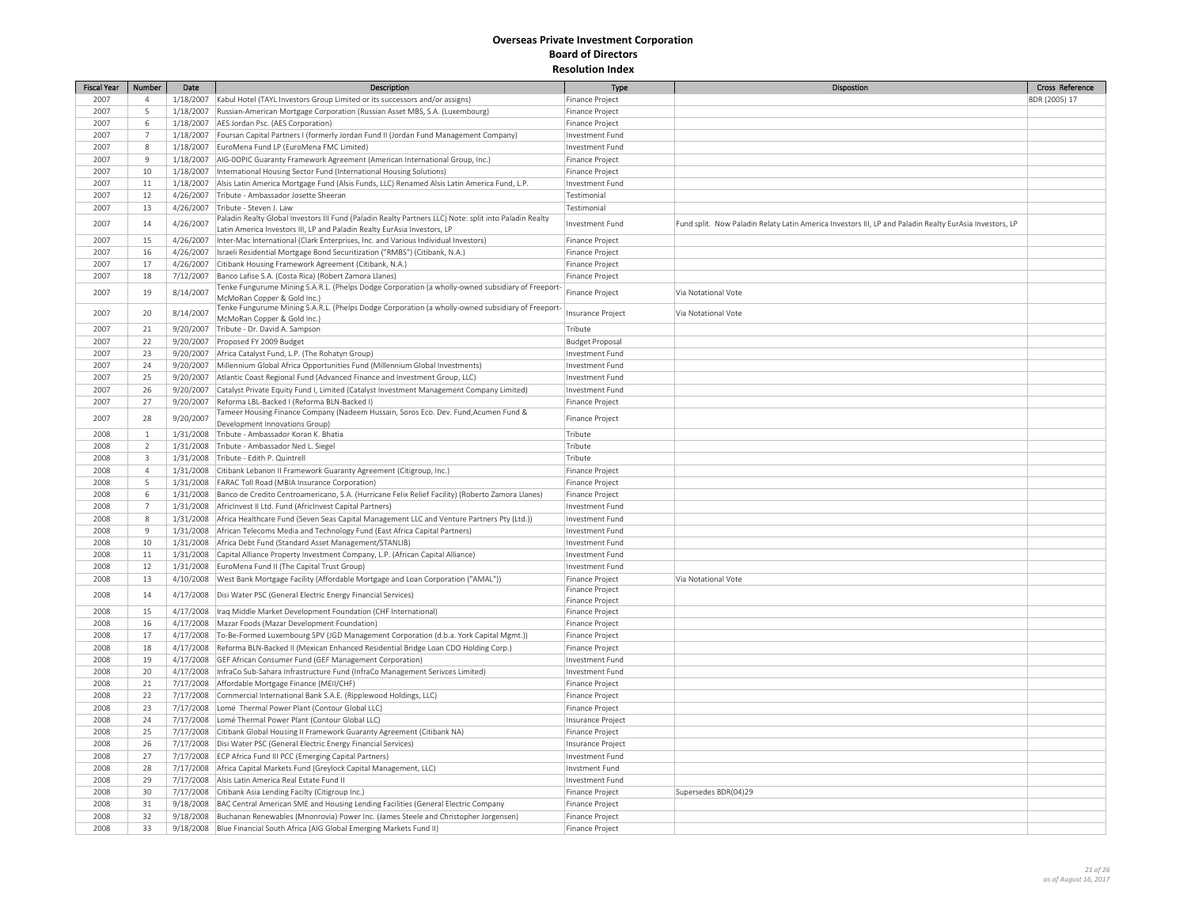# Overseas Private Investment Corporation
## Board of Directors
### Resolution Index

| Fiscal Year | Number | Date | Description | Type | Dispostion | Cross Reference |
|---|---|---|---|---|---|---|
| 2007 | 4 | 1/18/2007 | Kabul Hotel (TAYL Investors Group Limited or its successors and/or assigns) | Finance Project | | BDR (2005) 17 |
| 2007 | 5 | 1/18/2007 | Russian-American Mortgage Corporation (Russian Asset MBS, S.A. (Luxembourg) | Finance Project | | |
| 2007 | 6 | 1/18/2007 | AES Jordan Psc. (AES Corporation) | Finance Project | | |
| 2007 | 7 | 1/18/2007 | Foursan Capital Partners I (formerly Jordan Fund II (Jordan Fund Management Company) | Investment Fund | | |
| 2007 | 8 | 1/18/2007 | EuroMena Fund LP (EuroMena FMC Limited) | Investment Fund | | |
| 2007 | 9 | 1/18/2007 | AIG-0OPIC Guaranty Framework Agreement (American International Group, Inc.) | Finance Project | | |
| 2007 | 10 | 1/18/2007 | International Housing Sector Fund (International Housing Solutions) | Finance Project | | |
| 2007 | 11 | 1/18/2007 | Alsis Latin America Mortgage Fund (Alsis Funds, LLC) Renamed Alsis Latin America Fund, L.P. | Investment Fund | | |
| 2007 | 12 | 4/26/2007 | Tribute - Ambassador Josette Sheeran | Testimonial | | |
| 2007 | 13 | 4/26/2007 | Tribute - Steven J. Law | Testimonial | | |
| 2007 | 14 | 4/26/2007 | Paladin Realty Global Investors III Fund (Paladin Realty Partners LLC) Note: split into Paladin Realty Latin America Investors III, LP and Paladin Realty EurAsia Investors, LP | Investment Fund | Fund split. Now Paladin Relaty Latin America Investors III, LP and Paladin Realty EurAsia Investors, LP | |
| 2007 | 15 | 4/26/2007 | Inter-Mac International (Clark Enterprises, Inc. and Various Individual Investors) | Finance Project | | |
| 2007 | 16 | 4/26/2007 | Israeli Residential Mortgage Bond Securitization ("RMBS") (Citibank, N.A.) | Finance Project | | |
| 2007 | 17 | 4/26/2007 | Citibank Housing Framework Agreement (Citibank, N.A.) | Finance Project | | |
| 2007 | 18 | 7/12/2007 | Banco Lafise S.A. (Costa Rica) (Robert Zamora Llanes) | Finance Project | | |
| 2007 | 19 | 8/14/2007 | Tenke Fungurume Mining S.A.R.L. (Phelps Dodge Corporation (a wholly-owned subsidiary of Freeport-McMoRan Copper & Gold Inc.) | Finance Project | Via Notational Vote | |
| 2007 | 20 | 8/14/2007 | Tenke Fungurume Mining S.A.R.L. (Phelps Dodge Corporation (a wholly-owned subsidiary of Freeport-McMoRan Copper & Gold Inc.) | Insurance Project | Via Notational Vote | |
| 2007 | 21 | 9/20/2007 | Tribute - Dr. David A. Sampson | Tribute | | |
| 2007 | 22 | 9/20/2007 | Proposed FY 2009 Budget | Budget Proposal | | |
| 2007 | 23 | 9/20/2007 | Africa Catalyst Fund, L.P. (The Rohatyn Group) | Investment Fund | | |
| 2007 | 24 | 9/20/2007 | Millennium Global Africa Opportunities Fund (Millennium Global Investments) | Investment Fund | | |
| 2007 | 25 | 9/20/2007 | Atlantic Coast Regional Fund (Advanced Finance and Investment Group, LLC) | Investment Fund | | |
| 2007 | 26 | 9/20/2007 | Catalyst Private Equity Fund I, Limited (Catalyst Investment Management Company Limited) | Investment Fund | | |
| 2007 | 27 | 9/20/2007 | Reforma LBL-Backed I (Reforma BLN-Backed I) | Finance Project | | |
| 2007 | 28 | 9/20/2007 | Tameer Housing Finance Company (Nadeem Hussain, Soros Eco. Dev. Fund,Acumen Fund & Development Innovations Group) | Finance Project | | |
| 2008 | 1 | 1/31/2008 | Tribute - Ambassador Koran K. Bhatia | Tribute | | |
| 2008 | 2 | 1/31/2008 | Tribute - Ambassador Ned L. Siegel | Tribute | | |
| 2008 | 3 | 1/31/2008 | Tribute - Edith P. Quintrell | Tribute | | |
| 2008 | 4 | 1/31/2008 | Citibank Lebanon II Framework Guaranty Agreement (Citigroup, Inc.) | Finance Project | | |
| 2008 | 5 | 1/31/2008 | FARAC Toll Road (MBIA Insurance Corporation) | Finance Project | | |
| 2008 | 6 | 1/31/2008 | Banco de Credito Centroamericano, S.A. (Hurricane Felix Relief Facility) (Roberto Zamora Llanes) | Finance Project | | |
| 2008 | 7 | 1/31/2008 | AfricInvest II Ltd. Fund (AfricInvest Capital Partners) | Investment Fund | | |
| 2008 | 8 | 1/31/2008 | Africa Healthcare Fund (Seven Seas Capital Management LLC and Venture Partners Pty (Ltd.)) | Investment Fund | | |
| 2008 | 9 | 1/31/2008 | African Telecoms Media and Technology Fund (East Africa Capital Partners) | Investment Fund | | |
| 2008 | 10 | 1/31/2008 | Africa Debt Fund (Standard Asset Management/STANLIB) | Investment Fund | | |
| 2008 | 11 | 1/31/2008 | Capital Alliance Property Investment Company, L.P. (African Capital Alliance) | Investment Fund | | |
| 2008 | 12 | 1/31/2008 | EuroMena Fund II (The Capital Trust Group) | Investment Fund | | |
| 2008 | 13 | 4/10/2008 | West Bank Mortgage Facility (Affordable Mortgage and Loan Corporation ("AMAL")) | Finance Project | Via Notational Vote | |
| 2008 | 14 | 4/17/2008 | Disi Water PSC (General Electric Energy Financial Services) | Finance Project Finance Project | | |
| 2008 | 15 | 4/17/2008 | Iraq Middle Market Development Foundation (CHF International) | Finance Project | | |
| 2008 | 16 | 4/17/2008 | Mazar Foods (Mazar Development Foundation) | Finance Project | | |
| 2008 | 17 | 4/17/2008 | To-Be-Formed Luxembourg SPV (JGD Management Corporation (d.b.a. York Capital Mgmt.)) | Finance Project | | |
| 2008 | 18 | 4/17/2008 | Reforma BLN-Backed II (Mexican Enhanced Residential Bridge Loan CDO Holding Corp.) | Finance Project | | |
| 2008 | 19 | 4/17/2008 | GEF African Consumer Fund (GEF Management Corporation) | Investment Fund | | |
| 2008 | 20 | 4/17/2008 | InfraCo Sub-Sahara Infrastructure Fund (InfraCo Management Serivces Limited) | Investment Fund | | |
| 2008 | 21 | 7/17/2008 | Affordable Mortgage Finance (MEII/CHF) | Finance Project | | |
| 2008 | 22 | 7/17/2008 | Commercial International Bank S.A.E. (Ripplewood Holdings, LLC) | Finance Project | | |
| 2008 | 23 | 7/17/2008 | Lomé Thermal Power Plant (Contour Global LLC) | Finance Project | | |
| 2008 | 24 | 7/17/2008 | Lomé Thermal Power Plant (Contour Global LLC) | Insurance Project | | |
| 2008 | 25 | 7/17/2008 | Citibank Global Housing II Framework Guaranty Agreement (Citibank NA) | Finance Project | | |
| 2008 | 26 | 7/17/2008 | Disi Water PSC (General Electric Energy Financial Services) | Insurance Project | | |
| 2008 | 27 | 7/17/2008 | ECP Africa Fund III PCC (Emerging Capital Partners) | Investment Fund | | |
| 2008 | 28 | 7/17/2008 | Africa Capital Markets Fund (Greylock Capital Management, LLC) | Invstment Fund | | |
| 2008 | 29 | 7/17/2008 | Alsis Latin America Real Estate Fund II | Investment Fund | | |
| 2008 | 30 | 7/17/2008 | Citibank Asia Lending Facilty (Citigroup Inc.) | Finance Project | Supersedes BDR(04)29 | |
| 2008 | 31 | 9/18/2008 | BAC Central American SME and Housing Lending Facilities (General Electric Company | Finance Project | | |
| 2008 | 32 | 9/18/2008 | Buchanan Renewables (Mnonrovia) Power Inc. (James Steele and Christopher Jorgensen) | Finance Project | | |
| 2008 | 33 | 9/18/2008 | Blue Financial South Africa (AIG Global Emerging Markets Fund II) | Finance Project | | |

*as of August 16, 2017*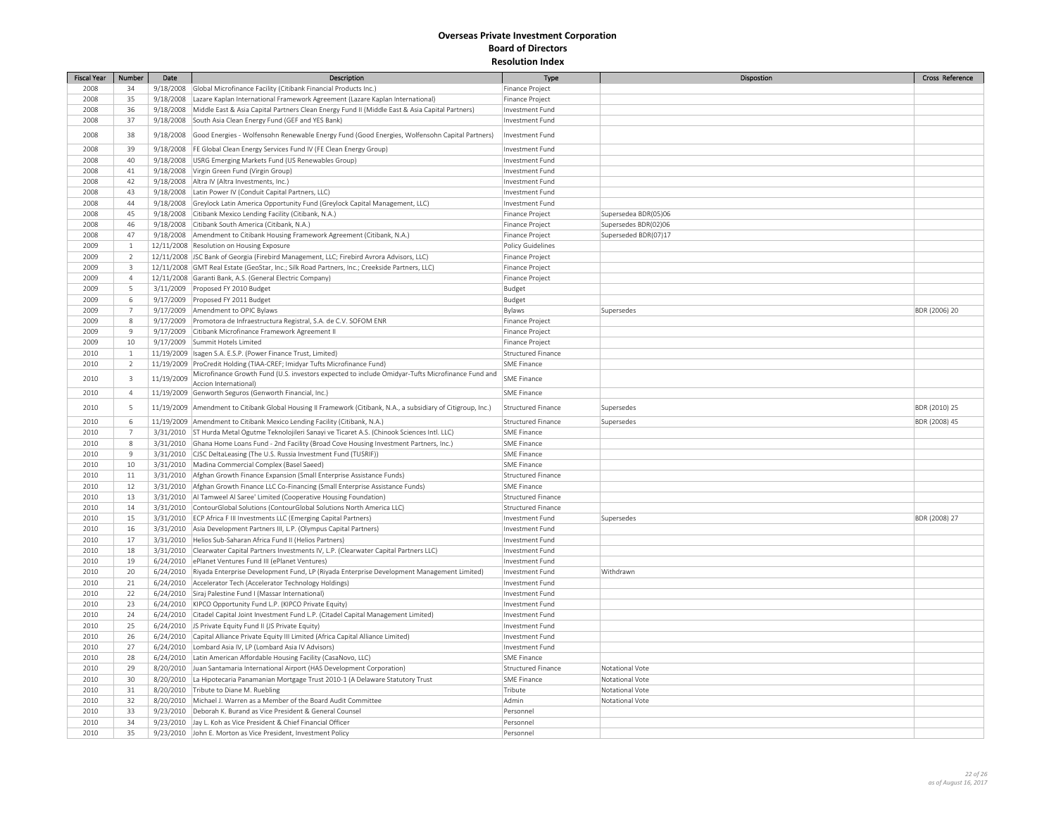# Overseas Private Investment Corporation
## Board of Directors
### Resolution Index

| Fiscal Year | Number | Date | Description | Type | Dispostion | Cross Reference |
|---|---|---|---|---|---|---|
| 2008 | 34 | 9/18/2008 | Global Microfinance Facility (Citibank Financial Products Inc.) | Finance Project | | |
| 2008 | 35 | 9/18/2008 | Lazare Kaplan International Framework Agreement (Lazare Kaplan International) | Finance Project | | |
| 2008 | 36 | 9/18/2008 | Middle East & Asia Capital Partners Clean Energy Fund II (Middle East & Asia Capital Partners) | Investment Fund | | |
| 2008 | 37 | 9/18/2008 | South Asia Clean Energy Fund (GEF and YES Bank) | Investment Fund | | |
| 2008 | 38 | 9/18/2008 | Good Energies - Wolfensohn Renewable Energy Fund (Good Energies, Wolfensohn Capital Partners) | Investment Fund | | |
| 2008 | 39 | 9/18/2008 | FE Global Clean Energy Services Fund IV (FE Clean Energy Group) | Investment Fund | | |
| 2008 | 40 | 9/18/2008 | USRG Emerging Markets Fund (US Renewables Group) | Investment Fund | | |
| 2008 | 41 | 9/18/2008 | Virgin Green Fund (Virgin Group) | Investment Fund | | |
| 2008 | 42 | 9/18/2008 | Altra IV (Altra Investments, Inc.) | Investment Fund | | |
| 2008 | 43 | 9/18/2008 | Latin Power IV (Conduit Capital Partners, LLC) | Investment Fund | | |
| 2008 | 44 | 9/18/2008 | Greylock Latin America Opportunity Fund (Greylock Capital Management, LLC) | Investment Fund | | |
| 2008 | 45 | 9/18/2008 | Citibank Mexico Lending Facility (Citibank, N.A.) | Finance Project | Supersedea BDR(05)06 | |
| 2008 | 46 | 9/18/2008 | Citibank South America (Citibank, N.A.) | Finance Project | Supersedes BDR(02)06 | |
| 2008 | 47 | 9/18/2008 | Amendment to Citibank Housing Framework Agreement (Citibank, N.A.) | Finance Project | Superseded BDR(07)17 | |
| 2009 | 1 | 12/11/2008 | Resolution on Housing Exposure | Policy Guidelines | | |
| 2009 | 2 | 12/11/2008 | JSC Bank of Georgia (Firebird Management, LLC; Firebird Avrora Advisors, LLC) | Finance Project | | |
| 2009 | 3 | 12/11/2008 | GMT Real Estate (GeoStar, Inc.; Silk Road Partners, Inc.; Creekside Partners, LLC) | Finance Project | | |
| 2009 | 4 | 12/11/2008 | Garanti Bank, A.S. (General Electric Company) | Finance Project | | |
| 2009 | 5 | 3/11/2009 | Proposed FY 2010 Budget | Budget | | |
| 2009 | 6 | 9/17/2009 | Proposed FY 2011 Budget | Budget | | |
| 2009 | 7 | 9/17/2009 | Amendment to OPIC Bylaws | Bylaws | Supersedes | BDR (2006) 20 |
| 2009 | 8 | 9/17/2009 | Promotora de Infraestructura Registral, S.A. de C.V. SOFOM ENR | Finance Project | | |
| 2009 | 9 | 9/17/2009 | Citibank Microfinance Framework Agreement II | Finance Project | | |
| 2009 | 10 | 9/17/2009 | Summit Hotels Limited | Finance Project | | |
| 2010 | 1 | 11/19/2009 | Isagen S.A. E.S.P. (Power Finance Trust, Limited) | Structured Finance | | |
| 2010 | 2 | 11/19/2009 | ProCredit Holding (TIAA-CREF; Imidyar Tufts Microfinance Fund) | SME Finance | | |
| 2010 | 3 | 11/19/2009 | Microfinance Growth Fund (U.S. investors expected to include Omidyar-Tufts Microfinance Fund and Accion International) | SME Finance | | |
| 2010 | 4 | 11/19/2009 | Genworth Seguros (Genworth Financial, Inc.) | SME Finance | | |
| 2010 | 5 | 11/19/2009 | Amendment to Citibank Global Housing II Framework (Citibank, N.A., a subsidiary of Citigroup, Inc.) | Structured Finance | Supersedes | BDR (2010) 25 |
| 2010 | 6 | 11/19/2009 | Amendment to Citibank Mexico Lending Facility (Citibank, N.A.) | Structured Finance | Supersedes | BDR (2008) 45 |
| 2010 | 7 | 3/31/2010 | ST Hurda Metal Ogutme Teknolojileri Sanayi ve Ticaret A.S. (Chinook Sciences Intl. LLC) | SME Finance | | |
| 2010 | 8 | 3/31/2010 | Ghana Home Loans Fund - 2nd Facility (Broad Cove Housing Investment Partners, Inc.) | SME Finance | | |
| 2010 | 9 | 3/31/2010 | CJSC DeltaLeasing (The U.S. Russia Investment Fund (TUSRIF)) | SME Finance | | |
| 2010 | 10 | 3/31/2010 | Madina Commercial Complex (Basel Saeed) | SME Finance | | |
| 2010 | 11 | 3/31/2010 | Afghan Growth Finance Expansion (Small Enterprise Assistance Funds) | Structured Finance | | |
| 2010 | 12 | 3/31/2010 | Afghan Growth Finance LLC Co-Financing (Small Enterprise Assistance Funds) | SME Finance | | |
| 2010 | 13 | 3/31/2010 | Al Tamweel Al Saree' Limited (Cooperative Housing Foundation) | Structured Finance | | |
| 2010 | 14 | 3/31/2010 | ContourGlobal Solutions (ContourGlobal Solutions North America LLC) | Structured Finance | | |
| 2010 | 15 | 3/31/2010 | ECP Africa F III Investments LLC (Emerging Capital Partners) | Investment Fund | Supersedes | BDR (2008) 27 |
| 2010 | 16 | 3/31/2010 | Asia Development Partners III, L.P. (Olympus Capital Partners) | Investment Fund | | |
| 2010 | 17 | 3/31/2010 | Helios Sub-Saharan Africa Fund II (Helios Partners) | Investment Fund | | |
| 2010 | 18 | 3/31/2010 | Clearwater Capital Partners Investments IV, L.P. (Clearwater Capital Partners LLC) | Investment Fund | | |
| 2010 | 19 | 6/24/2010 | ePlanet Ventures Fund III (ePlanet Ventures) | Investment Fund | | |
| 2010 | 20 | 6/24/2010 | Riyada Enterprise Development Fund, LP (Riyada Enterprise Development Management Limited) | Investment Fund | Withdrawn | |
| 2010 | 21 | 6/24/2010 | Accelerator Tech (Accelerator Technology Holdings) | Investment Fund | | |
| 2010 | 22 | 6/24/2010 | Siraj Palestine Fund I (Massar International) | Investment Fund | | |
| 2010 | 23 | 6/24/2010 | KIPCO Opportunity Fund L.P. (KIPCO Private Equity) | Investment Fund | | |
| 2010 | 24 | 6/24/2010 | Citadel Capital Joint Investment Fund L.P. (Citadel Capital Management Limited) | Investment Fund | | |
| 2010 | 25 | 6/24/2010 | JS Private Equity Fund II (JS Private Equity) | Investment Fund | | |
| 2010 | 26 | 6/24/2010 | Capital Alliance Private Equity III Limited (Africa Capital Alliance Limited) | Investment Fund | | |
| 2010 | 27 | 6/24/2010 | Lombard Asia IV, LP (Lombard Asia IV Advisors) | Investment Fund | | |
| 2010 | 28 | 6/24/2010 | Latin American Affordable Housing Facility (CasaNovo, LLC) | SME Finance | | |
| 2010 | 29 | 8/20/2010 | Juan Santamaria International Airport (HAS Development Corporation) | Structured Finance | Notational Vote | |
| 2010 | 30 | 8/20/2010 | La Hipotecaria Panamanian Mortgage Trust 2010-1 (A Delaware Statutory Trust | SME Finance | Notational Vote | |
| 2010 | 31 | 8/20/2010 | Tribute to Diane M. Ruebling | Tribute | Notational Vote | |
| 2010 | 32 | 8/20/2010 | Michael J. Warren as a Member of the Board Audit Committee | Admin | Notational Vote | |
| 2010 | 33 | 9/23/2010 | Deborah K. Burand as Vice President & General Counsel | Personnel | | |
| 2010 | 34 | 9/23/2010 | Jay L. Koh as Vice President & Chief Financial Officer | Personnel | | |
| 2010 | 35 | 9/23/2010 | John E. Morton as Vice President, Investment Policy | Personnel | | |

*as of August 16, 2017*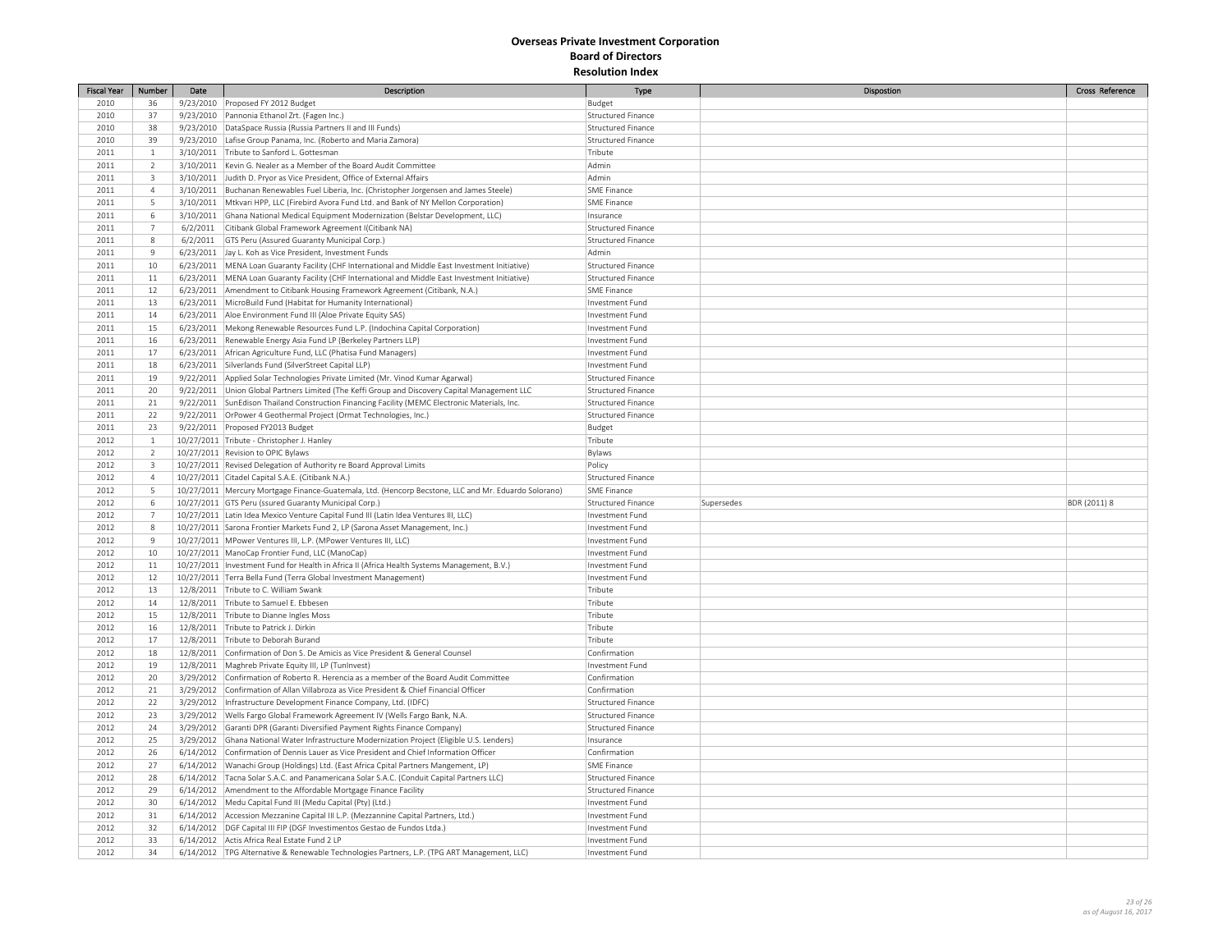# Overseas Private Investment Corporation
## Board of Directors
## Resolution Index

| Fiscal Year | Number | Date | Description | Type | Dispostion | Cross Reference |
|---|---|---|---|---|---|---|
| 2010 | 36 | 9/23/2010 | Proposed FY 2012 Budget | Budget | | |
| 2010 | 37 | 9/23/2010 | Pannonia Ethanol Zrt. (Fagen Inc.) | Structured Finance | | |
| 2010 | 38 | 9/23/2010 | DataSpace Russia (Russia Partners II and III Funds) | Structured Finance | | |
| 2010 | 39 | 9/23/2010 | Lafise Group Panama, Inc. (Roberto and Maria Zamora) | Structured Finance | | |
| 2011 | 1 | 3/10/2011 | Tribute to Sanford L. Gottesman | Tribute | | |
| 2011 | 2 | 3/10/2011 | Kevin G. Nealer as a Member of the Board Audit Committee | Admin | | |
| 2011 | 3 | 3/10/2011 | Judith D. Pryor as Vice President, Office of External Affairs | Admin | | |
| 2011 | 4 | 3/10/2011 | Buchanan Renewables Fuel Liberia, Inc. (Christopher Jorgensen and James Steele) | SME Finance | | |
| 2011 | 5 | 3/10/2011 | Mtkvari HPP, LLC (Firebird Avora Fund Ltd. and Bank of NY Mellon Corporation) | SME Finance | | |
| 2011 | 6 | 3/10/2011 | Ghana National Medical Equipment Modernization (Belstar Development, LLC) | Insurance | | |
| 2011 | 7 | 6/2/2011 | Citibank Global Framework Agreement I(Citibank NA) | Structured Finance | | |
| 2011 | 8 | 6/2/2011 | GTS Peru (Assured Guaranty Municipal Corp.) | Structured Finance | | |
| 2011 | 9 | 6/23/2011 | Jay L. Koh as Vice President, Investment Funds | Admin | | |
| 2011 | 10 | 6/23/2011 | MENA Loan Guaranty Facility (CHF International and Middle East Investment Initiative) | Structured Finance | | |
| 2011 | 11 | 6/23/2011 | MENA Loan Guaranty Facility (CHF International and Middle East Investment Initiative) | Structured Finance | | |
| 2011 | 12 | 6/23/2011 | Amendment to Citibank Housing Framework Agreement (Citibank, N.A.) | SME Finance | | |
| 2011 | 13 | 6/23/2011 | MicroBuild Fund (Habitat for Humanity International) | Investment Fund | | |
| 2011 | 14 | 6/23/2011 | Aloe Environment Fund III (Aloe Private Equity SAS) | Investment Fund | | |
| 2011 | 15 | 6/23/2011 | Mekong Renewable Resources Fund L.P. (Indochina Capital Corporation) | Investment Fund | | |
| 2011 | 16 | 6/23/2011 | Renewable Energy Asia Fund LP (Berkeley Partners LLP) | Investment Fund | | |
| 2011 | 17 | 6/23/2011 | African Agriculture Fund, LLC (Phatisa Fund Managers) | Investment Fund | | |
| 2011 | 18 | 6/23/2011 | Silverlands Fund (SilverStreet Capital LLP) | Investment Fund | | |
| 2011 | 19 | 9/22/2011 | Applied Solar Technologies Private Limited (Mr. Vinod Kumar Agarwal) | Structured Finance | | |
| 2011 | 20 | 9/22/2011 | Union Global Partners Limited (The Keffi Group and Discovery Capital Management LLC | Structured Finance | | |
| 2011 | 21 | 9/22/2011 | SunEdison Thailand Construction Financing Facility (MEMC Electronic Materials, Inc. | Structured Finance | | |
| 2011 | 22 | 9/22/2011 | OrPower 4 Geothermal Project (Ormat Technologies, Inc.) | Structured Finance | | |
| 2011 | 23 | 9/22/2011 | Proposed FY2013 Budget | Budget | | |
| 2012 | 1 | 10/27/2011 | Tribute - Christopher J. Hanley | Tribute | | |
| 2012 | 2 | 10/27/2011 | Revision to OPIC Bylaws | Bylaws | | |
| 2012 | 3 | 10/27/2011 | Revised Delegation of Authority re Board Approval Limits | Policy | | |
| 2012 | 4 | 10/27/2011 | Citadel Capital S.A.E. (Citibank N.A.) | Structured Finance | | |
| 2012 | 5 | 10/27/2011 | Mercury Mortgage Finance-Guatemala, Ltd. (Hencorp Becstone, LLC and Mr. Eduardo Solorano) | SME Finance | | |
| 2012 | 6 | 10/27/2011 | GTS Peru (ssured Guaranty Municipal Corp.) | Structured Finance | Supersedes | BDR (2011) 8 |
| 2012 | 7 | 10/27/2011 | Latin Idea Mexico Venture Capital Fund III (Latin Idea Ventures III, LLC) | Investment Fund | | |
| 2012 | 8 | 10/27/2011 | Sarona Frontier Markets Fund 2, LP (Sarona Asset Management, Inc.) | Investment Fund | | |
| 2012 | 9 | 10/27/2011 | MPower Ventures III, L.P. (MPower Ventures III, LLC) | Investment Fund | | |
| 2012 | 10 | 10/27/2011 | ManoCap Frontier Fund, LLC (ManoCap) | Investment Fund | | |
| 2012 | 11 | 10/27/2011 | Investment Fund for Health in Africa II (Africa Health Systems Management, B.V.) | Investment Fund | | |
| 2012 | 12 | 10/27/2011 | Terra Bella Fund (Terra Global Investment Management) | Investment Fund | | |
| 2012 | 13 | 12/8/2011 | Tribute to C. William Swank | Tribute | | |
| 2012 | 14 | 12/8/2011 | Tribute to Samuel E. Ebbesen | Tribute | | |
| 2012 | 15 | 12/8/2011 | Tribute to Dianne Ingles Moss | Tribute | | |
| 2012 | 16 | 12/8/2011 | Tribute to Patrick J. Dirkin | Tribute | | |
| 2012 | 17 | 12/8/2011 | Tribute to Deborah Burand | Tribute | | |
| 2012 | 18 | 12/8/2011 | Confirmation of Don S. De Amicis as Vice President & General Counsel | Confirmation | | |
| 2012 | 19 | 12/8/2011 | Maghreb Private Equity III, LP (TunInvest) | Investment Fund | | |
| 2012 | 20 | 3/29/2012 | Confirmation of Roberto R. Herencia as a member of the Board Audit Committee | Confirmation | | |
| 2012 | 21 | 3/29/2012 | Confirmation of Allan Villabroza as Vice President & Chief Financial Officer | Confirmation | | |
| 2012 | 22 | 3/29/2012 | Infrastructure Development Finance Company, Ltd. (IDFC) | Structured Finance | | |
| 2012 | 23 | 3/29/2012 | Wells Fargo Global Framework Agreement IV (Wells Fargo Bank, N.A. | Structured Finance | | |
| 2012 | 24 | 3/29/2012 | Garanti DPR (Garanti Diversified Payment Rights Finance Company) | Structured Finance | | |
| 2012 | 25 | 3/29/2012 | Ghana National Water Infrastructure Modernization Project (Eligible U.S. Lenders) | Insurance | | |
| 2012 | 26 | 6/14/2012 | Confirmation of Dennis Lauer as Vice President and Chief Information Officer | Confirmation | | |
| 2012 | 27 | 6/14/2012 | Wanachi Group (Holdings) Ltd. (East Africa Cpital Partners Mangement, LP) | SME Finance | | |
| 2012 | 28 | 6/14/2012 | Tacna Solar S.A.C. and Panamericana Solar S.A.C. (Conduit Capital Partners LLC) | Structured Finance | | |
| 2012 | 29 | 6/14/2012 | Amendment to the Affordable Mortgage Finance Facility | Structured Finance | | |
| 2012 | 30 | 6/14/2012 | Medu Capital Fund III (Medu Capital (Pty) (Ltd.) | Investment Fund | | |
| 2012 | 31 | 6/14/2012 | Accession Mezzanine Capital III L.P. (Mezzannine Capital Partners, Ltd.) | Investment Fund | | |
| 2012 | 32 | 6/14/2012 | DGF Capital III FIP (DGF Investimentos Gestao de Fundos Ltda.) | Investment Fund | | |
| 2012 | 33 | 6/14/2012 | Actis Africa Real Estate Fund 2 LP | Investment Fund | | |
| 2012 | 34 | 6/14/2012 | TPG Alternative & Renewable Technologies Partners, L.P. (TPG ART Management, LLC) | Investment Fund | | |

*as of August 16, 2017*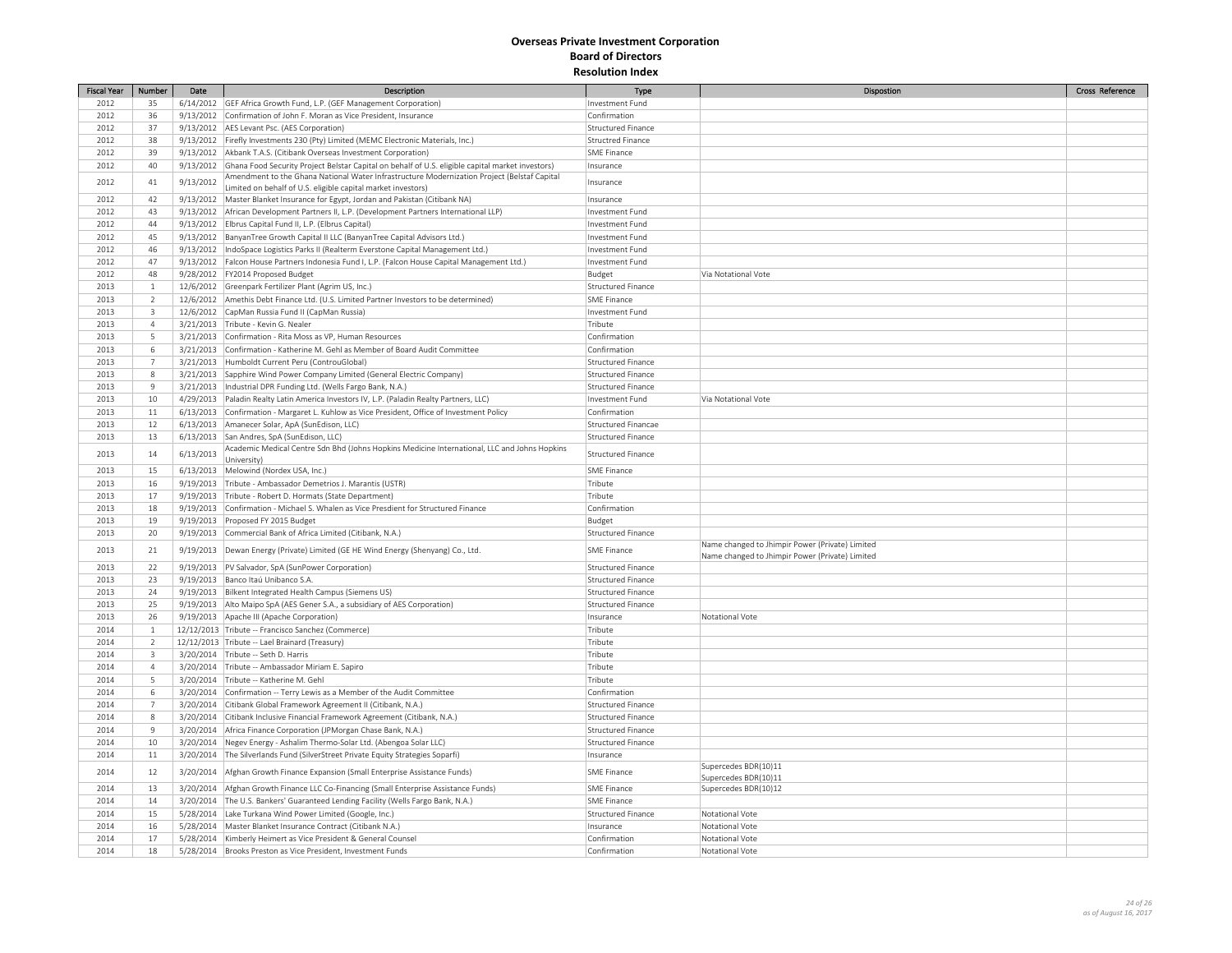# Overseas Private Investment Corporation
## Board of Directors
### Resolution Index

| Fiscal Year | Number | Date | Description | Type | Dispostion | Cross Reference |
|---|---|---|---|---|---|---|
| 2012 | 35 | 6/14/2012 | GEF Africa Growth Fund, L.P. (GEF Management Corporation) | Investment Fund | | |
| 2012 | 36 | 9/13/2012 | Confirmation of John F. Moran as Vice President, Insurance | Confirmation | | |
| 2012 | 37 | 9/13/2012 | AES Levant Psc. (AES Corporation) | Structured Finance | | |
| 2012 | 38 | 9/13/2012 | Firefly Investments 230 (Pty) Limited (MEMC Electronic Materials, Inc.) | Structred Finance | | |
| 2012 | 39 | 9/13/2012 | Akbank T.A.S. (Citibank Overseas Investment Corporation) | SME Finance | | |
| 2012 | 40 | 9/13/2012 | Ghana Food Security Project Belstar Capital on behalf of U.S. eligible capital market investors) | Insurance | | |
| 2012 | 41 | 9/13/2012 | Amendment to the Ghana National Water Infrastructure Modernization Project (Belstaf Capital Limited on behalf of U.S. eligible capital market investors) | Insurance | | |
| 2012 | 42 | 9/13/2012 | Master Blanket Insurance for Egypt, Jordan and Pakistan (Citibank NA) | Insurance | | |
| 2012 | 43 | 9/13/2012 | African Development Partners II, L.P. (Development Partners International LLP) | Investment Fund | | |
| 2012 | 44 | 9/13/2012 | Elbrus Capital Fund II, L.P. (Elbrus Capital) | Investment Fund | | |
| 2012 | 45 | 9/13/2012 | BanyanTree Growth Capital II LLC (BanyanTree Capital Advisors Ltd.) | Investment Fund | | |
| 2012 | 46 | 9/13/2012 | IndoSpace Logistics Parks II (Realterm Everstone Capital Management Ltd.) | Investment Fund | | |
| 2012 | 47 | 9/13/2012 | Falcon House Partners Indonesia Fund I, L.P. (Falcon House Capital Management Ltd.) | Investment Fund | | |
| 2012 | 48 | 9/28/2012 | FY2014 Proposed Budget | Budget | Via Notational Vote | |
| 2013 | 1 | 12/6/2012 | Greenpark Fertilizer Plant (Agrim US, Inc.) | Structured Finance | | |
| 2013 | 2 | 12/6/2012 | Amethis Debt Finance Ltd. (U.S. Limited Partner Investors to be determined) | SME Finance | | |
| 2013 | 3 | 12/6/2012 | CapMan Russia Fund II (CapMan Russia) | Investment Fund | | |
| 2013 | 4 | 3/21/2013 | Tribute - Kevin G. Nealer | Tribute | | |
| 2013 | 5 | 3/21/2013 | Confirmation - Rita Moss as VP, Human Resources | Confirmation | | |
| 2013 | 6 | 3/21/2013 | Confirmation - Katherine M. Gehl as Member of Board Audit Committee | Confirmation | | |
| 2013 | 7 | 3/21/2013 | Humboldt Current Peru (ControuGlobal) | Structured Finance | | |
| 2013 | 8 | 3/21/2013 | Sapphire Wind Power Company Limited (General Electric Company) | Structured Finance | | |
| 2013 | 9 | 3/21/2013 | Industrial DPR Funding Ltd. (Wells Fargo Bank, N.A.) | Structured Finance | | |
| 2013 | 10 | 4/29/2013 | Paladin Realty Latin America Investors IV, L.P. (Paladin Realty Partners, LLC) | Investment Fund | Via Notational Vote | |
| 2013 | 11 | 6/13/2013 | Confirmation - Margaret L. Kuhlow as Vice President, Office of Investment Policy | Confirmation | | |
| 2013 | 12 | 6/13/2013 | Amanecer Solar, ApA (SunEdison, LLC) | Structured Financae | | |
| 2013 | 13 | 6/13/2013 | San Andres, SpA (SunEdison, LLC) | Structured Finance | | |
| 2013 | 14 | 6/13/2013 | Academic Medical Centre Sdn Bhd (Johns Hopkins Medicine International, LLC and Johns Hopkins University) | Structured Finance | | |
| 2013 | 15 | 6/13/2013 | Melowind (Nordex USA, Inc.) | SME Finance | | |
| 2013 | 16 | 9/19/2013 | Tribute - Ambassador Demetrios J. Marantis (USTR) | Tribute | | |
| 2013 | 17 | 9/19/2013 | Tribute - Robert D. Hormats (State Department) | Tribute | | |
| 2013 | 18 | 9/19/2013 | Confirmation - Michael S. Whalen as Vice Presdient for Structured Finance | Confirmation | | |
| 2013 | 19 | 9/19/2013 | Proposed FY 2015 Budget | Budget | | |
| 2013 | 20 | 9/19/2013 | Commercial Bank of Africa Limited (Citibank, N.A.) | Structured Finance | | |
| 2013 | 21 | 9/19/2013 | Dewan Energy (Private) Limited (GE HE Wind Energy (Shenyang) Co., Ltd. | SME Finance | Name changed to Jhimpir Power (Private) Limited Name changed to Jhimpir Power (Private) Limited | |
| 2013 | 22 | 9/19/2013 | PV Salvador, SpA (SunPower Corporation) | Structured Finance | | |
| 2013 | 23 | 9/19/2013 | Banco Itaú Unibanco S.A. | Structured Finance | | |
| 2013 | 24 | 9/19/2013 | Bilkent Integrated Health Campus (Siemens US) | Structured Finance | | |
| 2013 | 25 | 9/19/2013 | Alto Maipo SpA (AES Gener S.A., a subsidiary of AES Corporation) | Structured Finance | | |
| 2013 | 26 | 9/19/2013 | Apache III (Apache Corporation) | Insurance | Notational Vote | |
| 2014 | 1 | 12/12/2013 | Tribute -- Francisco Sanchez (Commerce) | Tribute | | |
| 2014 | 2 | 12/12/2013 | Tribute -- Lael Brainard (Treasury) | Tribute | | |
| 2014 | 3 | 3/20/2014 | Tribute -- Seth D. Harris | Tribute | | |
| 2014 | 4 | 3/20/2014 | Tribute -- Ambassador Miriam E. Sapiro | Tribute | | |
| 2014 | 5 | 3/20/2014 | Tribute -- Katherine M. Gehl | Tribute | | |
| 2014 | 6 | 3/20/2014 | Confirmation -- Terry Lewis as a Member of the Audit Committee | Confirmation | | |
| 2014 | 7 | 3/20/2014 | Citibank Global Framework Agreement II (Citibank, N.A.) | Structured Finance | | |
| 2014 | 8 | 3/20/2014 | Citibank Inclusive Financial Framework Agreement (Citibank, N.A.) | Structured Finance | | |
| 2014 | 9 | 3/20/2014 | Africa Finance Corporation (JPMorgan Chase Bank, N.A.) | Structured Finance | | |
| 2014 | 10 | 3/20/2014 | Negev Energy - Ashalim Thermo-Solar Ltd. (Abengoa Solar LLC) | Structured Finance | | |
| 2014 | 11 | 3/20/2014 | The Silverlands Fund (SilverStreet Private Equity Strategies Soparfi) | Insurance | | |
| 2014 | 12 | 3/20/2014 | Afghan Growth Finance Expansion (Small Enterprise Assistance Funds) | SME Finance | Supercedes BDR(10)11 Supercedes BDR(10)11 | |
| 2014 | 13 | 3/20/2014 | Afghan Growth Finance LLC Co-Financing (Small Enterprise Assistance Funds) | SME Finance | Supercedes BDR(10)12 | |
| 2014 | 14 | 3/20/2014 | The U.S. Bankers' Guaranteed Lending Facility (Wells Fargo Bank, N.A.) | SME Finance | | |
| 2014 | 15 | 5/28/2014 | Lake Turkana Wind Power Limited (Google, Inc.) | Structured Finance | Notational Vote | |
| 2014 | 16 | 5/28/2014 | Master Blanket Insurance Contract (Citibank N.A.) | Insurance | Notational Vote | |
| 2014 | 17 | 5/28/2014 | Kimberly Heimert as Vice President & General Counsel | Confirmation | Notational Vote | |
| 2014 | 18 | 5/28/2014 | Brooks Preston as Vice President, Investment Funds | Confirmation | Notational Vote | |

*as of August 16, 2017*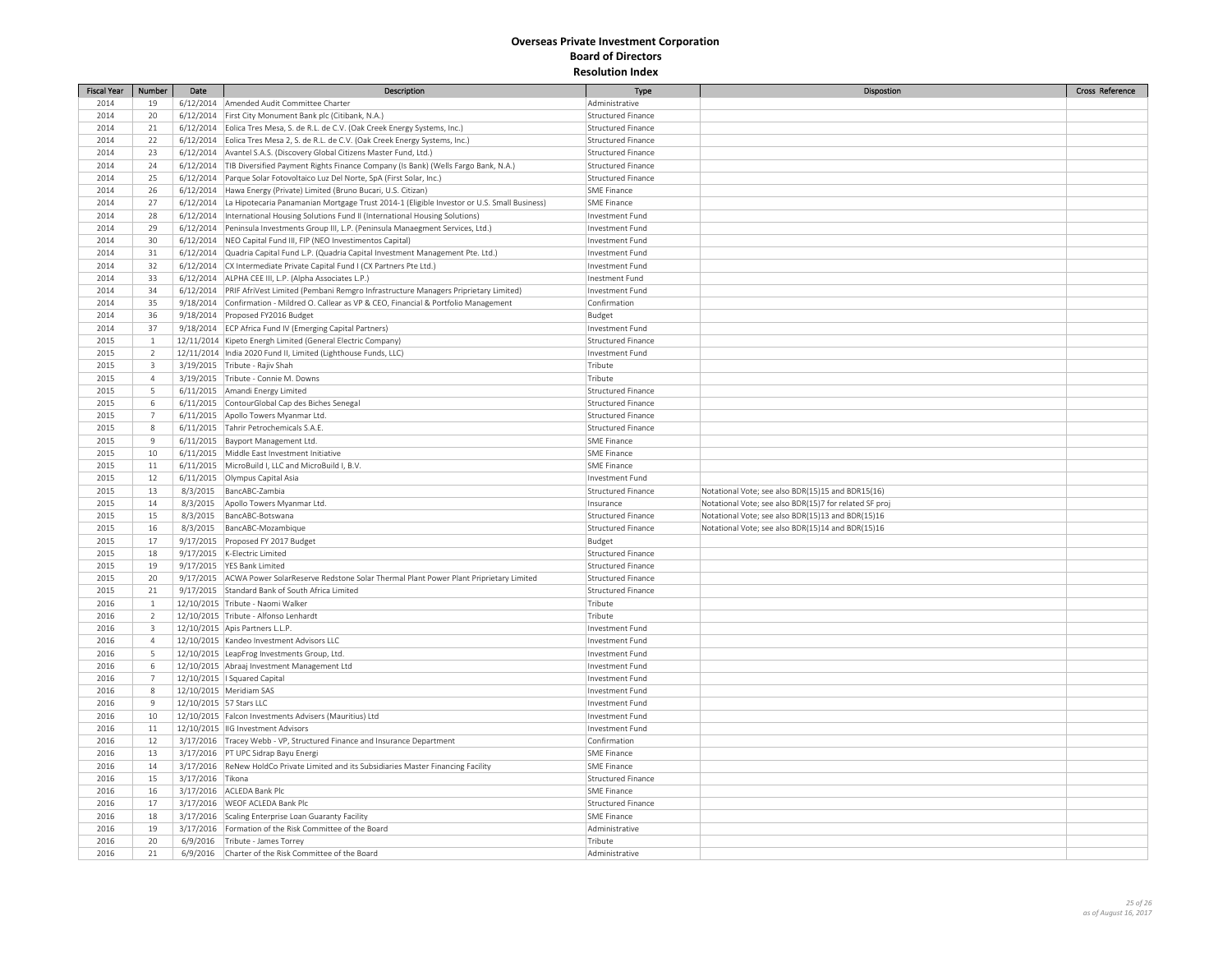# Overseas Private Investment Corporation
## Board of Directors
### Resolution Index

| Fiscal Year | Number | Date | Description | Type | Dispostion | Cross Reference |
|---|---|---|---|---|---|---|
| 2014 | 19 | 6/12/2014 | Amended Audit Committee Charter | Administrative | | |
| 2014 | 20 | 6/12/2014 | First City Monument Bank plc (Citibank, N.A.) | Structured Finance | | |
| 2014 | 21 | 6/12/2014 | Eolica Tres Mesa, S. de R.L. de C.V. (Oak Creek Energy Systems, Inc.) | Structured Finance | | |
| 2014 | 22 | 6/12/2014 | Eolica Tres Mesa 2, S. de R.L. de C.V. (Oak Creek Energy Systems, Inc.) | Structured Finance | | |
| 2014 | 23 | 6/12/2014 | Avantel S.A.S. (Discovery Global Citizens Master Fund, Ltd.) | Structured Finance | | |
| 2014 | 24 | 6/12/2014 | TIB Diversified Payment Rights Finance Company (Is Bank) (Wells Fargo Bank, N.A.) | Structured Finance | | |
| 2014 | 25 | 6/12/2014 | Parque Solar Fotovoltaico Luz Del Norte, SpA (First Solar, Inc.) | Structured Finance | | |
| 2014 | 26 | 6/12/2014 | Hawa Energy (Private) Limited (Bruno Bucari, U.S. Citizan) | SME Finance | | |
| 2014 | 27 | 6/12/2014 | La Hipotecaria Panamanian Mortgage Trust 2014-1 (Eligible Investor or U.S. Small Business) | SME Finance | | |
| 2014 | 28 | 6/12/2014 | International Housing Solutions Fund II (International Housing Solutions) | Investment Fund | | |
| 2014 | 29 | 6/12/2014 | Peninsula Investments Group III, L.P. (Peninsula Manaegment Services, Ltd.) | Investment Fund | | |
| 2014 | 30 | 6/12/2014 | NEO Capital Fund III, FIP (NEO Investimentos Capital) | Investment Fund | | |
| 2014 | 31 | 6/12/2014 | Quadria Capital Fund L.P. (Quadria Capital Investment Management Pte. Ltd.) | Investment Fund | | |
| 2014 | 32 | 6/12/2014 | CX Intermediate Private Capital Fund I (CX Partners Pte Ltd.) | Investment Fund | | |
| 2014 | 33 | 6/12/2014 | ALPHA CEE III, L.P. (Alpha Associates L.P.) | Inestment Fund | | |
| 2014 | 34 | 6/12/2014 | PRIF AfriVest Limited (Pembani Remgro Infrastructure Managers Priprietary Limited) | Investment Fund | | |
| 2014 | 35 | 9/18/2014 | Confirmation - Mildred O. Callear as VP & CEO, Financial & Portfolio Management | Confirmation | | |
| 2014 | 36 | 9/18/2014 | Proposed FY2016 Budget | Budget | | |
| 2014 | 37 | 9/18/2014 | ECP Africa Fund IV (Emerging Capital Partners) | Investment Fund | | |
| 2015 | 1 | 12/11/2014 | Kipeto Energh Limited (General Electric Company) | Structured Finance | | |
| 2015 | 2 | 12/11/2014 | India 2020 Fund II, Limited (Lighthouse Funds, LLC) | Investment Fund | | |
| 2015 | 3 | 3/19/2015 | Tribute - Rajiv Shah | Tribute | | |
| 2015 | 4 | 3/19/2015 | Tribute - Connie M. Downs | Tribute | | |
| 2015 | 5 | 6/11/2015 | Amandi Energy Limited | Structured Finance | | |
| 2015 | 6 | 6/11/2015 | ContourGlobal Cap des Biches Senegal | Structured Finance | | |
| 2015 | 7 | 6/11/2015 | Apollo Towers Myanmar Ltd. | Structured Finance | | |
| 2015 | 8 | 6/11/2015 | Tahrir Petrochemicals S.A.E. | Structured Finance | | |
| 2015 | 9 | 6/11/2015 | Bayport Management Ltd. | SME Finance | | |
| 2015 | 10 | 6/11/2015 | Middle East Investment Initiative | SME Finance | | |
| 2015 | 11 | 6/11/2015 | MicroBuild I, LLC and MicroBuild I, B.V. | SME Finance | | |
| 2015 | 12 | 6/11/2015 | Olympus Capital Asia | Investment Fund | | |
| 2015 | 13 | 8/3/2015 | BancABC-Zambia | Structured Finance | Notational Vote; see also BDR(15)15 and BDR15(16) | |
| 2015 | 14 | 8/3/2015 | Apollo Towers Myanmar Ltd. | Insurance | Notational Vote; see also BDR(15)7 for related SF proj | |
| 2015 | 15 | 8/3/2015 | BancABC-Botswana | Structured Finance | Notational Vote; see also BDR(15)13 and BDR(15)16 | |
| 2015 | 16 | 8/3/2015 | BancABC-Mozambique | Structured Finance | Notational Vote; see also BDR(15)14 and BDR(15)16 | |
| 2015 | 17 | 9/17/2015 | Proposed FY 2017 Budget | Budget | | |
| 2015 | 18 | 9/17/2015 | K-Electric Limited | Structured Finance | | |
| 2015 | 19 | 9/17/2015 | YES Bank Limited | Structured Finance | | |
| 2015 | 20 | 9/17/2015 | ACWA Power SolarReserve Redstone Solar Thermal Plant Power Plant Priprietary Limited | Structured Finance | | |
| 2015 | 21 | 9/17/2015 | Standard Bank of South Africa Limited | Structured Finance | | |
| 2016 | 1 | 12/10/2015 | Tribute - Naomi Walker | Tribute | | |
| 2016 | 2 | 12/10/2015 | Tribute - Alfonso Lenhardt | Tribute | | |
| 2016 | 3 | 12/10/2015 | Apis Partners L.L.P. | Investment Fund | | |
| 2016 | 4 | 12/10/2015 | Kandeo Investment Advisors LLC | Investment Fund | | |
| 2016 | 5 | 12/10/2015 | LeapFrog Investments Group, Ltd. | Investment Fund | | |
| 2016 | 6 | 12/10/2015 | Abraaj Investment Management Ltd | Investment Fund | | |
| 2016 | 7 | 12/10/2015 | I Squared Capital | Investment Fund | | |
| 2016 | 8 | 12/10/2015 | Meridiam SAS | Investment Fund | | |
| 2016 | 9 | 12/10/2015 | 57 Stars LLC | Investment Fund | | |
| 2016 | 10 | 12/10/2015 | Falcon Investments Advisers (Mauritius) Ltd | Investment Fund | | |
| 2016 | 11 | 12/10/2015 | IIG Investment Advisors | Investment Fund | | |
| 2016 | 12 | 3/17/2016 | Tracey Webb - VP, Structured Finance and Insurance Department | Confirmation | | |
| 2016 | 13 | 3/17/2016 | PT UPC Sidrap Bayu Energi | SME Finance | | |
| 2016 | 14 | 3/17/2016 | ReNew HoldCo Private Limited and its Subsidiaries Master Financing Facility | SME Finance | | |
| 2016 | 15 | 3/17/2016 | Tikona | Structured Finance | | |
| 2016 | 16 | 3/17/2016 | ACLEDA Bank Plc | SME Finance | | |
| 2016 | 17 | 3/17/2016 | WEOF ACLEDA Bank Plc | Structured Finance | | |
| 2016 | 18 | 3/17/2016 | Scaling Enterprise Loan Guaranty Facility | SME Finance | | |
| 2016 | 19 | 3/17/2016 | Formation of the Risk Committee of the Board | Administrative | | |
| 2016 | 20 | 6/9/2016 | Tribute - James Torrey | Tribute | | |
| 2016 | 21 | 6/9/2016 | Charter of the Risk Committee of the Board | Administrative | | |

*as of August 16, 2017*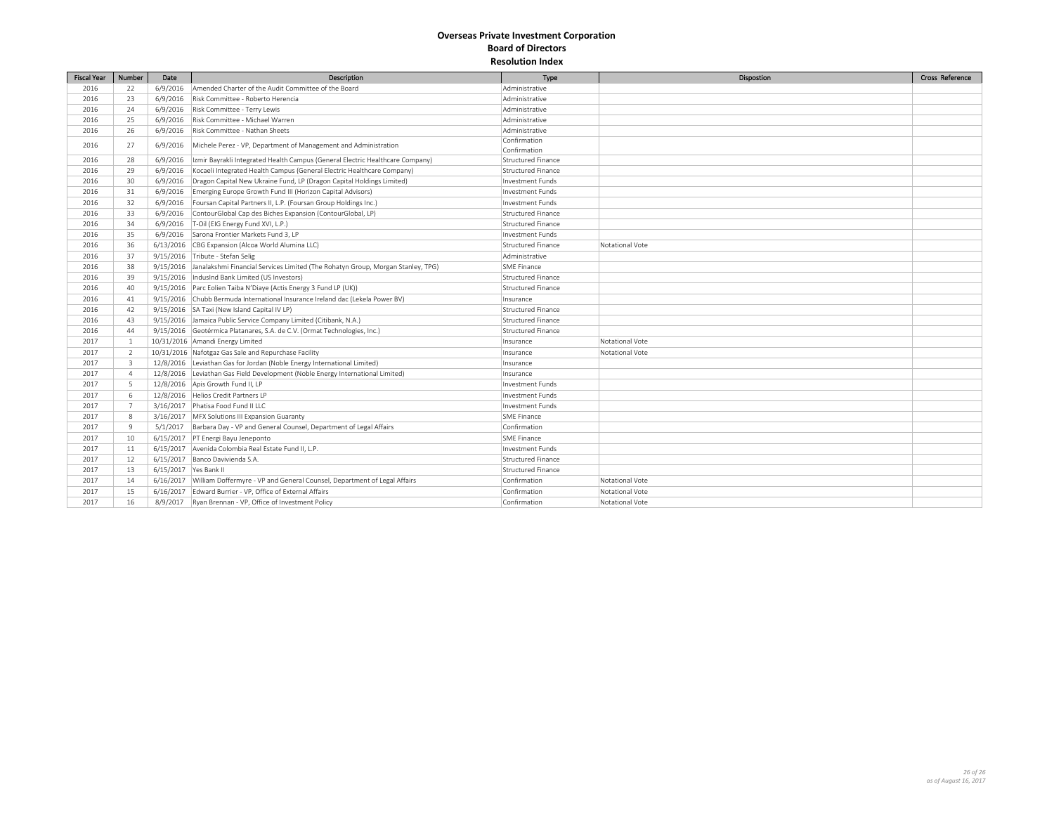# Overseas Private Investment Corporation
## Board of Directors
### Resolution Index

| Fiscal Year | Number | Date | Description | Type | Dispostion | Cross Reference |
|---|---|---|---|---|---|---|
| 2016 | 22 | 6/9/2016 | Amended Charter of the Audit Committee of the Board | Administrative | | |
| 2016 | 23 | 6/9/2016 | Risk Committee - Roberto Herencia | Administrative | | |
| 2016 | 24 | 6/9/2016 | Risk Committee - Terry Lewis | Administrative | | |
| 2016 | 25 | 6/9/2016 | Risk Committee - Michael Warren | Administrative | | |
| 2016 | 26 | 6/9/2016 | Risk Committee - Nathan Sheets | Administrative | | |
| 2016 | 27 | 6/9/2016 | Michele Perez - VP, Department of Management and Administration | Confirmation Confirmation | | |
| 2016 | 28 | 6/9/2016 | Izmir Bayrakli Integrated Health Campus (General Electric Healthcare Company) | Structured Finance | | |
| 2016 | 29 | 6/9/2016 | Kocaeli Integrated Health Campus (General Electric Healthcare Company) | Structured Finance | | |
| 2016 | 30 | 6/9/2016 | Dragon Capital New Ukraine Fund, LP (Dragon Capital Holdings Limited) | Investment Funds | | |
| 2016 | 31 | 6/9/2016 | Emerging Europe Growth Fund III (Horizon Capital Advisors) | Investment Funds | | |
| 2016 | 32 | 6/9/2016 | Foursan Capital Partners II, L.P. (Foursan Group Holdings Inc.) | Investment Funds | | |
| 2016 | 33 | 6/9/2016 | ContourGlobal Cap des Biches Expansion (ContourGlobal, LP) | Structured Finance | | |
| 2016 | 34 | 6/9/2016 | T-Oil (EIG Energy Fund XVI, L.P.) | Structured Finance | | |
| 2016 | 35 | 6/9/2016 | Sarona Frontier Markets Fund 3, LP | Investment Funds | | |
| 2016 | 36 | 6/13/2016 | CBG Expansion (Alcoa World Alumina LLC) | Structured Finance | Notational Vote | |
| 2016 | 37 | 9/15/2016 | Tribute - Stefan Selig | Administrative | | |
| 2016 | 38 | 9/15/2016 | Janalakshmi Financial Services Limited (The Rohatyn Group, Morgan Stanley, TPG) | SME Finance | | |
| 2016 | 39 | 9/15/2016 | IndusInd Bank Limited (US Investors) | Structured Finance | | |
| 2016 | 40 | 9/15/2016 | Parc Eolien Taiba N'Diaye (Actis Energy 3 Fund LP (UK)) | Structured Finance | | |
| 2016 | 41 | 9/15/2016 | Chubb Bermuda International Insurance Ireland dac (Lekela Power BV) | Insurance | | |
| 2016 | 42 | 9/15/2016 | SA Taxi (New Island Capital IV LP) | Structured Finance | | |
| 2016 | 43 | 9/15/2016 | Jamaica Public Service Company Limited (Citibank, N.A.) | Structured Finance | | |
| 2016 | 44 | 9/15/2016 | Geotérmica Platanares, S.A. de C.V. (Ormat Technologies, Inc.) | Structured Finance | | |
| 2017 | 1 | 10/31/2016 | Amandi Energy Limited | Insurance | Notational Vote | |
| 2017 | 2 | 10/31/2016 | Nafotgaz Gas Sale and Repurchase Facility | Insurance | Notational Vote | |
| 2017 | 3 | 12/8/2016 | Leviathan Gas for Jordan (Noble Energy International Limited) | Insurance | | |
| 2017 | 4 | 12/8/2016 | Leviathan Gas Field Development (Noble Energy International Limited) | Insurance | | |
| 2017 | 5 | 12/8/2016 | Apis Growth Fund II, LP | Investment Funds | | |
| 2017 | 6 | 12/8/2016 | Helios Credit Partners LP | Investment Funds | | |
| 2017 | 7 | 3/16/2017 | Phatisa Food Fund II LLC | Investment Funds | | |
| 2017 | 8 | 3/16/2017 | MFX Solutions III Expansion Guaranty | SME Finance | | |
| 2017 | 9 | 5/1/2017 | Barbara Day - VP and General Counsel, Department of Legal Affairs | Confirmation | | |
| 2017 | 10 | 6/15/2017 | PT Energi Bayu Jeneponto | SME Finance | | |
| 2017 | 11 | 6/15/2017 | Avenida Colombia Real Estate Fund II, L.P. | Investment Funds | | |
| 2017 | 12 | 6/15/2017 | Banco Davivienda S.A. | Structured Finance | | |
| 2017 | 13 | 6/15/2017 | Yes Bank II | Structured Finance | | |
| 2017 | 14 | 6/16/2017 | William Doffermyre - VP and General Counsel, Department of Legal Affairs | Confirmation | Notational Vote | |
| 2017 | 15 | 6/16/2017 | Edward Burrier - VP, Office of External Affairs | Confirmation | Notational Vote | |
| 2017 | 16 | 8/9/2017 | Ryan Brennan - VP, Office of Investment Policy | Confirmation | Notational Vote | |

*as of August 16, 2017*